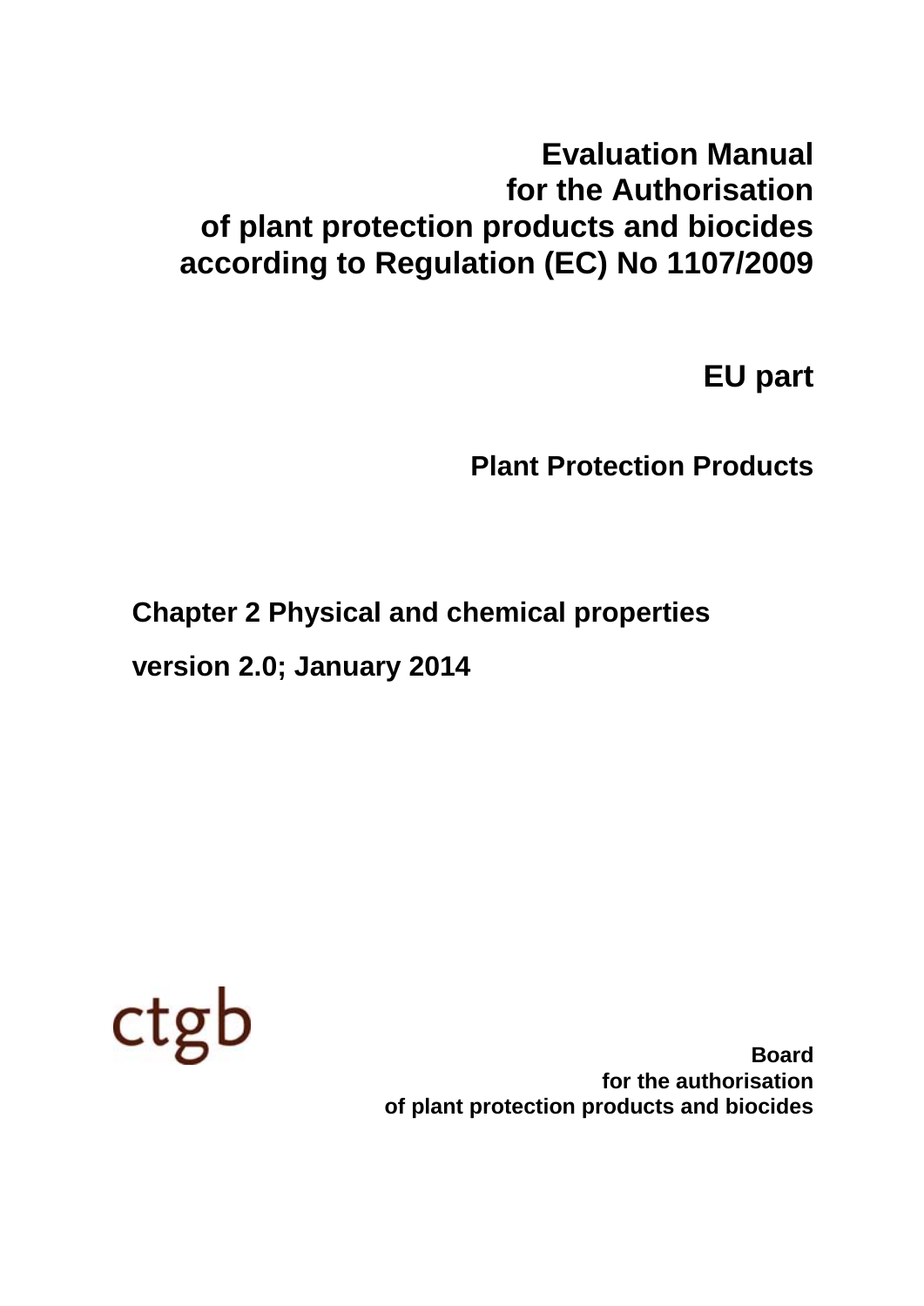# Evaluation Manual for the Authorisation of plant protection products and biocides according to Regulation (EC) No 1107/2009

## EU part

## Plant Protection Products

**Chapter 2 Physical and chemical properties**

**version 2.0; January 2014**

ctgb

**Board for the authorisation of plant protection products and biocides**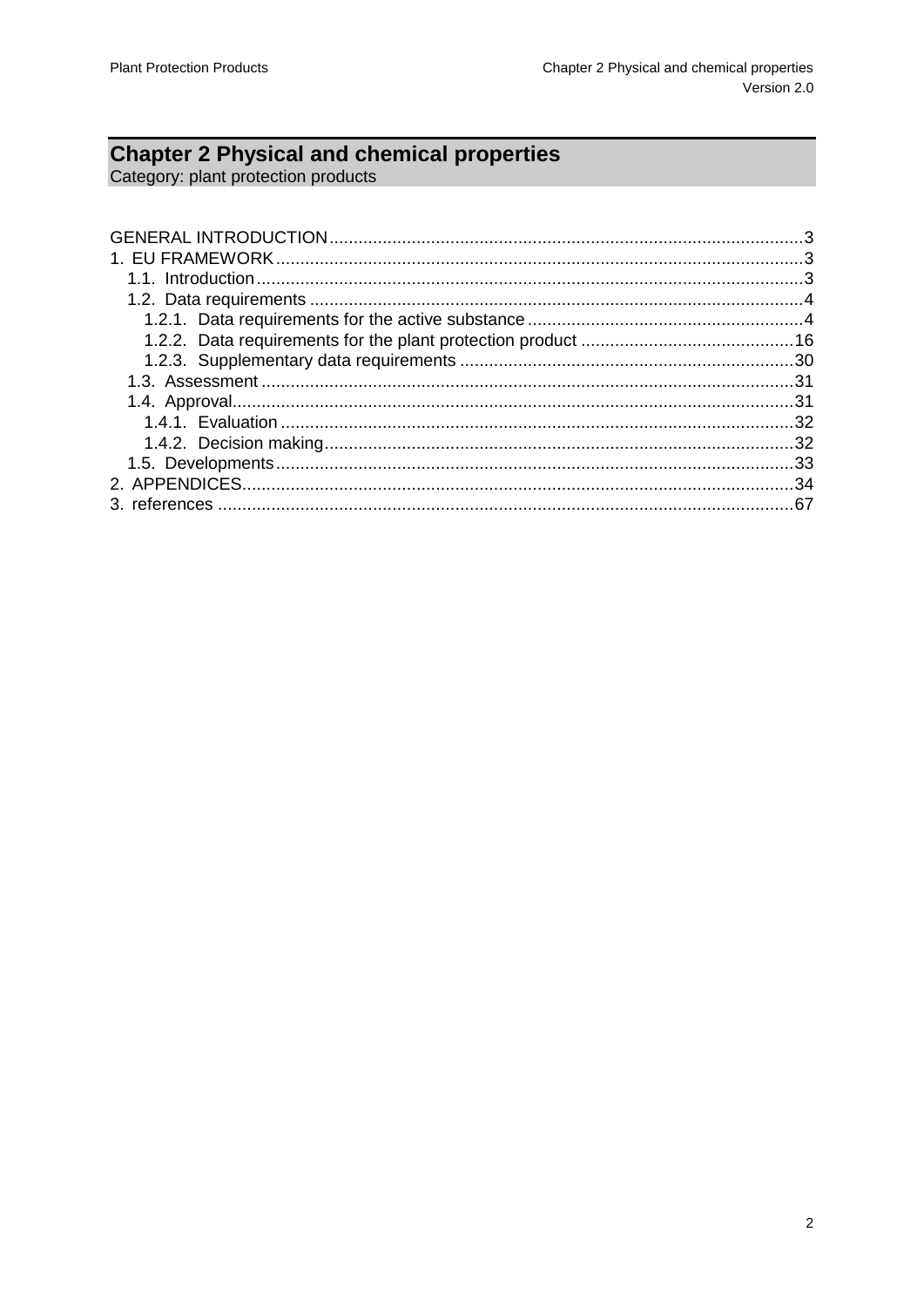# Chapter 2 Physical and chemical properties

Category: plant protection products

GENERAL INTRODUCTION .......... 3
1. EU FRAMEWORK .......... 3
   1.1. Introduction .......... 3
   1.2. Data requirements .......... 4
      1.2.1. Data requirements for the active substance .......... 4
      1.2.2. Data requirements for the plant protection product .......... 16
      1.2.3. Supplementary data requirements .......... 30
   1.3. Assessment .......... 31
   1.4. Approval .......... 31
      1.4.1. Evaluation .......... 32
      1.4.2. Decision making .......... 32
   1.5. Developments .......... 33
2. APPENDICES .......... 34
3. references .......... 67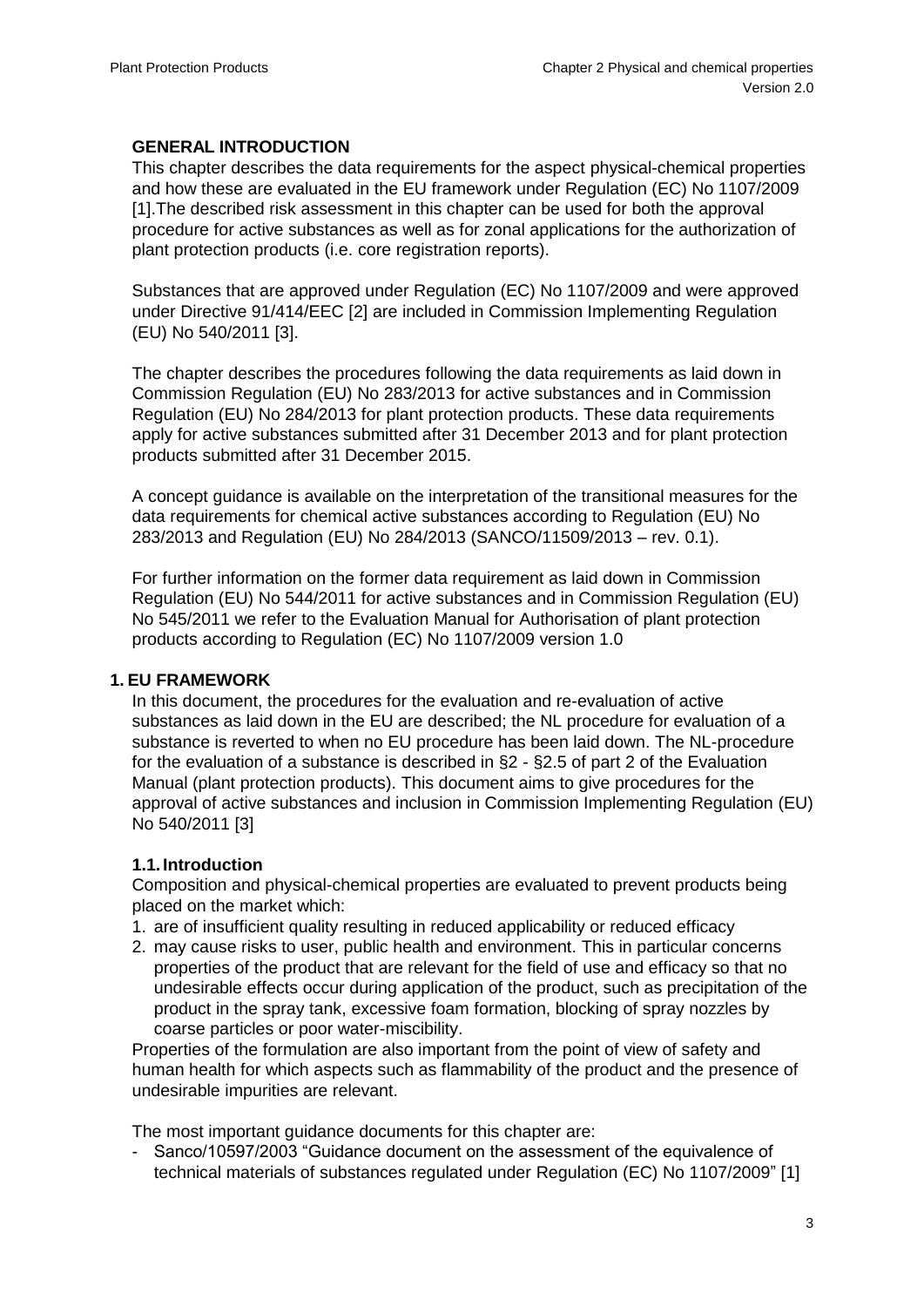## GENERAL INTRODUCTION

This chapter describes the data requirements for the aspect physical-chemical properties and how these are evaluated in the EU framework under Regulation (EC) No 1107/2009 [1].The described risk assessment in this chapter can be used for both the approval procedure for active substances as well as for zonal applications for the authorization of plant protection products (i.e. core registration reports).

Substances that are approved under Regulation (EC) No 1107/2009 and were approved under Directive 91/414/EEC [2] are included in Commission Implementing Regulation (EU) No 540/2011 [3].

The chapter describes the procedures following the data requirements as laid down in Commission Regulation (EU) No 283/2013 for active substances and in Commission Regulation (EU) No 284/2013 for plant protection products. These data requirements apply for active substances submitted after 31 December 2013 and for plant protection products submitted after 31 December 2015.

A concept guidance is available on the interpretation of the transitional measures for the data requirements for chemical active substances according to Regulation (EU) No 283/2013 and Regulation (EU) No 284/2013 (SANCO/11509/2013 – rev. 0.1).

For further information on the former data requirement as laid down in Commission Regulation (EU) No 544/2011 for active substances and in Commission Regulation (EU) No 545/2011 we refer to the Evaluation Manual for Authorisation of plant protection products according to Regulation (EC) No 1107/2009 version 1.0

## 1. EU FRAMEWORK

In this document, the procedures for the evaluation and re-evaluation of active substances as laid down in the EU are described; the NL procedure for evaluation of a substance is reverted to when no EU procedure has been laid down. The NL-procedure for the evaluation of a substance is described in §2 - §2.5 of part 2 of the Evaluation Manual (plant protection products). This document aims to give procedures for the approval of active substances and inclusion in Commission Implementing Regulation (EU) No 540/2011 [3]

### 1.1. Introduction

Composition and physical-chemical properties are evaluated to prevent products being placed on the market which:

1. are of insufficient quality resulting in reduced applicability or reduced efficacy
2. may cause risks to user, public health and environment. This in particular concerns properties of the product that are relevant for the field of use and efficacy so that no undesirable effects occur during application of the product, such as precipitation of the product in the spray tank, excessive foam formation, blocking of spray nozzles by coarse particles or poor water-miscibility.

Properties of the formulation are also important from the point of view of safety and human health for which aspects such as flammability of the product and the presence of undesirable impurities are relevant.

The most important guidance documents for this chapter are:

- Sanco/10597/2003 "Guidance document on the assessment of the equivalence of technical materials of substances regulated under Regulation (EC) No 1107/2009" [1]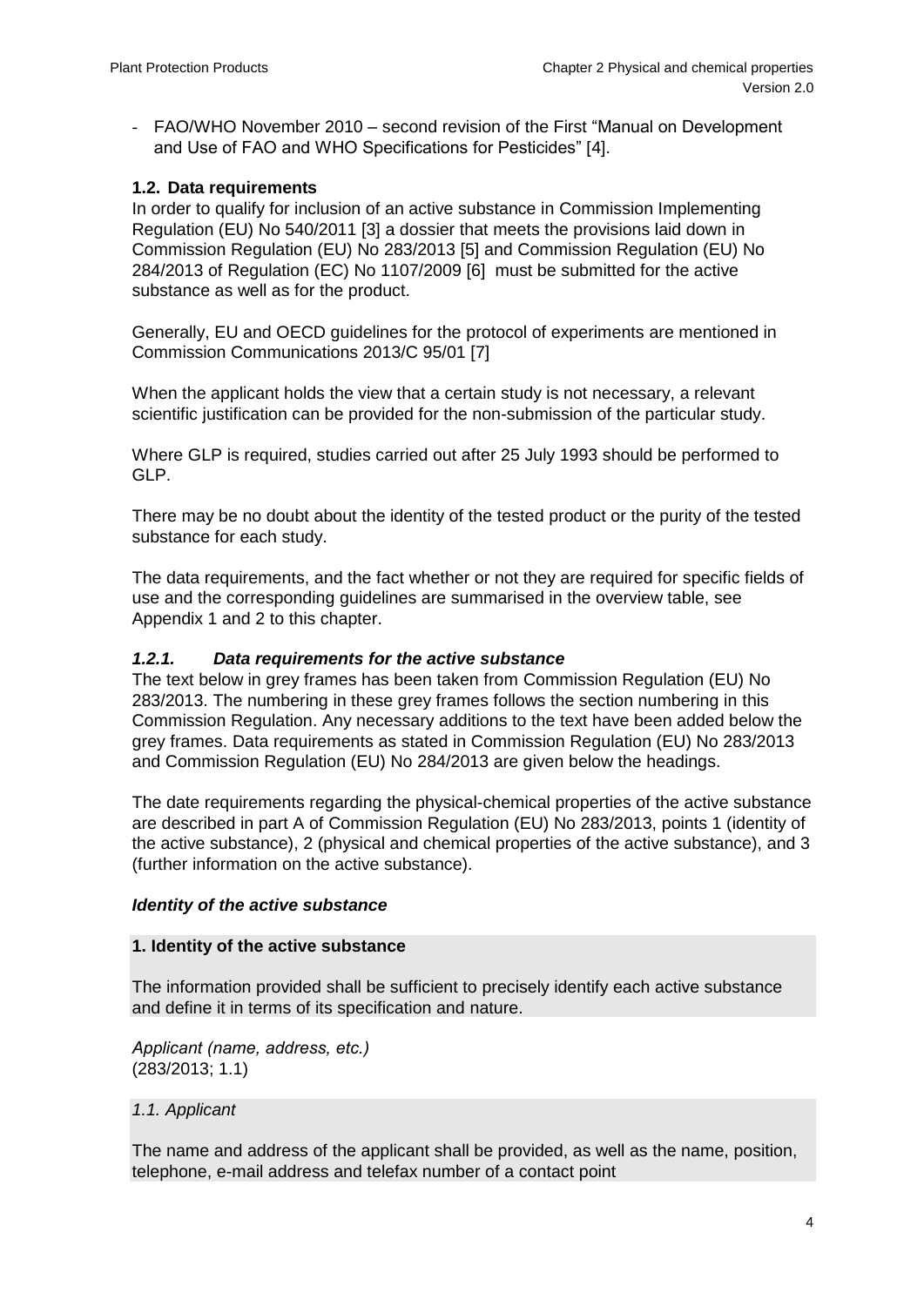- FAO/WHO November 2010 – second revision of the First "Manual on Development and Use of FAO and WHO Specifications for Pesticides" [4].

## 1.2. Data requirements

In order to qualify for inclusion of an active substance in Commission Implementing Regulation (EU) No 540/2011 [3] a dossier that meets the provisions laid down in Commission Regulation (EU) No 283/2013 [5] and Commission Regulation (EU) No 284/2013 of Regulation (EC) No 1107/2009 [6] must be submitted for the active substance as well as for the product.

Generally, EU and OECD guidelines for the protocol of experiments are mentioned in Commission Communications 2013/C 95/01 [7]

When the applicant holds the view that a certain study is not necessary, a relevant scientific justification can be provided for the non-submission of the particular study.

Where GLP is required, studies carried out after 25 July 1993 should be performed to GLP.

There may be no doubt about the identity of the tested product or the purity of the tested substance for each study.

The data requirements, and the fact whether or not they are required for specific fields of use and the corresponding guidelines are summarised in the overview table, see Appendix 1 and 2 to this chapter.

### *1.2.1. Data requirements for the active substance*

The text below in grey frames has been taken from Commission Regulation (EU) No 283/2013. The numbering in these grey frames follows the section numbering in this Commission Regulation. Any necessary additions to the text have been added below the grey frames. Data requirements as stated in Commission Regulation (EU) No 283/2013 and Commission Regulation (EU) No 284/2013 are given below the headings.

The date requirements regarding the physical-chemical properties of the active substance are described in part A of Commission Regulation (EU) No 283/2013, points 1 (identity of the active substance), 2 (physical and chemical properties of the active substance), and 3 (further information on the active substance).

#### *Identity of the active substance*

**1. Identity of the active substance**

The information provided shall be sufficient to precisely identify each active substance and define it in terms of its specification and nature.

*Applicant (name, address, etc.)*
(283/2013; 1.1)

*1.1. Applicant*

The name and address of the applicant shall be provided, as well as the name, position, telephone, e-mail address and telefax number of a contact point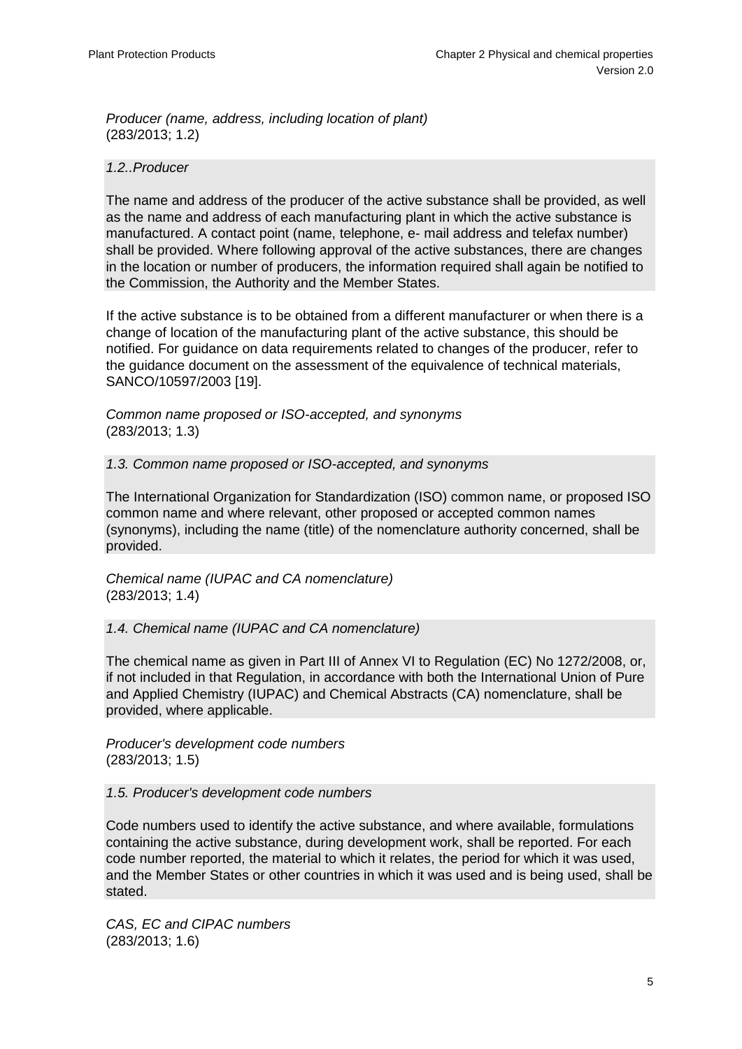*Producer (name, address, including location of plant)*
(283/2013; 1.2)

*1.2..Producer*

The name and address of the producer of the active substance shall be provided, as well as the name and address of each manufacturing plant in which the active substance is manufactured. A contact point (name, telephone, e- mail address and telefax number) shall be provided. Where following approval of the active substances, there are changes in the location or number of producers, the information required shall again be notified to the Commission, the Authority and the Member States.

If the active substance is to be obtained from a different manufacturer or when there is a change of location of the manufacturing plant of the active substance, this should be notified. For guidance on data requirements related to changes of the producer, refer to the guidance document on the assessment of the equivalence of technical materials, SANCO/10597/2003 [19].

*Common name proposed or ISO-accepted, and synonyms*
(283/2013; 1.3)

*1.3. Common name proposed or ISO-accepted, and synonyms*

The International Organization for Standardization (ISO) common name, or proposed ISO common name and where relevant, other proposed or accepted common names (synonyms), including the name (title) of the nomenclature authority concerned, shall be provided.

*Chemical name (IUPAC and CA nomenclature)*
(283/2013; 1.4)

*1.4. Chemical name (IUPAC and CA nomenclature)*

The chemical name as given in Part III of Annex VI to Regulation (EC) No 1272/2008, or, if not included in that Regulation, in accordance with both the International Union of Pure and Applied Chemistry (IUPAC) and Chemical Abstracts (CA) nomenclature, shall be provided, where applicable.

*Producer's development code numbers*
(283/2013; 1.5)

*1.5. Producer's development code numbers*

Code numbers used to identify the active substance, and where available, formulations containing the active substance, during development work, shall be reported. For each code number reported, the material to which it relates, the period for which it was used, and the Member States or other countries in which it was used and is being used, shall be stated.

*CAS, EC and CIPAC numbers*
(283/2013; 1.6)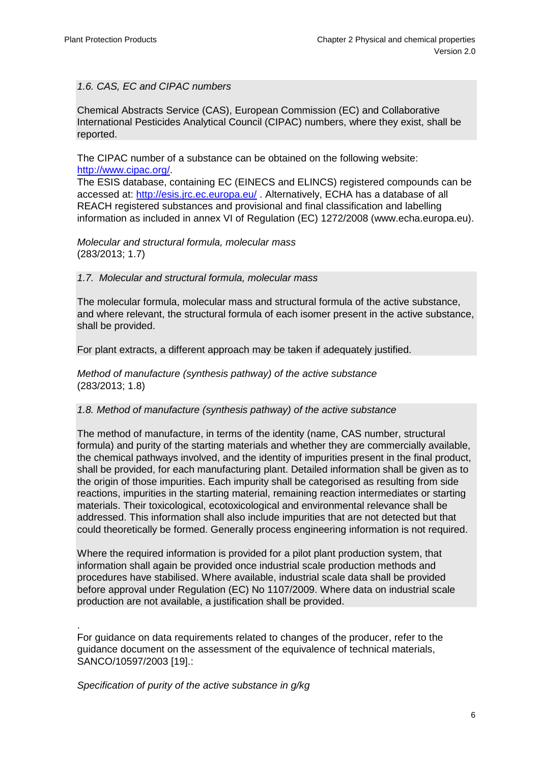*1.6. CAS, EC and CIPAC numbers*

Chemical Abstracts Service (CAS), European Commission (EC) and Collaborative International Pesticides Analytical Council (CIPAC) numbers, where they exist, shall be reported.

The CIPAC number of a substance can be obtained on the following website: http://www.cipac.org/.
The ESIS database, containing EC (EINECS and ELINCS) registered compounds can be accessed at: http://esis.jrc.ec.europa.eu/ . Alternatively, ECHA has a database of all REACH registered substances and provisional and final classification and labelling information as included in annex VI of Regulation (EC) 1272/2008 (www.echa.europa.eu).

*Molecular and structural formula, molecular mass*
(283/2013; 1.7)

*1.7. Molecular and structural formula, molecular mass*

The molecular formula, molecular mass and structural formula of the active substance, and where relevant, the structural formula of each isomer present in the active substance, shall be provided.

For plant extracts, a different approach may be taken if adequately justified.

*Method of manufacture (synthesis pathway) of the active substance*
(283/2013; 1.8)

*1.8. Method of manufacture (synthesis pathway) of the active substance*

The method of manufacture, in terms of the identity (name, CAS number, structural formula) and purity of the starting materials and whether they are commercially available, the chemical pathways involved, and the identity of impurities present in the final product, shall be provided, for each manufacturing plant. Detailed information shall be given as to the origin of those impurities. Each impurity shall be categorised as resulting from side reactions, impurities in the starting material, remaining reaction intermediates or starting materials. Their toxicological, ecotoxicological and environmental relevance shall be addressed. This information shall also include impurities that are not detected but that could theoretically be formed. Generally process engineering information is not required.

Where the required information is provided for a pilot plant production system, that information shall again be provided once industrial scale production methods and procedures have stabilised. Where available, industrial scale data shall be provided before approval under Regulation (EC) No 1107/2009. Where data on industrial scale production are not available, a justification shall be provided.

.
For guidance on data requirements related to changes of the producer, refer to the guidance document on the assessment of the equivalence of technical materials, SANCO/10597/2003 [19].:

*Specification of purity of the active substance in g/kg*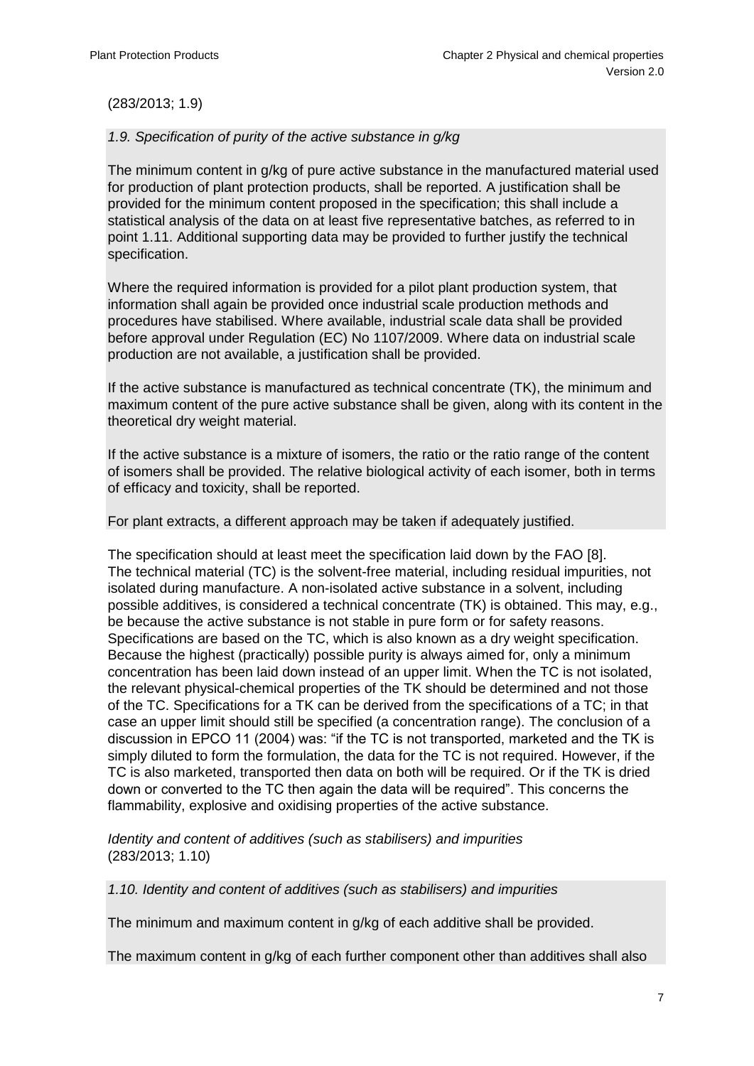(283/2013; 1.9)

*1.9. Specification of purity of the active substance in g/kg*

The minimum content in g/kg of pure active substance in the manufactured material used for production of plant protection products, shall be reported. A justification shall be provided for the minimum content proposed in the specification; this shall include a statistical analysis of the data on at least five representative batches, as referred to in point 1.11. Additional supporting data may be provided to further justify the technical specification.

Where the required information is provided for a pilot plant production system, that information shall again be provided once industrial scale production methods and procedures have stabilised. Where available, industrial scale data shall be provided before approval under Regulation (EC) No 1107/2009. Where data on industrial scale production are not available, a justification shall be provided.

If the active substance is manufactured as technical concentrate (TK), the minimum and maximum content of the pure active substance shall be given, along with its content in the theoretical dry weight material.

If the active substance is a mixture of isomers, the ratio or the ratio range of the content of isomers shall be provided. The relative biological activity of each isomer, both in terms of efficacy and toxicity, shall be reported.

For plant extracts, a different approach may be taken if adequately justified.

The specification should at least meet the specification laid down by the FAO [8]. The technical material (TC) is the solvent-free material, including residual impurities, not isolated during manufacture. A non-isolated active substance in a solvent, including possible additives, is considered a technical concentrate (TK) is obtained. This may, e.g., be because the active substance is not stable in pure form or for safety reasons. Specifications are based on the TC, which is also known as a dry weight specification. Because the highest (practically) possible purity is always aimed for, only a minimum concentration has been laid down instead of an upper limit. When the TC is not isolated, the relevant physical-chemical properties of the TK should be determined and not those of the TC. Specifications for a TK can be derived from the specifications of a TC; in that case an upper limit should still be specified (a concentration range). The conclusion of a discussion in EPCO 11 (2004) was: "if the TC is not transported, marketed and the TK is simply diluted to form the formulation, the data for the TC is not required. However, if the TC is also marketed, transported then data on both will be required. Or if the TK is dried down or converted to the TC then again the data will be required". This concerns the flammability, explosive and oxidising properties of the active substance.

*Identity and content of additives (such as stabilisers) and impurities*
(283/2013; 1.10)

*1.10. Identity and content of additives (such as stabilisers) and impurities*

The minimum and maximum content in g/kg of each additive shall be provided.

The maximum content in g/kg of each further component other than additives shall also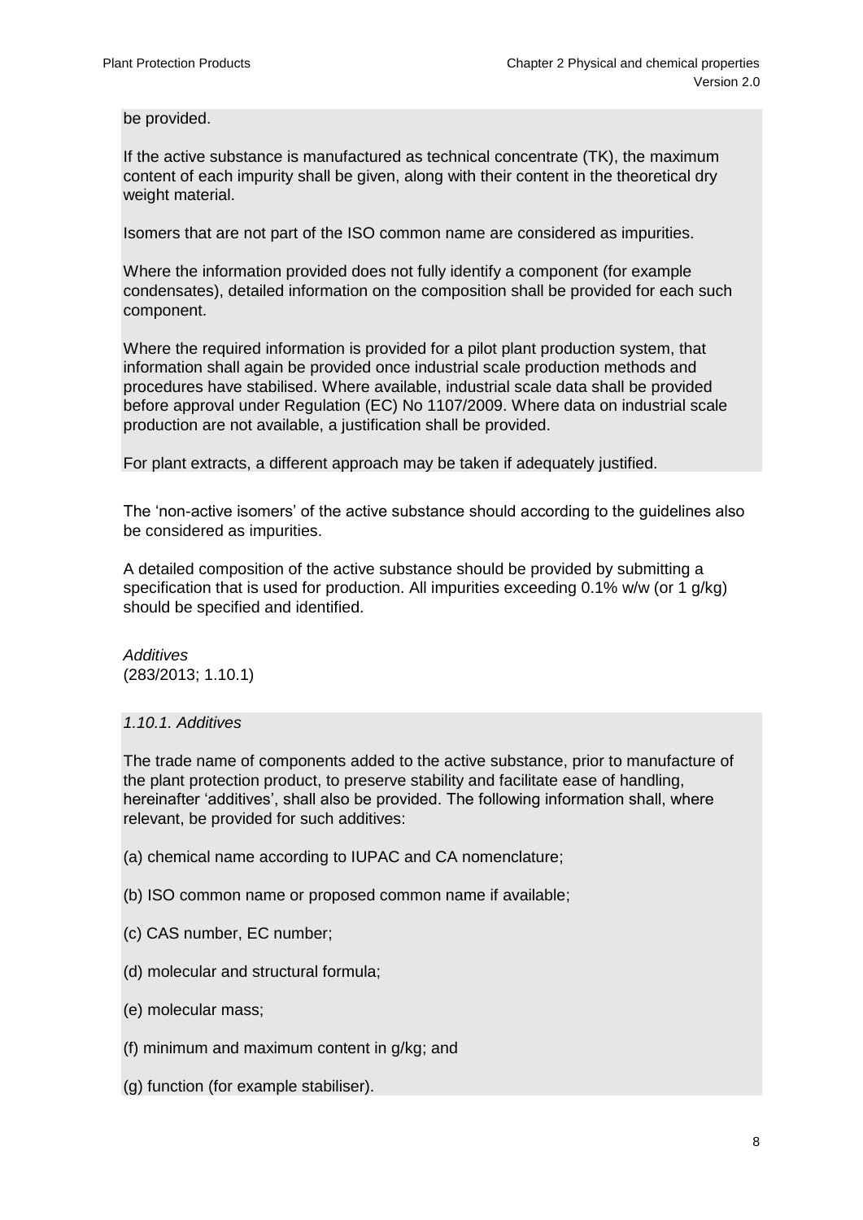be provided.

If the active substance is manufactured as technical concentrate (TK), the maximum content of each impurity shall be given, along with their content in the theoretical dry weight material.

Isomers that are not part of the ISO common name are considered as impurities.

Where the information provided does not fully identify a component (for example condensates), detailed information on the composition shall be provided for each such component.

Where the required information is provided for a pilot plant production system, that information shall again be provided once industrial scale production methods and procedures have stabilised. Where available, industrial scale data shall be provided before approval under Regulation (EC) No 1107/2009. Where data on industrial scale production are not available, a justification shall be provided.

For plant extracts, a different approach may be taken if adequately justified.

The 'non-active isomers' of the active substance should according to the guidelines also be considered as impurities.

A detailed composition of the active substance should be provided by submitting a specification that is used for production. All impurities exceeding 0.1% w/w (or 1 g/kg) should be specified and identified.

*Additives*
(283/2013; 1.10.1)

*1.10.1. Additives*

The trade name of components added to the active substance, prior to manufacture of the plant protection product, to preserve stability and facilitate ease of handling, hereinafter 'additives', shall also be provided. The following information shall, where relevant, be provided for such additives:

(a) chemical name according to IUPAC and CA nomenclature;

(b) ISO common name or proposed common name if available;

(c) CAS number, EC number;

(d) molecular and structural formula;

(e) molecular mass;

(f) minimum and maximum content in g/kg; and

(g) function (for example stabiliser).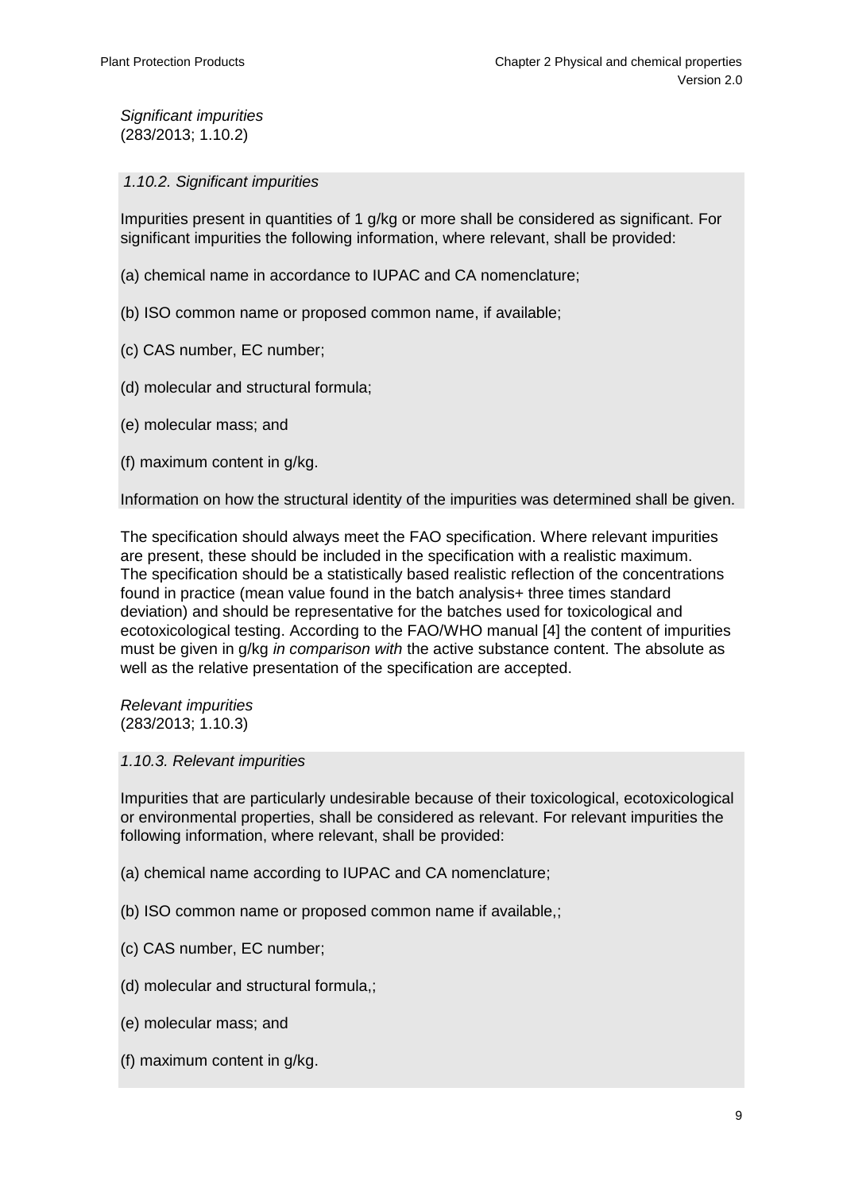*Significant impurities*
(283/2013; 1.10.2)

*1.10.2. Significant impurities*

Impurities present in quantities of 1 g/kg or more shall be considered as significant. For significant impurities the following information, where relevant, shall be provided:

(a) chemical name in accordance to IUPAC and CA nomenclature;

(b) ISO common name or proposed common name, if available;

(c) CAS number, EC number;

(d) molecular and structural formula;

(e) molecular mass; and

(f) maximum content in g/kg.

Information on how the structural identity of the impurities was determined shall be given.

The specification should always meet the FAO specification. Where relevant impurities are present, these should be included in the specification with a realistic maximum. The specification should be a statistically based realistic reflection of the concentrations found in practice (mean value found in the batch analysis+ three times standard deviation) and should be representative for the batches used for toxicological and ecotoxicological testing. According to the FAO/WHO manual [4] the content of impurities must be given in g/kg *in comparison with* the active substance content. The absolute as well as the relative presentation of the specification are accepted.

*Relevant impurities*
(283/2013; 1.10.3)

*1.10.3. Relevant impurities*

Impurities that are particularly undesirable because of their toxicological, ecotoxicological or environmental properties, shall be considered as relevant. For relevant impurities the following information, where relevant, shall be provided:

(a) chemical name according to IUPAC and CA nomenclature;

(b) ISO common name or proposed common name if available,;

(c) CAS number, EC number;

(d) molecular and structural formula,;

(e) molecular mass; and

(f) maximum content in g/kg.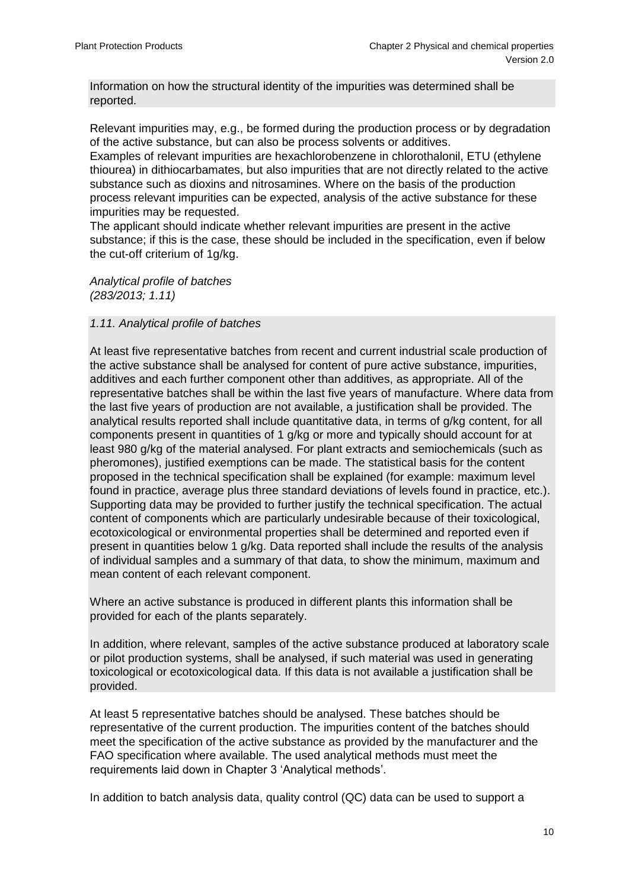Information on how the structural identity of the impurities was determined shall be reported.

Relevant impurities may, e.g., be formed during the production process or by degradation of the active substance, but can also be process solvents or additives.
Examples of relevant impurities are hexachlorobenzene in chlorothalonil, ETU (ethylene thiourea) in dithiocarbamates, but also impurities that are not directly related to the active substance such as dioxins and nitrosamines. Where on the basis of the production process relevant impurities can be expected, analysis of the active substance for these impurities may be requested.
The applicant should indicate whether relevant impurities are present in the active substance; if this is the case, these should be included in the specification, even if below the cut-off criterium of 1g/kg.

*Analytical profile of batches*
*(283/2013; 1.11)*

*1.11. Analytical profile of batches*

At least five representative batches from recent and current industrial scale production of the active substance shall be analysed for content of pure active substance, impurities, additives and each further component other than additives, as appropriate. All of the representative batches shall be within the last five years of manufacture. Where data from the last five years of production are not available, a justification shall be provided. The analytical results reported shall include quantitative data, in terms of g/kg content, for all components present in quantities of 1 g/kg or more and typically should account for at least 980 g/kg of the material analysed. For plant extracts and semiochemicals (such as pheromones), justified exemptions can be made. The statistical basis for the content proposed in the technical specification shall be explained (for example: maximum level found in practice, average plus three standard deviations of levels found in practice, etc.). Supporting data may be provided to further justify the technical specification. The actual content of components which are particularly undesirable because of their toxicological, ecotoxicological or environmental properties shall be determined and reported even if present in quantities below 1 g/kg. Data reported shall include the results of the analysis of individual samples and a summary of that data, to show the minimum, maximum and mean content of each relevant component.

Where an active substance is produced in different plants this information shall be provided for each of the plants separately.

In addition, where relevant, samples of the active substance produced at laboratory scale or pilot production systems, shall be analysed, if such material was used in generating toxicological or ecotoxicological data. If this data is not available a justification shall be provided.

At least 5 representative batches should be analysed. These batches should be representative of the current production. The impurities content of the batches should meet the specification of the active substance as provided by the manufacturer and the FAO specification where available. The used analytical methods must meet the requirements laid down in Chapter 3 'Analytical methods'.

In addition to batch analysis data, quality control (QC) data can be used to support a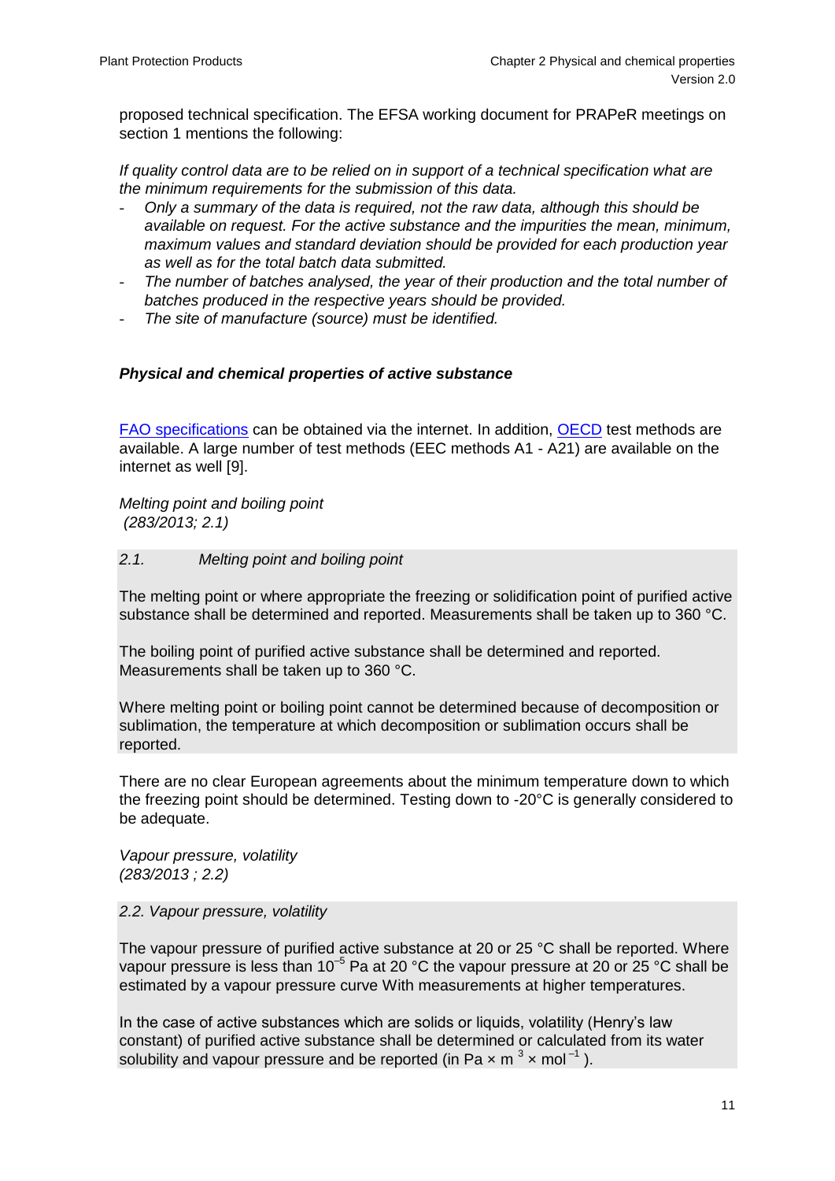proposed technical specification. The EFSA working document for PRAPeR meetings on section 1 mentions the following:

*If quality control data are to be relied on in support of a technical specification what are the minimum requirements for the submission of this data.*

- *Only a summary of the data is required, not the raw data, although this should be available on request. For the active substance and the impurities the mean, minimum, maximum values and standard deviation should be provided for each production year as well as for the total batch data submitted.*
- *The number of batches analysed, the year of their production and the total number of batches produced in the respective years should be provided.*
- *The site of manufacture (source) must be identified.*

### *Physical and chemical properties of active substance*

FAO specifications can be obtained via the internet. In addition, OECD test methods are available. A large number of test methods (EEC methods A1 - A21) are available on the internet as well [9].

*Melting point and boiling point*
*(283/2013; 2.1)*

*2.1. Melting point and boiling point*

The melting point or where appropriate the freezing or solidification point of purified active substance shall be determined and reported. Measurements shall be taken up to 360 °C.

The boiling point of purified active substance shall be determined and reported. Measurements shall be taken up to 360 °C.

Where melting point or boiling point cannot be determined because of decomposition or sublimation, the temperature at which decomposition or sublimation occurs shall be reported.

There are no clear European agreements about the minimum temperature down to which the freezing point should be determined. Testing down to -20°C is generally considered to be adequate.

*Vapour pressure, volatility*
*(283/2013 ; 2.2)*

*2.2. Vapour pressure, volatility*

The vapour pressure of purified active substance at 20 or 25 °C shall be reported. Where vapour pressure is less than $10^{-5}$ Pa at 20 °C the vapour pressure at 20 or 25 °C shall be estimated by a vapour pressure curve With measurements at higher temperatures.

In the case of active substances which are solids or liquids, volatility (Henry's law constant) of purified active substance shall be determined or calculated from its water solubility and vapour pressure and be reported (in Pa × $m^3$ × $mol^{-1}$ ).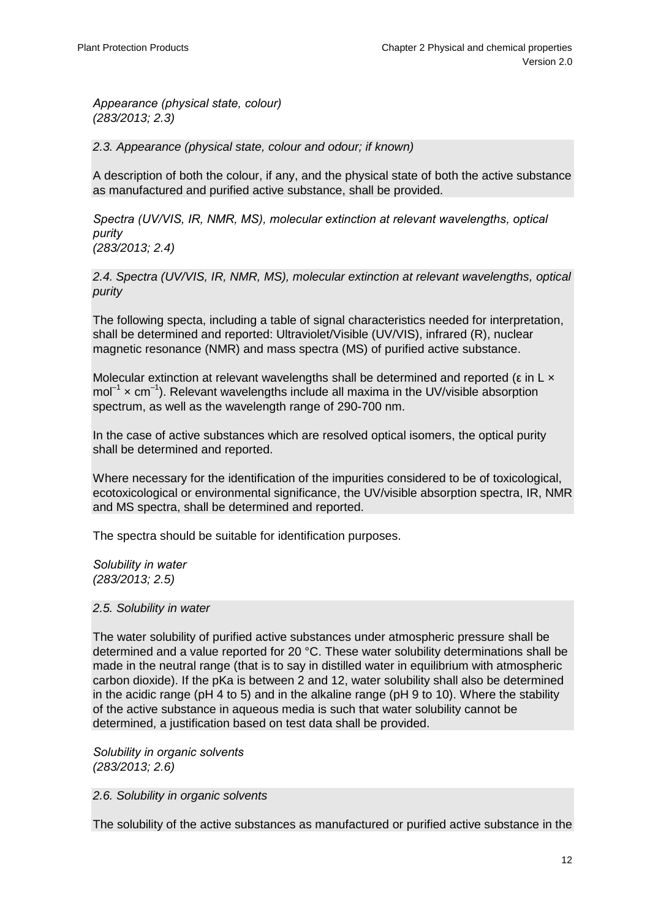*Appearance (physical state, colour)*
*(283/2013; 2.3)*

*2.3. Appearance (physical state, colour and odour; if known)*

A description of both the colour, if any, and the physical state of both the active substance as manufactured and purified active substance, shall be provided.

*Spectra (UV/VIS, IR, NMR, MS), molecular extinction at relevant wavelengths, optical purity*
*(283/2013; 2.4)*

*2.4. Spectra (UV/VIS, IR, NMR, MS), molecular extinction at relevant wavelengths, optical purity*

The following specta, including a table of signal characteristics needed for interpretation, shall be determined and reported: Ultraviolet/Visible (UV/VIS), infrared (R), nuclear magnetic resonance (NMR) and mass spectra (MS) of purified active substance.

Molecular extinction at relevant wavelengths shall be determined and reported ($\varepsilon$ in L × $mol^{-1}$ × $cm^{-1}$). Relevant wavelengths include all maxima in the UV/visible absorption spectrum, as well as the wavelength range of 290-700 nm.

In the case of active substances which are resolved optical isomers, the optical purity shall be determined and reported.

Where necessary for the identification of the impurities considered to be of toxicological, ecotoxicological or environmental significance, the UV/visible absorption spectra, IR, NMR and MS spectra, shall be determined and reported.

The spectra should be suitable for identification purposes.

*Solubility in water*
*(283/2013; 2.5)*

*2.5. Solubility in water*

The water solubility of purified active substances under atmospheric pressure shall be determined and a value reported for 20 °C. These water solubility determinations shall be made in the neutral range (that is to say in distilled water in equilibrium with atmospheric carbon dioxide). If the pKa is between 2 and 12, water solubility shall also be determined in the acidic range (pH 4 to 5) and in the alkaline range (pH 9 to 10). Where the stability of the active substance in aqueous media is such that water solubility cannot be determined, a justification based on test data shall be provided.

*Solubility in organic solvents*
*(283/2013; 2.6)*

*2.6. Solubility in organic solvents*

The solubility of the active substances as manufactured or purified active substance in the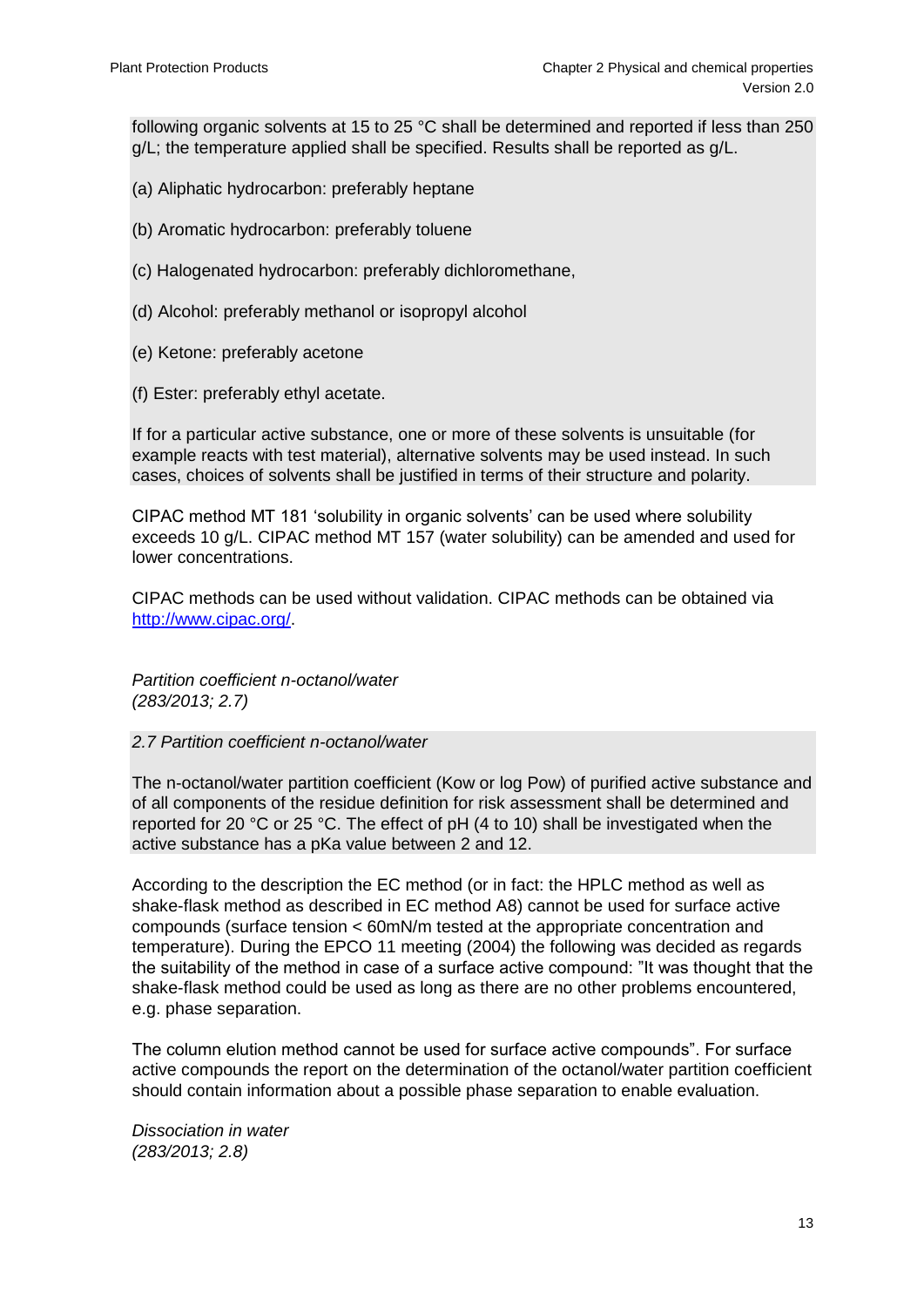following organic solvents at 15 to 25 °C shall be determined and reported if less than 250 g/L; the temperature applied shall be specified. Results shall be reported as g/L.

(a) Aliphatic hydrocarbon: preferably heptane

(b) Aromatic hydrocarbon: preferably toluene

(c) Halogenated hydrocarbon: preferably dichloromethane,

(d) Alcohol: preferably methanol or isopropyl alcohol

(e) Ketone: preferably acetone

(f) Ester: preferably ethyl acetate.

If for a particular active substance, one or more of these solvents is unsuitable (for example reacts with test material), alternative solvents may be used instead. In such cases, choices of solvents shall be justified in terms of their structure and polarity.

CIPAC method MT 181 'solubility in organic solvents' can be used where solubility exceeds 10 g/L. CIPAC method MT 157 (water solubility) can be amended and used for lower concentrations.

CIPAC methods can be used without validation. CIPAC methods can be obtained via http://www.cipac.org/.

*Partition coefficient n-octanol/water*
*(283/2013; 2.7)*

*2.7 Partition coefficient n-octanol/water*

The n-octanol/water partition coefficient (Kow or log Pow) of purified active substance and of all components of the residue definition for risk assessment shall be determined and reported for 20 °C or 25 °C. The effect of pH (4 to 10) shall be investigated when the active substance has a pKa value between 2 and 12.

According to the description the EC method (or in fact: the HPLC method as well as shake-flask method as described in EC method A8) cannot be used for surface active compounds (surface tension < 60mN/m tested at the appropriate concentration and temperature). During the EPCO 11 meeting (2004) the following was decided as regards the suitability of the method in case of a surface active compound: "It was thought that the shake-flask method could be used as long as there are no other problems encountered, e.g. phase separation.

The column elution method cannot be used for surface active compounds". For surface active compounds the report on the determination of the octanol/water partition coefficient should contain information about a possible phase separation to enable evaluation.

*Dissociation in water*
*(283/2013; 2.8)*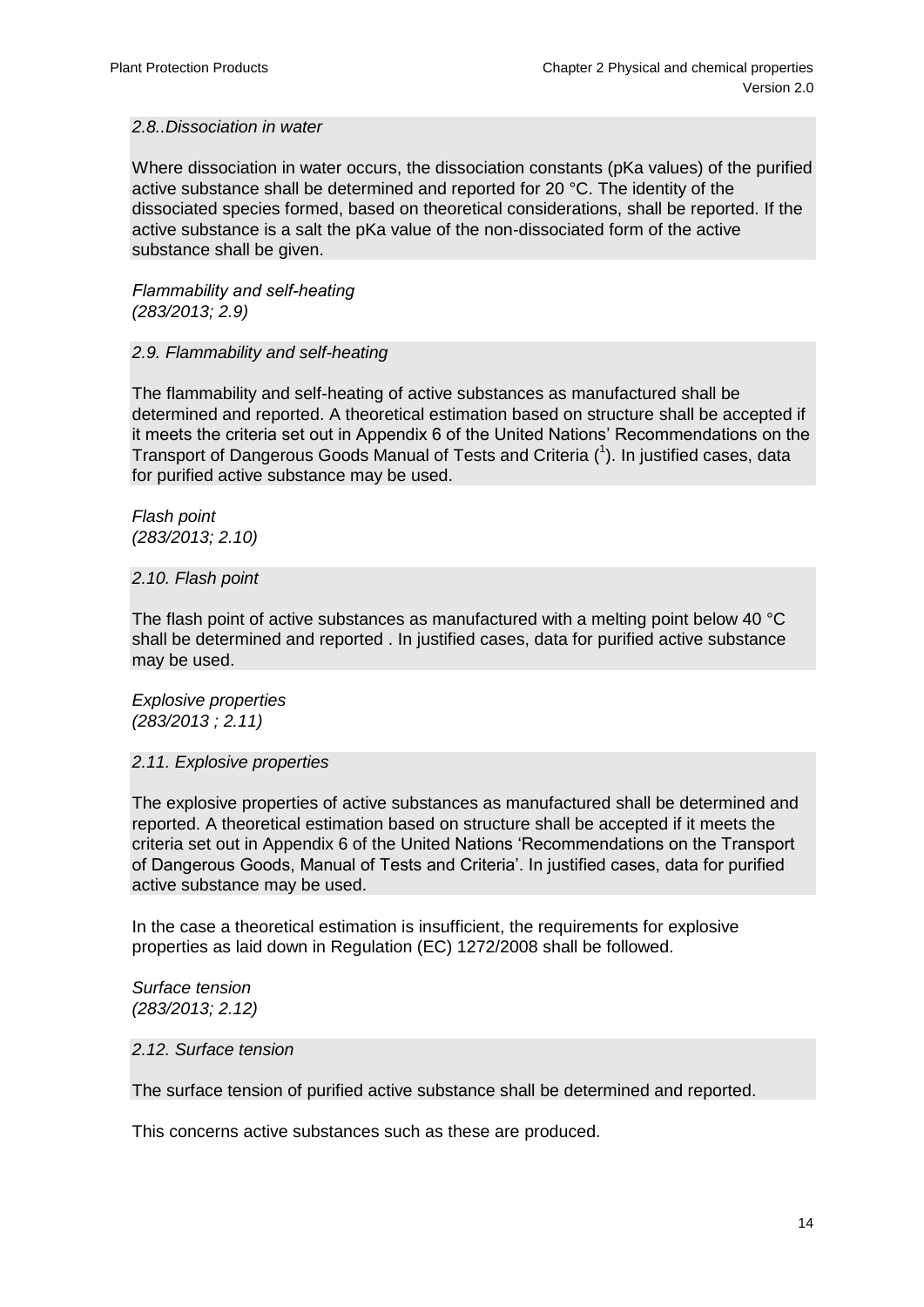*2.8..Dissociation in water*

Where dissociation in water occurs, the dissociation constants (pKa values) of the purified active substance shall be determined and reported for 20 °C. The identity of the dissociated species formed, based on theoretical considerations, shall be reported. If the active substance is a salt the pKa value of the non-dissociated form of the active substance shall be given.

*Flammability and self-heating*
*(283/2013; 2.9)*

*2.9. Flammability and self-heating*

The flammability and self-heating of active substances as manufactured shall be determined and reported. A theoretical estimation based on structure shall be accepted if it meets the criteria set out in Appendix 6 of the United Nations' Recommendations on the Transport of Dangerous Goods Manual of Tests and Criteria ([1]). In justified cases, data for purified active substance may be used.

*Flash point*
*(283/2013; 2.10)*

*2.10. Flash point*

The flash point of active substances as manufactured with a melting point below 40 °C shall be determined and reported . In justified cases, data for purified active substance may be used.

*Explosive properties*
*(283/2013 ; 2.11)*

*2.11. Explosive properties*

The explosive properties of active substances as manufactured shall be determined and reported. A theoretical estimation based on structure shall be accepted if it meets the criteria set out in Appendix 6 of the United Nations 'Recommendations on the Transport of Dangerous Goods, Manual of Tests and Criteria'. In justified cases, data for purified active substance may be used.

In the case a theoretical estimation is insufficient, the requirements for explosive properties as laid down in Regulation (EC) 1272/2008 shall be followed.

*Surface tension*
*(283/2013; 2.12)*

*2.12. Surface tension*

The surface tension of purified active substance shall be determined and reported.

This concerns active substances such as these are produced.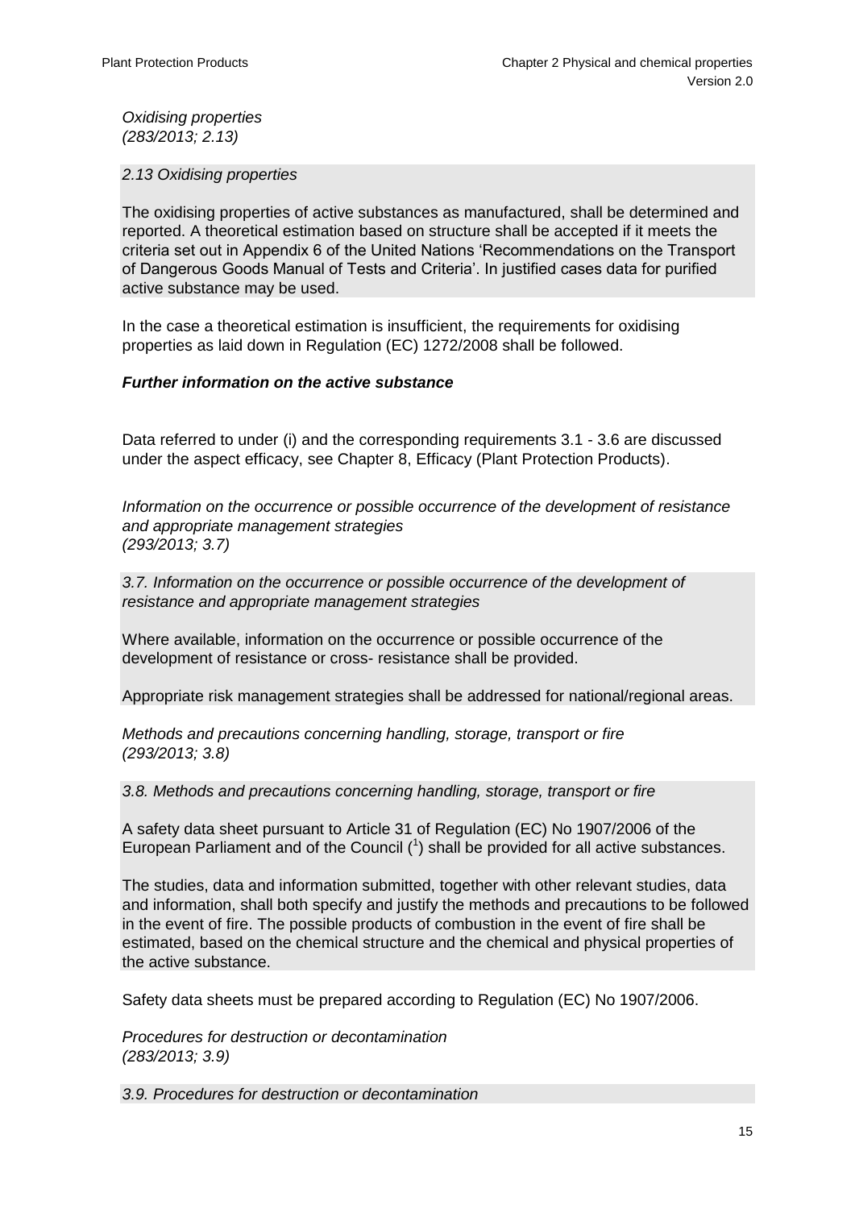*Oxidising properties*
*(283/2013; 2.13)*

*2.13 Oxidising properties*

The oxidising properties of active substances as manufactured, shall be determined and reported. A theoretical estimation based on structure shall be accepted if it meets the criteria set out in Appendix 6 of the United Nations 'Recommendations on the Transport of Dangerous Goods Manual of Tests and Criteria'. In justified cases data for purified active substance may be used.

In the case a theoretical estimation is insufficient, the requirements for oxidising properties as laid down in Regulation (EC) 1272/2008 shall be followed.

***Further information on the active substance***

Data referred to under (i) and the corresponding requirements 3.1 - 3.6 are discussed under the aspect efficacy, see Chapter 8, Efficacy (Plant Protection Products).

*Information on the occurrence or possible occurrence of the development of resistance and appropriate management strategies*
*(293/2013; 3.7)*

*3.7. Information on the occurrence or possible occurrence of the development of resistance and appropriate management strategies*

Where available, information on the occurrence or possible occurrence of the development of resistance or cross- resistance shall be provided.

Appropriate risk management strategies shall be addressed for national/regional areas.

*Methods and precautions concerning handling, storage, transport or fire*
*(293/2013; 3.8)*

*3.8. Methods and precautions concerning handling, storage, transport or fire*

A safety data sheet pursuant to Article 31 of Regulation (EC) No 1907/2006 of the European Parliament and of the Council ([1]) shall be provided for all active substances.

The studies, data and information submitted, together with other relevant studies, data and information, shall both specify and justify the methods and precautions to be followed in the event of fire. The possible products of combustion in the event of fire shall be estimated, based on the chemical structure and the chemical and physical properties of the active substance.

Safety data sheets must be prepared according to Regulation (EC) No 1907/2006.

*Procedures for destruction or decontamination*
*(283/2013; 3.9)*

*3.9. Procedures for destruction or decontamination*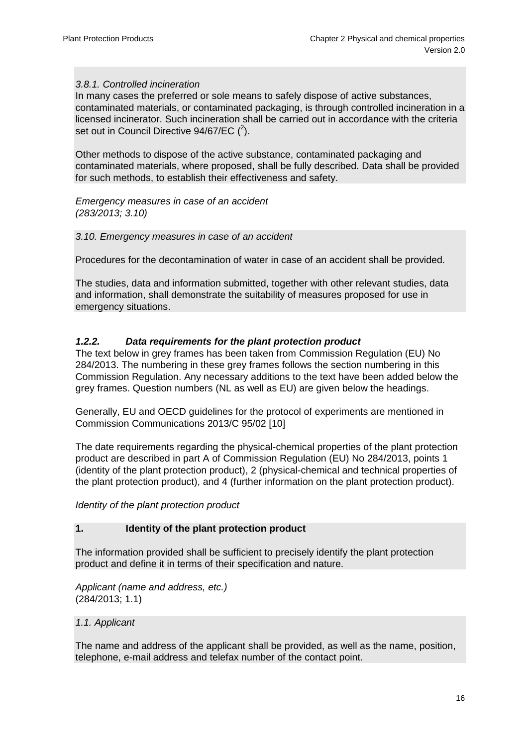*3.8.1. Controlled incineration*

In many cases the preferred or sole means to safely dispose of active substances, contaminated materials, or contaminated packaging, is through controlled incineration in a licensed incinerator. Such incineration shall be carried out in accordance with the criteria set out in Council Directive 94/67/EC ([2]).

Other methods to dispose of the active substance, contaminated packaging and contaminated materials, where proposed, shall be fully described. Data shall be provided for such methods, to establish their effectiveness and safety.

*Emergency measures in case of an accident*
*(283/2013; 3.10)*

*3.10. Emergency measures in case of an accident*

Procedures for the decontamination of water in case of an accident shall be provided.

The studies, data and information submitted, together with other relevant studies, data and information, shall demonstrate the suitability of measures proposed for use in emergency situations.

### *1.2.2. Data requirements for the plant protection product*

The text below in grey frames has been taken from Commission Regulation (EU) No 284/2013. The numbering in these grey frames follows the section numbering in this Commission Regulation. Any necessary additions to the text have been added below the grey frames. Question numbers (NL as well as EU) are given below the headings.

Generally, EU and OECD guidelines for the protocol of experiments are mentioned in Commission Communications 2013/C 95/02 [10]

The date requirements regarding the physical-chemical properties of the plant protection product are described in part A of Commission Regulation (EU) No 284/2013, points 1 (identity of the plant protection product), 2 (physical-chemical and technical properties of the plant protection product), and 4 (further information on the plant protection product).

*Identity of the plant protection product*

**1. Identity of the plant protection product**

The information provided shall be sufficient to precisely identify the plant protection product and define it in terms of their specification and nature.

*Applicant (name and address, etc.)*
(284/2013; 1.1)

*1.1. Applicant*

The name and address of the applicant shall be provided, as well as the name, position, telephone, e-mail address and telefax number of the contact point.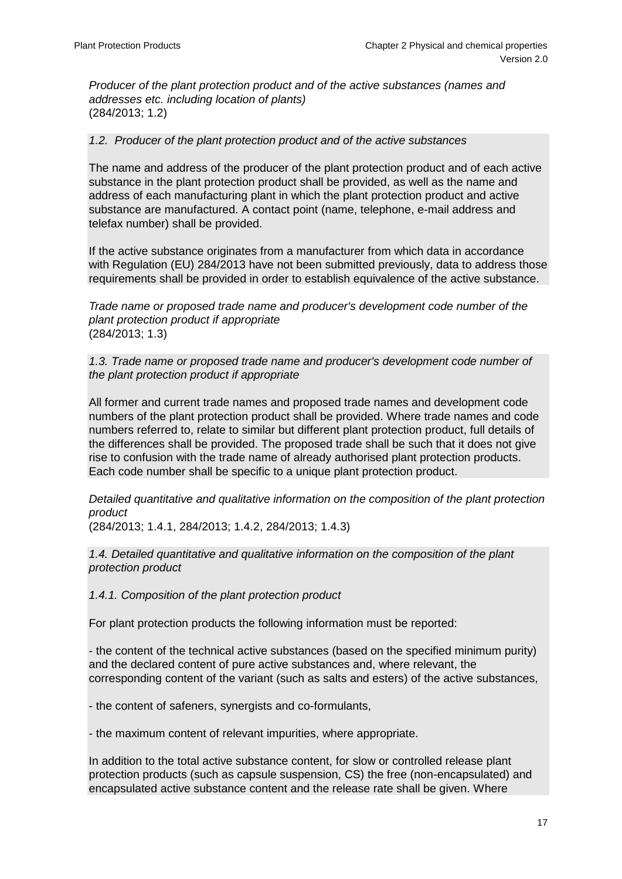*Producer of the plant protection product and of the active substances (names and addresses etc. including location of plants)*
(284/2013; 1.2)

*1.2. Producer of the plant protection product and of the active substances*

The name and address of the producer of the plant protection product and of each active substance in the plant protection product shall be provided, as well as the name and address of each manufacturing plant in which the plant protection product and active substance are manufactured. A contact point (name, telephone, e-mail address and telefax number) shall be provided.

If the active substance originates from a manufacturer from which data in accordance with Regulation (EU) 284/2013 have not been submitted previously, data to address those requirements shall be provided in order to establish equivalence of the active substance.

*Trade name or proposed trade name and producer's development code number of the plant protection product if appropriate*
(284/2013; 1.3)

*1.3. Trade name or proposed trade name and producer's development code number of the plant protection product if appropriate*

All former and current trade names and proposed trade names and development code numbers of the plant protection product shall be provided. Where trade names and code numbers referred to, relate to similar but different plant protection product, full details of the differences shall be provided. The proposed trade shall be such that it does not give rise to confusion with the trade name of already authorised plant protection products. Each code number shall be specific to a unique plant protection product.

*Detailed quantitative and qualitative information on the composition of the plant protection product*
(284/2013; 1.4.1, 284/2013; 1.4.2, 284/2013; 1.4.3)

*1.4. Detailed quantitative and qualitative information on the composition of the plant protection product*

*1.4.1. Composition of the plant protection product*

For plant protection products the following information must be reported:

- the content of the technical active substances (based on the specified minimum purity) and the declared content of pure active substances and, where relevant, the corresponding content of the variant (such as salts and esters) of the active substances,

- the content of safeners, synergists and co-formulants,

- the maximum content of relevant impurities, where appropriate.

In addition to the total active substance content, for slow or controlled release plant protection products (such as capsule suspension, CS) the free (non-encapsulated) and encapsulated active substance content and the release rate shall be given. Where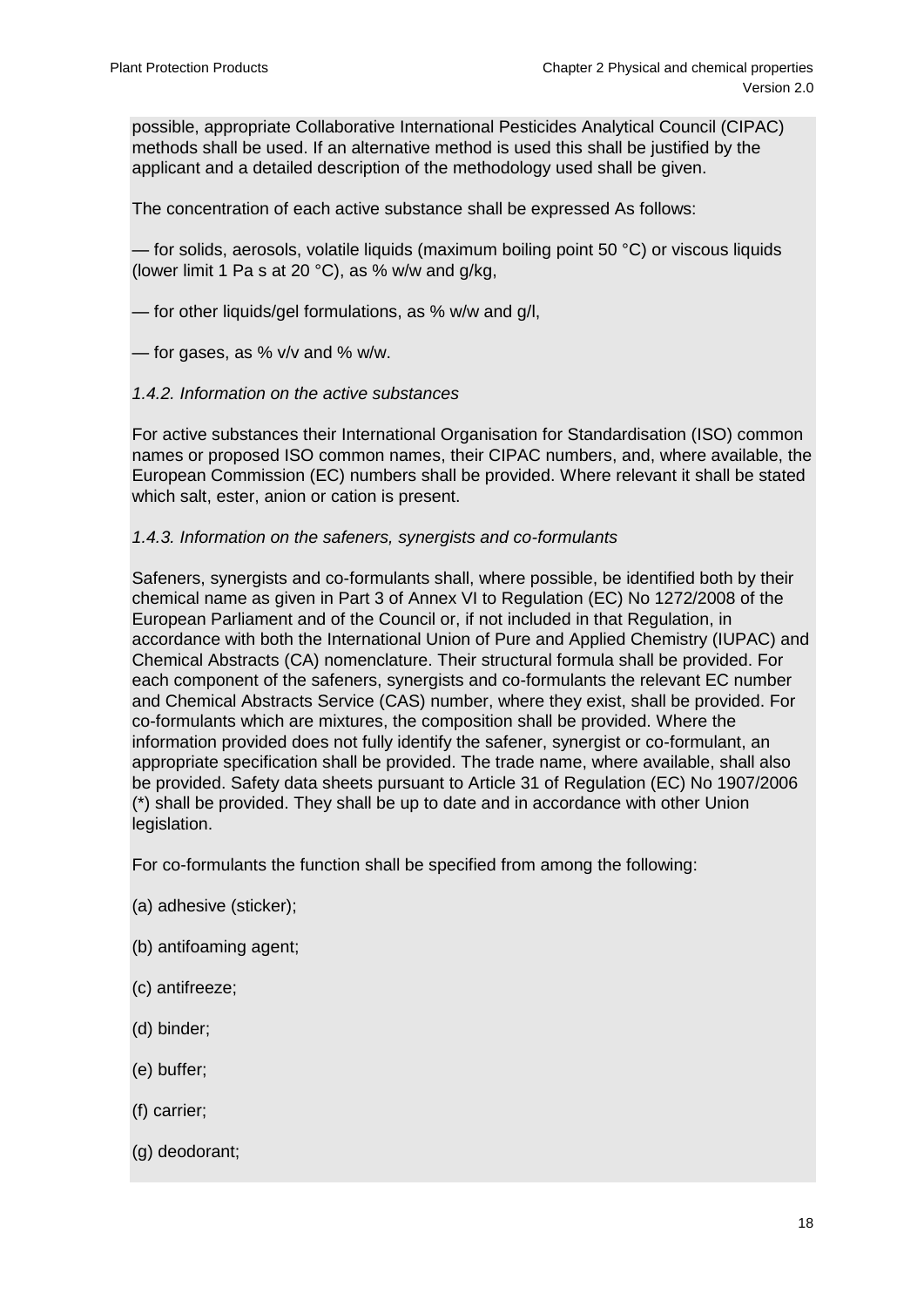possible, appropriate Collaborative International Pesticides Analytical Council (CIPAC) methods shall be used. If an alternative method is used this shall be justified by the applicant and a detailed description of the methodology used shall be given.

The concentration of each active substance shall be expressed As follows:

— for solids, aerosols, volatile liquids (maximum boiling point 50 °C) or viscous liquids (lower limit 1 Pa s at 20 °C), as % w/w and g/kg,

— for other liquids/gel formulations, as % w/w and g/l,

— for gases, as % v/v and % w/w.

*1.4.2. Information on the active substances*

For active substances their International Organisation for Standardisation (ISO) common names or proposed ISO common names, their CIPAC numbers, and, where available, the European Commission (EC) numbers shall be provided. Where relevant it shall be stated which salt, ester, anion or cation is present.

*1.4.3. Information on the safeners, synergists and co-formulants*

Safeners, synergists and co-formulants shall, where possible, be identified both by their chemical name as given in Part 3 of Annex VI to Regulation (EC) No 1272/2008 of the European Parliament and of the Council or, if not included in that Regulation, in accordance with both the International Union of Pure and Applied Chemistry (IUPAC) and Chemical Abstracts (CA) nomenclature. Their structural formula shall be provided. For each component of the safeners, synergists and co-formulants the relevant EC number and Chemical Abstracts Service (CAS) number, where they exist, shall be provided. For co-formulants which are mixtures, the composition shall be provided. Where the information provided does not fully identify the safener, synergist or co-formulant, an appropriate specification shall be provided. The trade name, where available, shall also be provided. Safety data sheets pursuant to Article 31 of Regulation (EC) No 1907/2006 (*) shall be provided. They shall be up to date and in accordance with other Union legislation.

For co-formulants the function shall be specified from among the following:

(a) adhesive (sticker);

(b) antifoaming agent;

(c) antifreeze;

(d) binder;

(e) buffer;

(f) carrier;

(g) deodorant;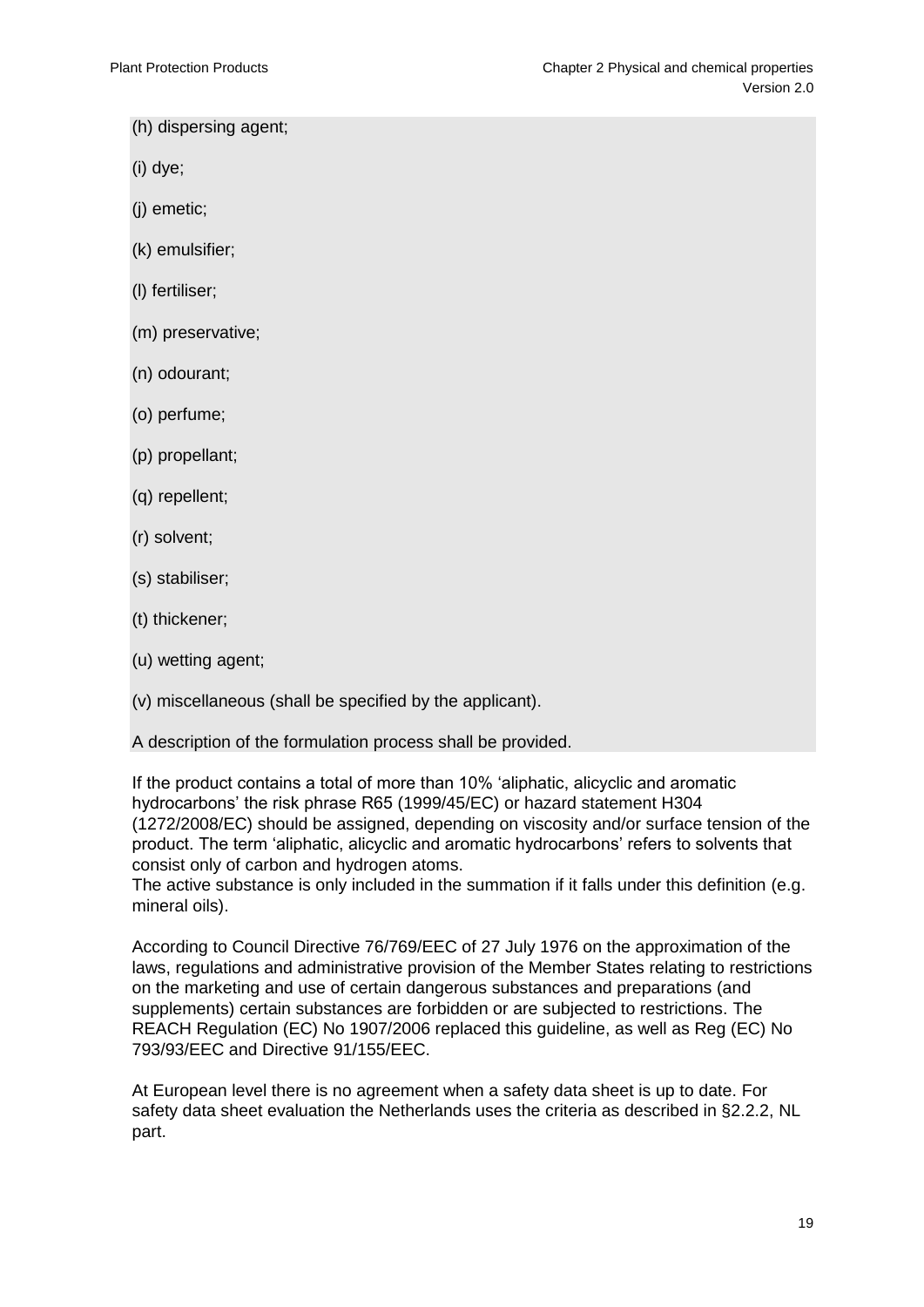(h) dispersing agent;

(i) dye;

(j) emetic;

(k) emulsifier;

(l) fertiliser;

(m) preservative;

(n) odourant;

(o) perfume;

(p) propellant;

(q) repellent;

(r) solvent;

(s) stabiliser;

(t) thickener;

(u) wetting agent;

(v) miscellaneous (shall be specified by the applicant).

A description of the formulation process shall be provided.

If the product contains a total of more than 10% 'aliphatic, alicyclic and aromatic hydrocarbons' the risk phrase R65 (1999/45/EC) or hazard statement H304 (1272/2008/EC) should be assigned, depending on viscosity and/or surface tension of the product. The term 'aliphatic, alicyclic and aromatic hydrocarbons' refers to solvents that consist only of carbon and hydrogen atoms.
The active substance is only included in the summation if it falls under this definition (e.g. mineral oils).

According to Council Directive 76/769/EEC of 27 July 1976 on the approximation of the laws, regulations and administrative provision of the Member States relating to restrictions on the marketing and use of certain dangerous substances and preparations (and supplements) certain substances are forbidden or are subjected to restrictions. The REACH Regulation (EC) No 1907/2006 replaced this guideline, as well as Reg (EC) No 793/93/EEC and Directive 91/155/EEC.

At European level there is no agreement when a safety data sheet is up to date. For safety data sheet evaluation the Netherlands uses the criteria as described in §2.2.2, NL part.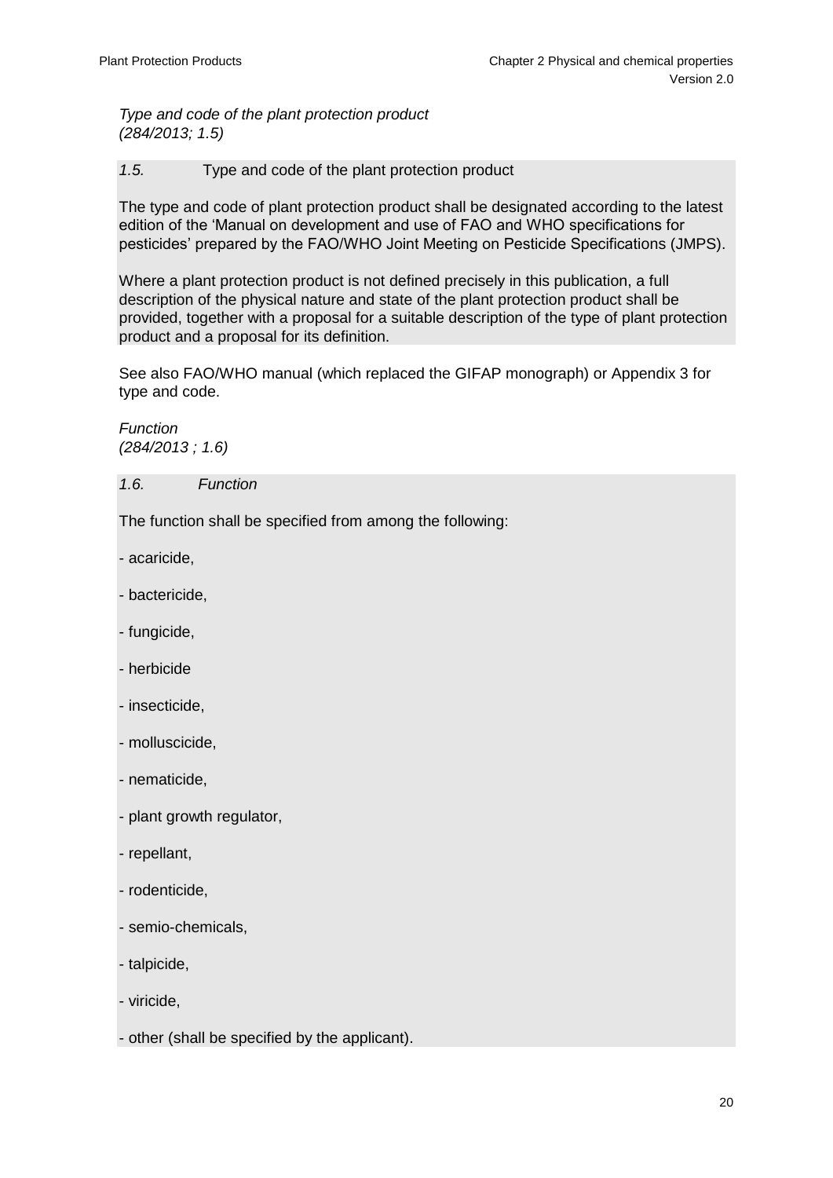*Type and code of the plant protection product*
*(284/2013; 1.5)*

*1.5.* Type and code of the plant protection product

The type and code of plant protection product shall be designated according to the latest edition of the 'Manual on development and use of FAO and WHO specifications for pesticides' prepared by the FAO/WHO Joint Meeting on Pesticide Specifications (JMPS).

Where a plant protection product is not defined precisely in this publication, a full description of the physical nature and state of the plant protection product shall be provided, together with a proposal for a suitable description of the type of plant protection product and a proposal for its definition.

See also FAO/WHO manual (which replaced the GIFAP monograph) or Appendix 3 for type and code.

*Function*
*(284/2013 ; 1.6)*

*1.6. Function*

The function shall be specified from among the following:

- acaricide,
- bactericide,
- fungicide,
- herbicide
- insecticide,
- molluscicide,
- nematicide,
- plant growth regulator,
- repellant,
- rodenticide,
- semio-chemicals,
- talpicide,
- viricide,
- other (shall be specified by the applicant).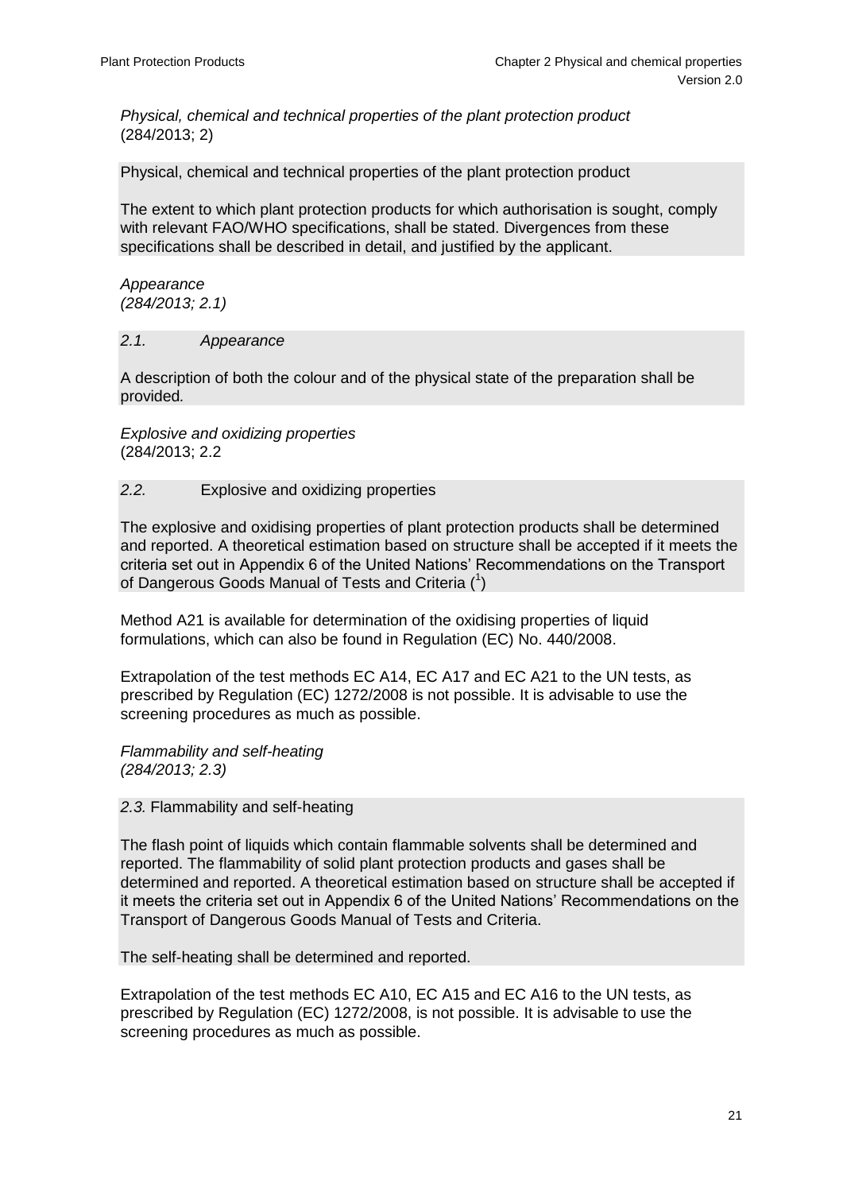*Physical, chemical and technical properties of the plant protection product*
(284/2013; 2)

Physical, chemical and technical properties of the plant protection product

The extent to which plant protection products for which authorisation is sought, comply with relevant FAO/WHO specifications, shall be stated. Divergences from these specifications shall be described in detail, and justified by the applicant.

*Appearance*
*(284/2013; 2.1)*

*2.1.* *Appearance*

A description of both the colour and of the physical state of the preparation shall be provided*.*

*Explosive and oxidizing properties*
(284/2013; 2.2

*2.2.* Explosive and oxidizing properties

The explosive and oxidising properties of plant protection products shall be determined and reported. A theoretical estimation based on structure shall be accepted if it meets the criteria set out in Appendix 6 of the United Nations' Recommendations on the Transport of Dangerous Goods Manual of Tests and Criteria ([1])

Method A21 is available for determination of the oxidising properties of liquid formulations, which can also be found in Regulation (EC) No. 440/2008.

Extrapolation of the test methods EC A14, EC A17 and EC A21 to the UN tests, as prescribed by Regulation (EC) 1272/2008 is not possible. It is advisable to use the screening procedures as much as possible.

*Flammability and self-heating*
*(284/2013; 2.3)*

*2.3.* Flammability and self-heating

The flash point of liquids which contain flammable solvents shall be determined and reported. The flammability of solid plant protection products and gases shall be determined and reported. A theoretical estimation based on structure shall be accepted if it meets the criteria set out in Appendix 6 of the United Nations' Recommendations on the Transport of Dangerous Goods Manual of Tests and Criteria.

The self-heating shall be determined and reported.

Extrapolation of the test methods EC A10, EC A15 and EC A16 to the UN tests, as prescribed by Regulation (EC) 1272/2008, is not possible. It is advisable to use the screening procedures as much as possible.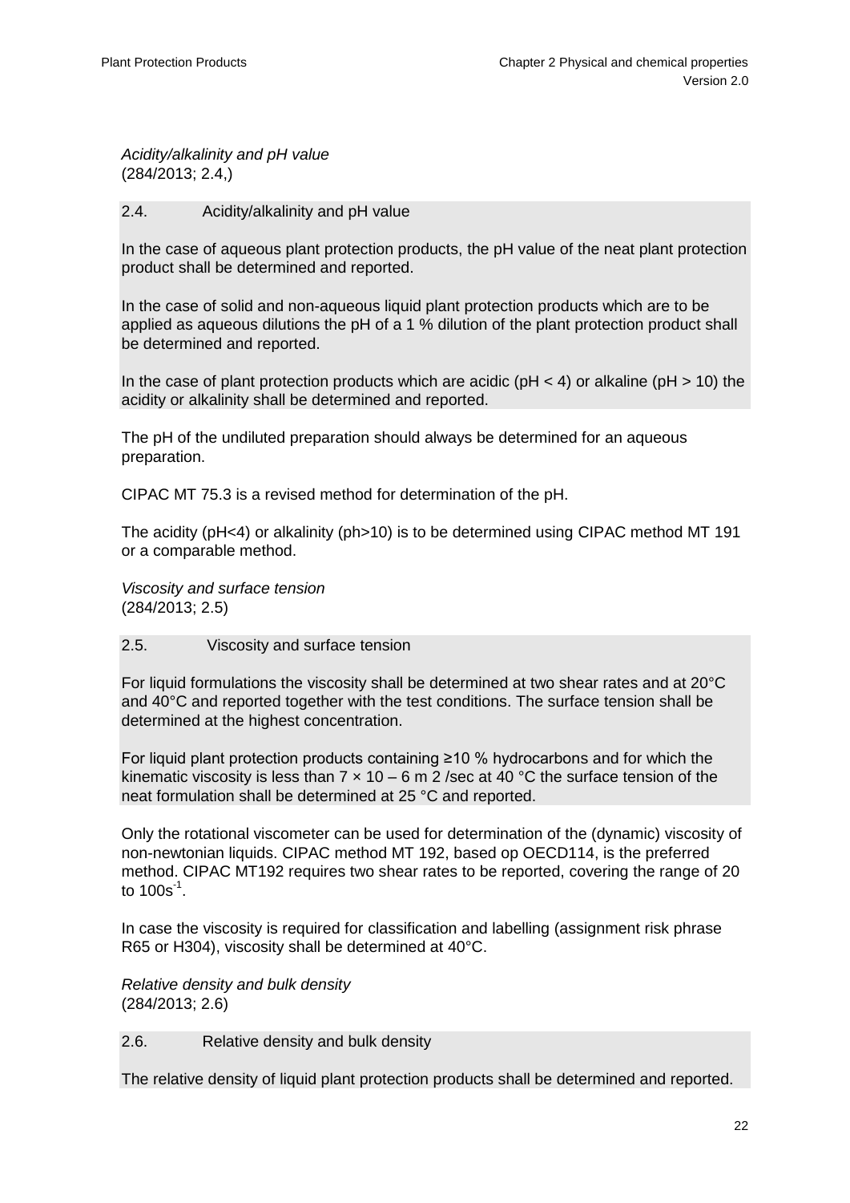*Acidity/alkalinity and pH value*
(284/2013; 2.4,)

2.4. Acidity/alkalinity and pH value

In the case of aqueous plant protection products, the pH value of the neat plant protection product shall be determined and reported.

In the case of solid and non-aqueous liquid plant protection products which are to be applied as aqueous dilutions the pH of a 1 % dilution of the plant protection product shall be determined and reported.

In the case of plant protection products which are acidic (pH < 4) or alkaline (pH > 10) the acidity or alkalinity shall be determined and reported.

The pH of the undiluted preparation should always be determined for an aqueous preparation.

CIPAC MT 75.3 is a revised method for determination of the pH.

The acidity (pH<4) or alkalinity (ph>10) is to be determined using CIPAC method MT 191 or a comparable method.

*Viscosity and surface tension*
(284/2013; 2.5)

2.5. Viscosity and surface tension

For liquid formulations the viscosity shall be determined at two shear rates and at 20°C and 40°C and reported together with the test conditions. The surface tension shall be determined at the highest concentration.

For liquid plant protection products containing ≥10 % hydrocarbons and for which the kinematic viscosity is less than 7 × 10 – 6 m 2 /sec at 40 °C the surface tension of the neat formulation shall be determined at 25 °C and reported.

Only the rotational viscometer can be used for determination of the (dynamic) viscosity of non-newtonian liquids. CIPAC method MT 192, based op OECD114, is the preferred method. CIPAC MT192 requires two shear rates to be reported, covering the range of 20 to $100s^{-1}$.

In case the viscosity is required for classification and labelling (assignment risk phrase R65 or H304), viscosity shall be determined at 40°C.

*Relative density and bulk density*
(284/2013; 2.6)

2.6. Relative density and bulk density

The relative density of liquid plant protection products shall be determined and reported.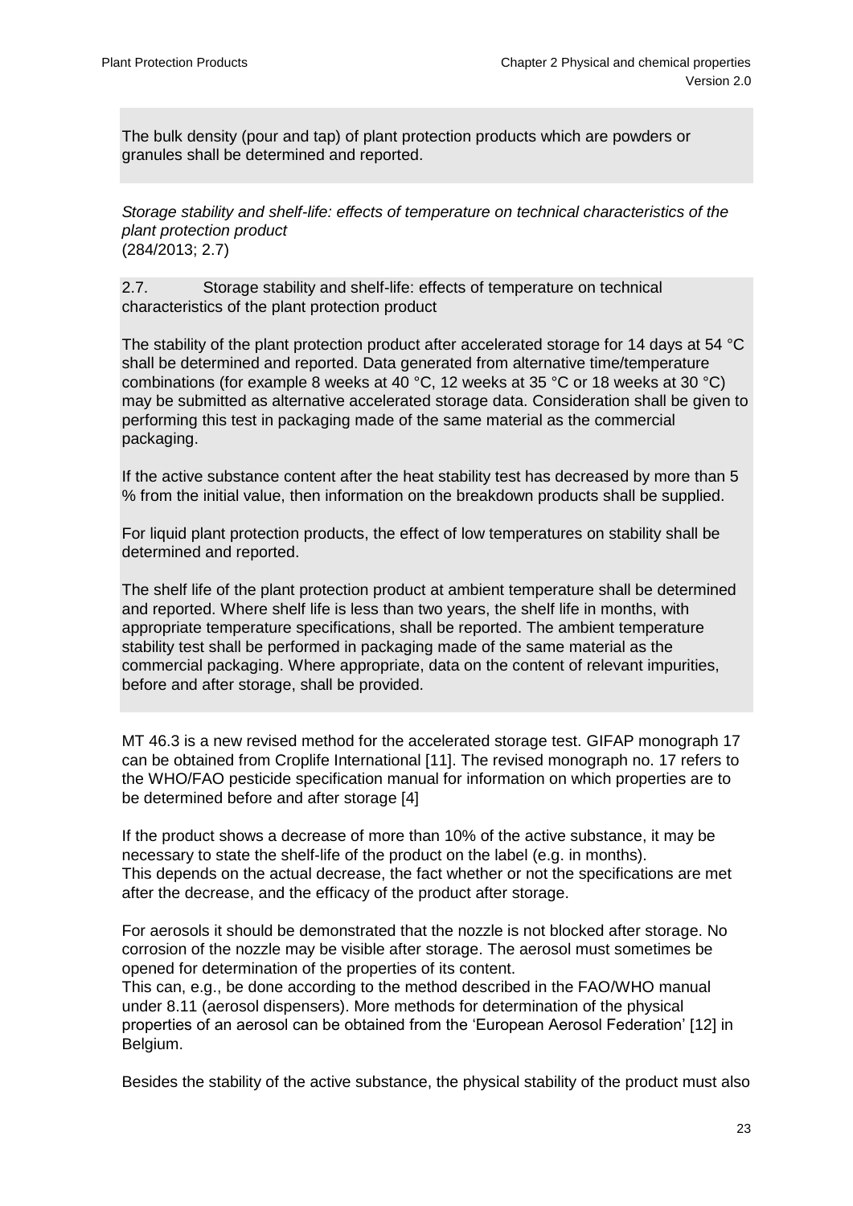The bulk density (pour and tap) of plant protection products which are powders or granules shall be determined and reported.

*Storage stability and shelf-life: effects of temperature on technical characteristics of the plant protection product*
(284/2013; 2.7)

2.7. Storage stability and shelf-life: effects of temperature on technical characteristics of the plant protection product

The stability of the plant protection product after accelerated storage for 14 days at 54 °C shall be determined and reported. Data generated from alternative time/temperature combinations (for example 8 weeks at 40 °C, 12 weeks at 35 °C or 18 weeks at 30 °C) may be submitted as alternative accelerated storage data. Consideration shall be given to performing this test in packaging made of the same material as the commercial packaging.

If the active substance content after the heat stability test has decreased by more than 5 % from the initial value, then information on the breakdown products shall be supplied.

For liquid plant protection products, the effect of low temperatures on stability shall be determined and reported.

The shelf life of the plant protection product at ambient temperature shall be determined and reported. Where shelf life is less than two years, the shelf life in months, with appropriate temperature specifications, shall be reported. The ambient temperature stability test shall be performed in packaging made of the same material as the commercial packaging. Where appropriate, data on the content of relevant impurities, before and after storage, shall be provided.

MT 46.3 is a new revised method for the accelerated storage test. GIFAP monograph 17 can be obtained from Croplife International [11]. The revised monograph no. 17 refers to the WHO/FAO pesticide specification manual for information on which properties are to be determined before and after storage [4]

If the product shows a decrease of more than 10% of the active substance, it may be necessary to state the shelf-life of the product on the label (e.g. in months).
This depends on the actual decrease, the fact whether or not the specifications are met after the decrease, and the efficacy of the product after storage.

For aerosols it should be demonstrated that the nozzle is not blocked after storage. No corrosion of the nozzle may be visible after storage. The aerosol must sometimes be opened for determination of the properties of its content.
This can, e.g., be done according to the method described in the FAO/WHO manual under 8.11 (aerosol dispensers). More methods for determination of the physical properties of an aerosol can be obtained from the 'European Aerosol Federation' [12] in Belgium.

Besides the stability of the active substance, the physical stability of the product must also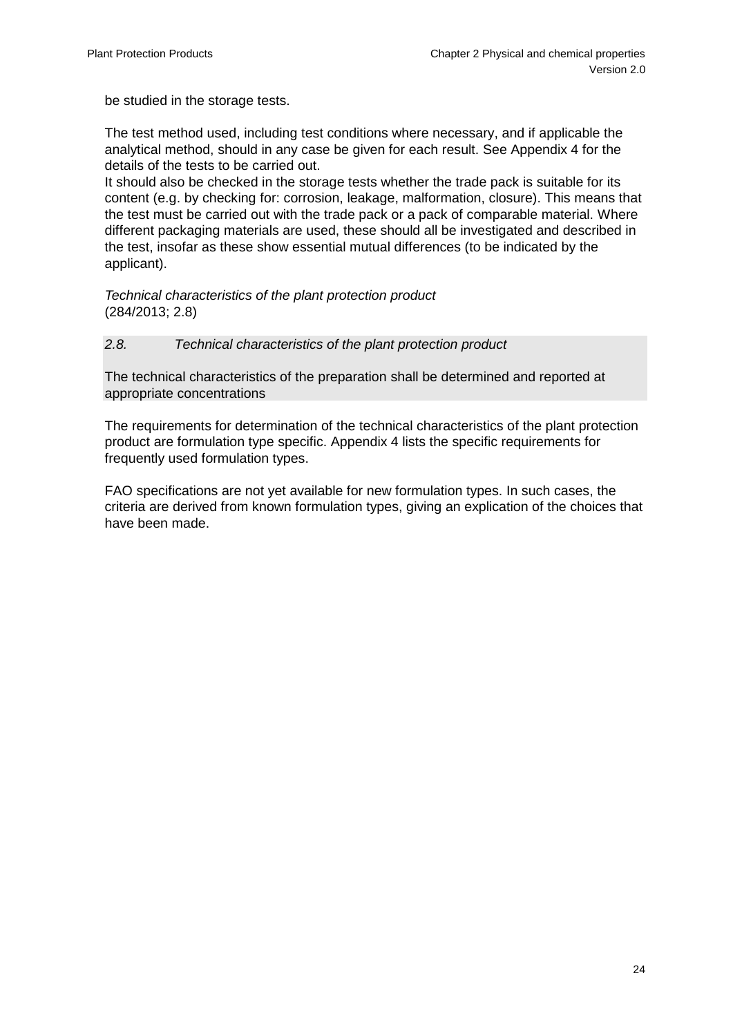be studied in the storage tests.

The test method used, including test conditions where necessary, and if applicable the analytical method, should in any case be given for each result. See Appendix 4 for the details of the tests to be carried out.
It should also be checked in the storage tests whether the trade pack is suitable for its content (e.g. by checking for: corrosion, leakage, malformation, closure). This means that the test must be carried out with the trade pack or a pack of comparable material. Where different packaging materials are used, these should all be investigated and described in the test, insofar as these show essential mutual differences (to be indicated by the applicant).

*Technical characteristics of the plant protection product*
(284/2013; 2.8)

*2.8. Technical characteristics of the plant protection product*

The technical characteristics of the preparation shall be determined and reported at appropriate concentrations

The requirements for determination of the technical characteristics of the plant protection product are formulation type specific. Appendix 4 lists the specific requirements for frequently used formulation types.

FAO specifications are not yet available for new formulation types. In such cases, the criteria are derived from known formulation types, giving an explication of the choices that have been made.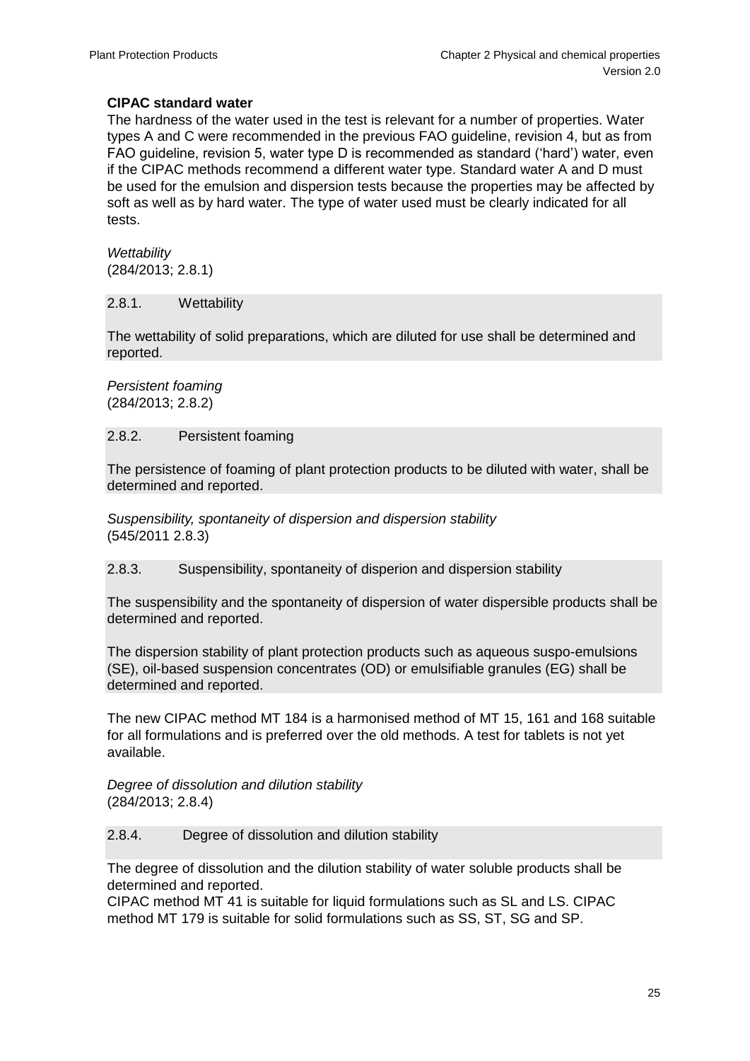**CIPAC standard water**

The hardness of the water used in the test is relevant for a number of properties. Water types A and C were recommended in the previous FAO guideline, revision 4, but as from FAO guideline, revision 5, water type D is recommended as standard ('hard') water, even if the CIPAC methods recommend a different water type. Standard water A and D must be used for the emulsion and dispersion tests because the properties may be affected by soft as well as by hard water. The type of water used must be clearly indicated for all tests.

*Wettability*
(284/2013; 2.8.1)

2.8.1. Wettability

The wettability of solid preparations, which are diluted for use shall be determined and reported.

*Persistent foaming*
(284/2013; 2.8.2)

2.8.2. Persistent foaming

The persistence of foaming of plant protection products to be diluted with water, shall be determined and reported.

*Suspensibility, spontaneity of dispersion and dispersion stability*
(545/2011 2.8.3)

2.8.3. Suspensibility, spontaneity of disperion and dispersion stability

The suspensibility and the spontaneity of dispersion of water dispersible products shall be determined and reported.

The dispersion stability of plant protection products such as aqueous suspo-emulsions (SE), oil-based suspension concentrates (OD) or emulsifiable granules (EG) shall be determined and reported.

The new CIPAC method MT 184 is a harmonised method of MT 15, 161 and 168 suitable for all formulations and is preferred over the old methods. A test for tablets is not yet available.

*Degree of dissolution and dilution stability*
(284/2013; 2.8.4)

2.8.4. Degree of dissolution and dilution stability

The degree of dissolution and the dilution stability of water soluble products shall be determined and reported.
CIPAC method MT 41 is suitable for liquid formulations such as SL and LS. CIPAC method MT 179 is suitable for solid formulations such as SS, ST, SG and SP.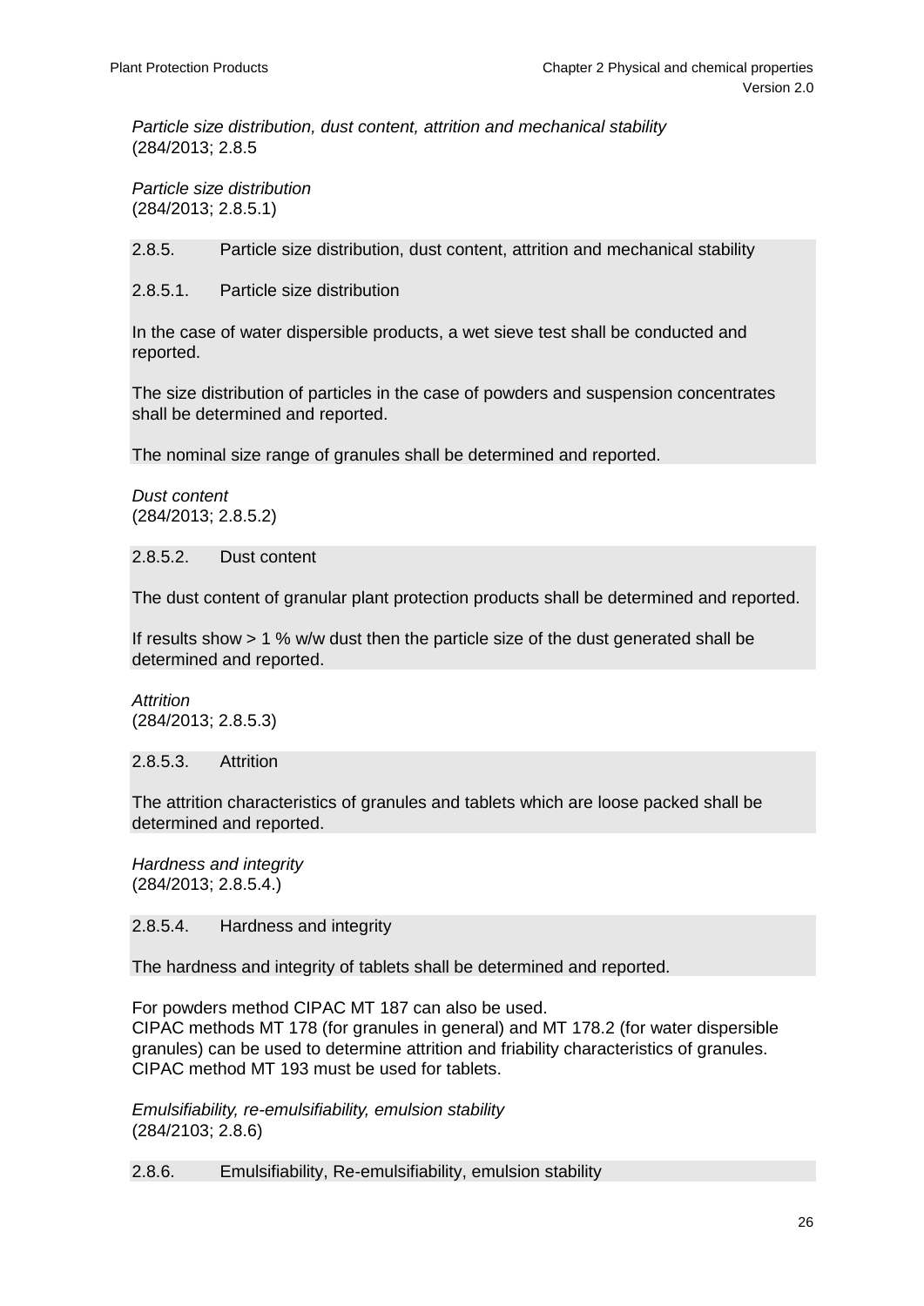*Particle size distribution, dust content, attrition and mechanical stability*
(284/2013; 2.8.5

*Particle size distribution*
(284/2013; 2.8.5.1)

2.8.5. Particle size distribution, dust content, attrition and mechanical stability

2.8.5.1. Particle size distribution

In the case of water dispersible products, a wet sieve test shall be conducted and reported.

The size distribution of particles in the case of powders and suspension concentrates shall be determined and reported.

The nominal size range of granules shall be determined and reported.

*Dust content*
(284/2013; 2.8.5.2)

2.8.5.2. Dust content

The dust content of granular plant protection products shall be determined and reported.

If results show > 1 % w/w dust then the particle size of the dust generated shall be determined and reported.

*Attrition*
(284/2013; 2.8.5.3)

2.8.5.3. Attrition

The attrition characteristics of granules and tablets which are loose packed shall be determined and reported.

*Hardness and integrity*
(284/2013; 2.8.5.4.)

2.8.5.4. Hardness and integrity

The hardness and integrity of tablets shall be determined and reported.

For powders method CIPAC MT 187 can also be used.
CIPAC methods MT 178 (for granules in general) and MT 178.2 (for water dispersible granules) can be used to determine attrition and friability characteristics of granules. CIPAC method MT 193 must be used for tablets.

*Emulsifiability, re-emulsifiability, emulsion stability*
(284/2103; 2.8.6)

2.8.6. Emulsifiability, Re-emulsifiability, emulsion stability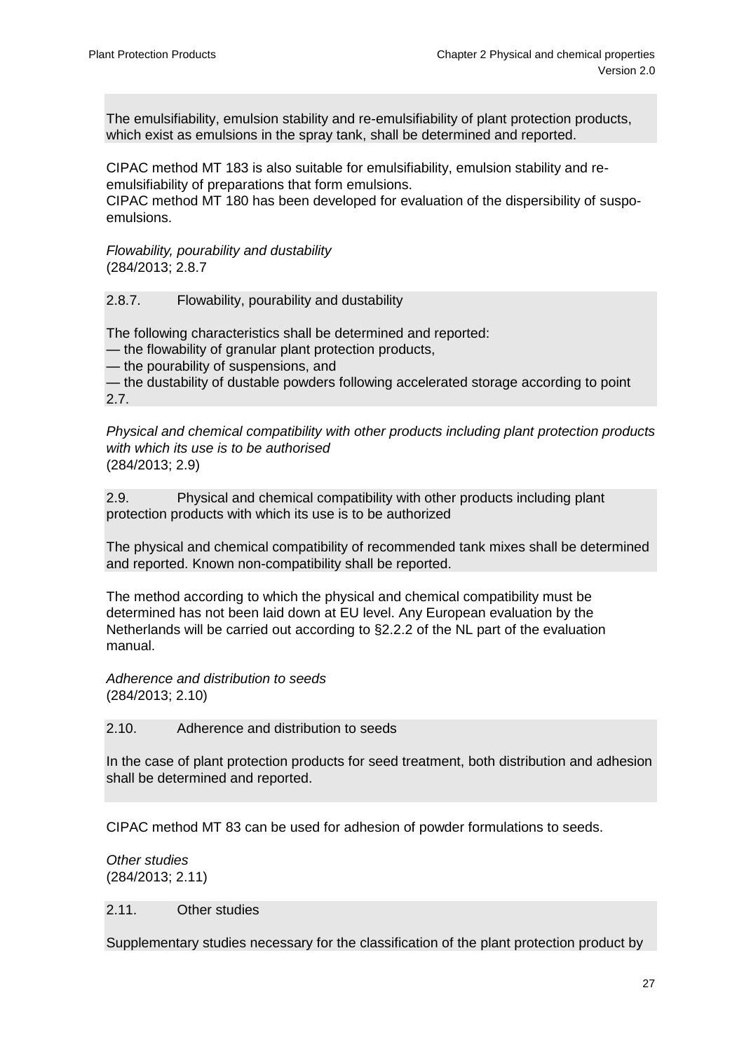The emulsifiability, emulsion stability and re-emulsifiability of plant protection products, which exist as emulsions in the spray tank, shall be determined and reported.

CIPAC method MT 183 is also suitable for emulsifiability, emulsion stability and re-emulsifiability of preparations that form emulsions.
CIPAC method MT 180 has been developed for evaluation of the dispersibility of suspo-emulsions.

*Flowability, pourability and dustability*
(284/2013; 2.8.7

2.8.7. Flowability, pourability and dustability

The following characteristics shall be determined and reported:
— the flowability of granular plant protection products,
— the pourability of suspensions, and
— the dustability of dustable powders following accelerated storage according to point 2.7.

*Physical and chemical compatibility with other products including plant protection products with which its use is to be authorised*
(284/2013; 2.9)

2.9. Physical and chemical compatibility with other products including plant protection products with which its use is to be authorized

The physical and chemical compatibility of recommended tank mixes shall be determined and reported. Known non-compatibility shall be reported.

The method according to which the physical and chemical compatibility must be determined has not been laid down at EU level. Any European evaluation by the Netherlands will be carried out according to §2.2.2 of the NL part of the evaluation manual.

*Adherence and distribution to seeds*
(284/2013; 2.10)

2.10. Adherence and distribution to seeds

In the case of plant protection products for seed treatment, both distribution and adhesion shall be determined and reported.

CIPAC method MT 83 can be used for adhesion of powder formulations to seeds.

*Other studies*
(284/2013; 2.11)

2.11. Other studies

Supplementary studies necessary for the classification of the plant protection product by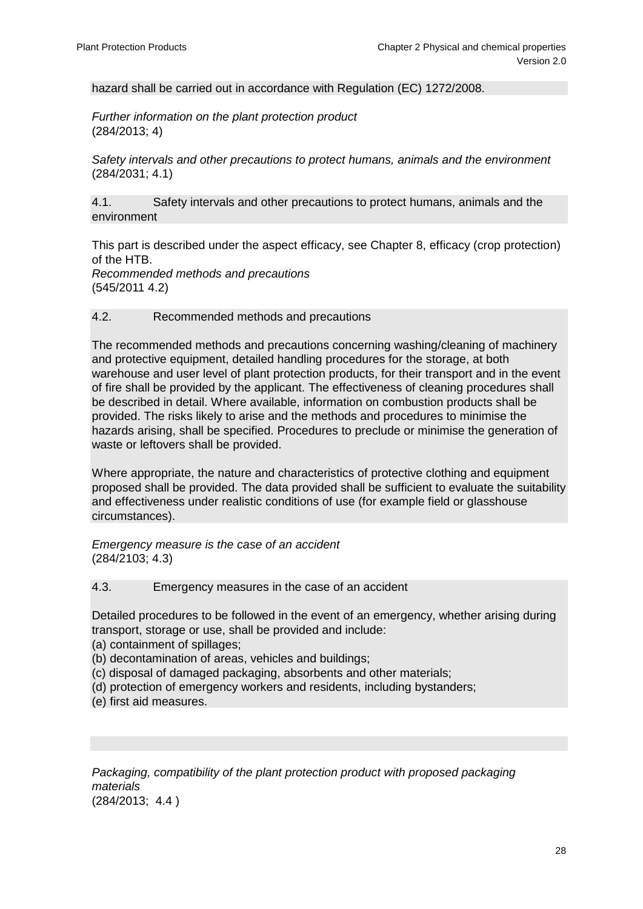hazard shall be carried out in accordance with Regulation (EC) 1272/2008.

*Further information on the plant protection product*
(284/2013; 4)

*Safety intervals and other precautions to protect humans, animals and the environment*
(284/2031; 4.1)

4.1. Safety intervals and other precautions to protect humans, animals and the environment

This part is described under the aspect efficacy, see Chapter 8, efficacy (crop protection) of the HTB.
*Recommended methods and precautions*
(545/2011 4.2)

4.2. Recommended methods and precautions

The recommended methods and precautions concerning washing/cleaning of machinery and protective equipment, detailed handling procedures for the storage, at both warehouse and user level of plant protection products, for their transport and in the event of fire shall be provided by the applicant. The effectiveness of cleaning procedures shall be described in detail. Where available, information on combustion products shall be provided. The risks likely to arise and the methods and procedures to minimise the hazards arising, shall be specified. Procedures to preclude or minimise the generation of waste or leftovers shall be provided.

Where appropriate, the nature and characteristics of protective clothing and equipment proposed shall be provided. The data provided shall be sufficient to evaluate the suitability and effectiveness under realistic conditions of use (for example field or glasshouse circumstances).

*Emergency measure is the case of an accident*
(284/2103; 4.3)

4.3. Emergency measures in the case of an accident

Detailed procedures to be followed in the event of an emergency, whether arising during transport, storage or use, shall be provided and include:
(a) containment of spillages;
(b) decontamination of areas, vehicles and buildings;
(c) disposal of damaged packaging, absorbents and other materials;
(d) protection of emergency workers and residents, including bystanders;
(e) first aid measures.

*Packaging, compatibility of the plant protection product with proposed packaging materials*
(284/2013; 4.4 )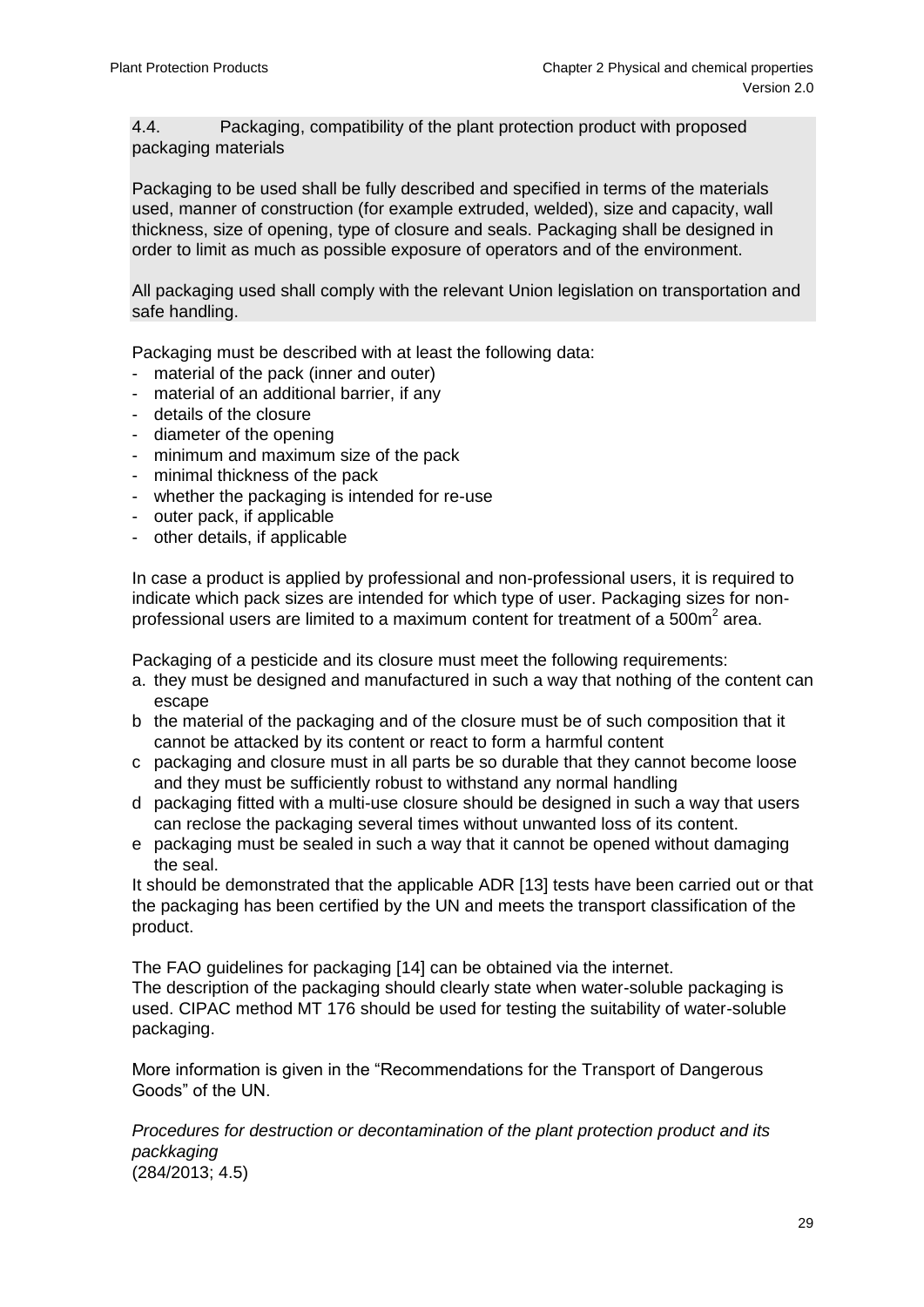4.4. Packaging, compatibility of the plant protection product with proposed packaging materials

Packaging to be used shall be fully described and specified in terms of the materials used, manner of construction (for example extruded, welded), size and capacity, wall thickness, size of opening, type of closure and seals. Packaging shall be designed in order to limit as much as possible exposure of operators and of the environment.

All packaging used shall comply with the relevant Union legislation on transportation and safe handling.

Packaging must be described with at least the following data:

- material of the pack (inner and outer)
- material of an additional barrier, if any
- details of the closure
- diameter of the opening
- minimum and maximum size of the pack
- minimal thickness of the pack
- whether the packaging is intended for re-use
- outer pack, if applicable
- other details, if applicable

In case a product is applied by professional and non-professional users, it is required to indicate which pack sizes are intended for which type of user. Packaging sizes for non-professional users are limited to a maximum content for treatment of a 500m$^2$ area.

Packaging of a pesticide and its closure must meet the following requirements:

a. they must be designed and manufactured in such a way that nothing of the content can escape
b the material of the packaging and of the closure must be of such composition that it cannot be attacked by its content or react to form a harmful content
c packaging and closure must in all parts be so durable that they cannot become loose and they must be sufficiently robust to withstand any normal handling
d packaging fitted with a multi-use closure should be designed in such a way that users can reclose the packaging several times without unwanted loss of its content.
e packaging must be sealed in such a way that it cannot be opened without damaging the seal.

It should be demonstrated that the applicable ADR [13] tests have been carried out or that the packaging has been certified by the UN and meets the transport classification of the product.

The FAO guidelines for packaging [14] can be obtained via the internet.
The description of the packaging should clearly state when water-soluble packaging is used. CIPAC method MT 176 should be used for testing the suitability of water-soluble packaging.

More information is given in the "Recommendations for the Transport of Dangerous Goods" of the UN.

*Procedures for destruction or decontamination of the plant protection product and its packkaging*
(284/2013; 4.5)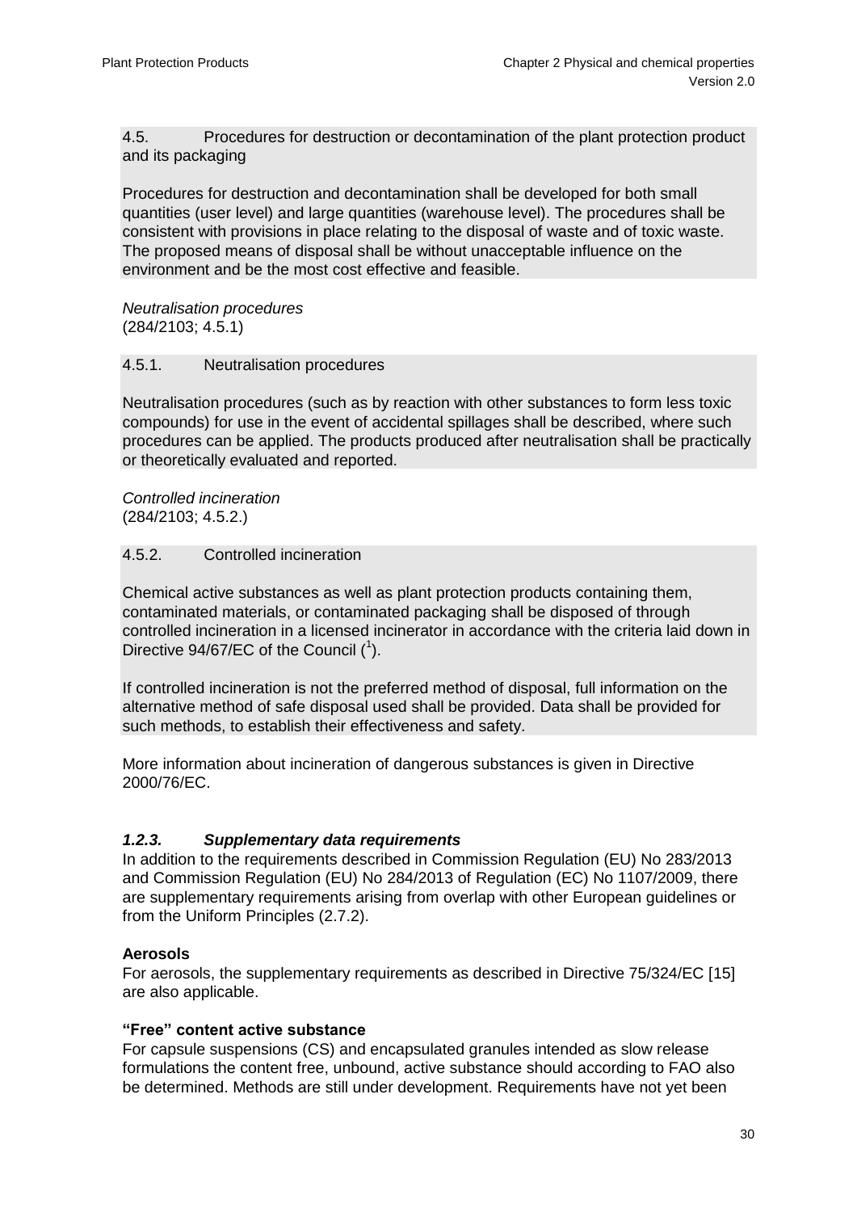4.5. Procedures for destruction or decontamination of the plant protection product and its packaging

Procedures for destruction and decontamination shall be developed for both small quantities (user level) and large quantities (warehouse level). The procedures shall be consistent with provisions in place relating to the disposal of waste and of toxic waste. The proposed means of disposal shall be without unacceptable influence on the environment and be the most cost effective and feasible.

*Neutralisation procedures*
(284/2103; 4.5.1)

4.5.1. Neutralisation procedures

Neutralisation procedures (such as by reaction with other substances to form less toxic compounds) for use in the event of accidental spillages shall be described, where such procedures can be applied. The products produced after neutralisation shall be practically or theoretically evaluated and reported.

*Controlled incineration*
(284/2103; 4.5.2.)

4.5.2. Controlled incineration

Chemical active substances as well as plant protection products containing them, contaminated materials, or contaminated packaging shall be disposed of through controlled incineration in a licensed incinerator in accordance with the criteria laid down in Directive 94/67/EC of the Council ([1]).

If controlled incineration is not the preferred method of disposal, full information on the alternative method of safe disposal used shall be provided. Data shall be provided for such methods, to establish their effectiveness and safety.

More information about incineration of dangerous substances is given in Directive 2000/76/EC.

### *1.2.3. Supplementary data requirements*

In addition to the requirements described in Commission Regulation (EU) No 283/2013 and Commission Regulation (EU) No 284/2013 of Regulation (EC) No 1107/2009, there are supplementary requirements arising from overlap with other European guidelines or from the Uniform Principles (2.7.2).

**Aerosols**

For aerosols, the supplementary requirements as described in Directive 75/324/EC [15] are also applicable.

**"Free" content active substance**

For capsule suspensions (CS) and encapsulated granules intended as slow release formulations the content free, unbound, active substance should according to FAO also be determined. Methods are still under development. Requirements have not yet been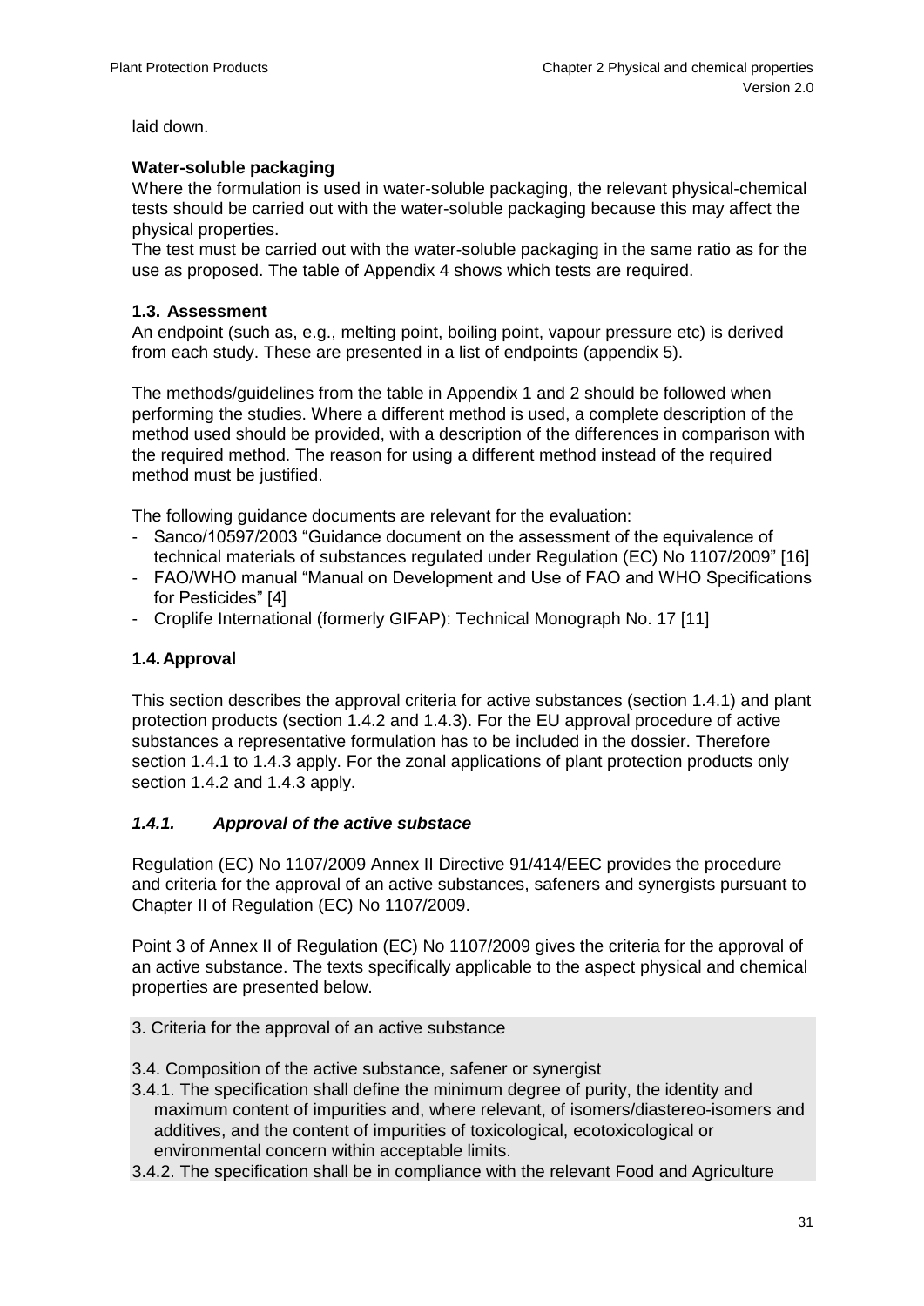laid down.

**Water-soluble packaging**
Where the formulation is used in water-soluble packaging, the relevant physical-chemical tests should be carried out with the water-soluble packaging because this may affect the physical properties.
The test must be carried out with the water-soluble packaging in the same ratio as for the use as proposed. The table of Appendix 4 shows which tests are required.

### 1.3. Assessment

An endpoint (such as, e.g., melting point, boiling point, vapour pressure etc) is derived from each study. These are presented in a list of endpoints (appendix 5).

The methods/guidelines from the table in Appendix 1 and 2 should be followed when performing the studies. Where a different method is used, a complete description of the method used should be provided, with a description of the differences in comparison with the required method. The reason for using a different method instead of the required method must be justified.

The following guidance documents are relevant for the evaluation:

- Sanco/10597/2003 “Guidance document on the assessment of the equivalence of technical materials of substances regulated under Regulation (EC) No 1107/2009” [16]
- FAO/WHO manual “Manual on Development and Use of FAO and WHO Specifications for Pesticides” [4]
- Croplife International (formerly GIFAP): Technical Monograph No. 17 [11]

### 1.4. Approval

This section describes the approval criteria for active substances (section 1.4.1) and plant protection products (section 1.4.2 and 1.4.3). For the EU approval procedure of active substances a representative formulation has to be included in the dossier. Therefore section 1.4.1 to 1.4.3 apply. For the zonal applications of plant protection products only section 1.4.2 and 1.4.3 apply.

#### *1.4.1. Approval of the active substace*

Regulation (EC) No 1107/2009 Annex II Directive 91/414/EEC provides the procedure and criteria for the approval of an active substances, safeners and synergists pursuant to Chapter II of Regulation (EC) No 1107/2009.

Point 3 of Annex II of Regulation (EC) No 1107/2009 gives the criteria for the approval of an active substance. The texts specifically applicable to the aspect physical and chemical properties are presented below.

3. Criteria for the approval of an active substance

3.4. Composition of the active substance, safener or synergist

3.4.1. The specification shall define the minimum degree of purity, the identity and maximum content of impurities and, where relevant, of isomers/diastereo-isomers and additives, and the content of impurities of toxicological, ecotoxicological or environmental concern within acceptable limits.

3.4.2. The specification shall be in compliance with the relevant Food and Agriculture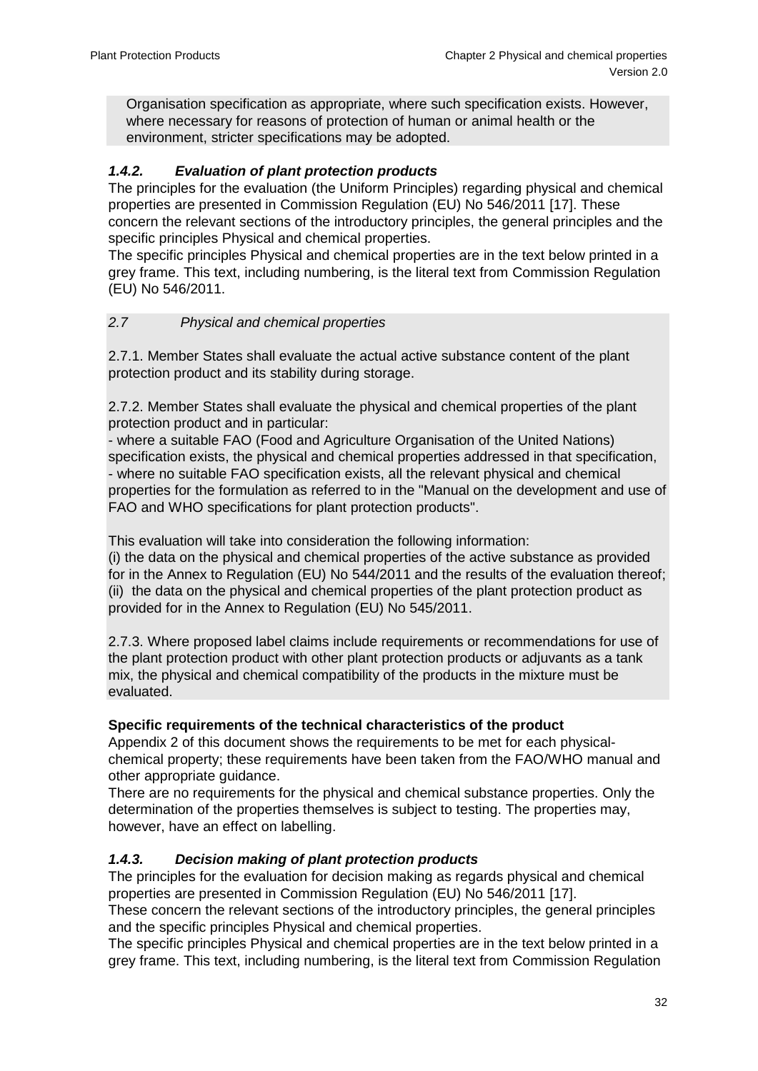Organisation specification as appropriate, where such specification exists. However, where necessary for reasons of protection of human or animal health or the environment, stricter specifications may be adopted.

### *1.4.2. Evaluation of plant protection products*

The principles for the evaluation (the Uniform Principles) regarding physical and chemical properties are presented in Commission Regulation (EU) No 546/2011 [17]. These concern the relevant sections of the introductory principles, the general principles and the specific principles Physical and chemical properties.
The specific principles Physical and chemical properties are in the text below printed in a grey frame. This text, including numbering, is the literal text from Commission Regulation (EU) No 546/2011.

*2.7 Physical and chemical properties*

2.7.1. Member States shall evaluate the actual active substance content of the plant protection product and its stability during storage.

2.7.2. Member States shall evaluate the physical and chemical properties of the plant protection product and in particular:
- where a suitable FAO (Food and Agriculture Organisation of the United Nations) specification exists, the physical and chemical properties addressed in that specification,
- where no suitable FAO specification exists, all the relevant physical and chemical properties for the formulation as referred to in the "Manual on the development and use of FAO and WHO specifications for plant protection products".

This evaluation will take into consideration the following information:
(i) the data on the physical and chemical properties of the active substance as provided for in the Annex to Regulation (EU) No 544/2011 and the results of the evaluation thereof;
(ii) the data on the physical and chemical properties of the plant protection product as provided for in the Annex to Regulation (EU) No 545/2011.

2.7.3. Where proposed label claims include requirements or recommendations for use of the plant protection product with other plant protection products or adjuvants as a tank mix, the physical and chemical compatibility of the products in the mixture must be evaluated.

**Specific requirements of the technical characteristics of the product**
Appendix 2 of this document shows the requirements to be met for each physical-chemical property; these requirements have been taken from the FAO/WHO manual and other appropriate guidance.
There are no requirements for the physical and chemical substance properties. Only the determination of the properties themselves is subject to testing. The properties may, however, have an effect on labelling.

### *1.4.3. Decision making of plant protection products*

The principles for the evaluation for decision making as regards physical and chemical properties are presented in Commission Regulation (EU) No 546/2011 [17].
These concern the relevant sections of the introductory principles, the general principles and the specific principles Physical and chemical properties.
The specific principles Physical and chemical properties are in the text below printed in a grey frame. This text, including numbering, is the literal text from Commission Regulation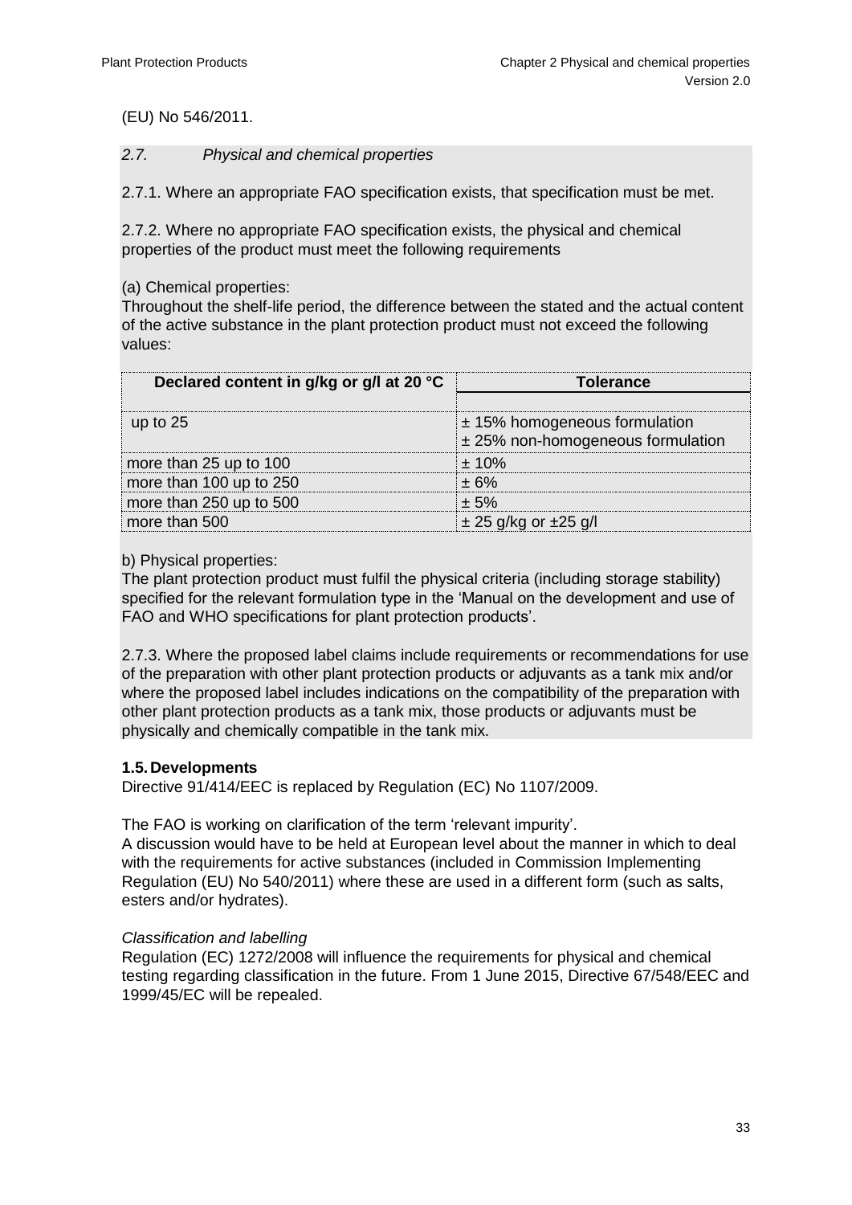(EU) No 546/2011.

*2.7. Physical and chemical properties*

2.7.1. Where an appropriate FAO specification exists, that specification must be met.

2.7.2. Where no appropriate FAO specification exists, the physical and chemical properties of the product must meet the following requirements

(a) Chemical properties:
Throughout the shelf-life period, the difference between the stated and the actual content of the active substance in the plant protection product must not exceed the following values:

| Declared content in g/kg or g/l at 20 °C | Tolerance |
|---|---|
| up to 25 | ± 15% homogeneous formulation<br>± 25% non-homogeneous formulation |
| more than 25 up to 100 | ± 10% |
| more than 100 up to 250 | ± 6% |
| more than 250 up to 500 | ± 5% |
| more than 500 | ± 25 g/kg or ±25 g/l |

b) Physical properties:
The plant protection product must fulfil the physical criteria (including storage stability) specified for the relevant formulation type in the 'Manual on the development and use of FAO and WHO specifications for plant protection products'.

2.7.3. Where the proposed label claims include requirements or recommendations for use of the preparation with other plant protection products or adjuvants as a tank mix and/or where the proposed label includes indications on the compatibility of the preparation with other plant protection products as a tank mix, those products or adjuvants must be physically and chemically compatible in the tank mix.

### 1.5. Developments

Directive 91/414/EEC is replaced by Regulation (EC) No 1107/2009.

The FAO is working on clarification of the term 'relevant impurity'.
A discussion would have to be held at European level about the manner in which to deal with the requirements for active substances (included in Commission Implementing Regulation (EU) No 540/2011) where these are used in a different form (such as salts, esters and/or hydrates).

*Classification and labelling*
Regulation (EC) 1272/2008 will influence the requirements for physical and chemical testing regarding classification in the future. From 1 June 2015, Directive 67/548/EEC and 1999/45/EC will be repealed.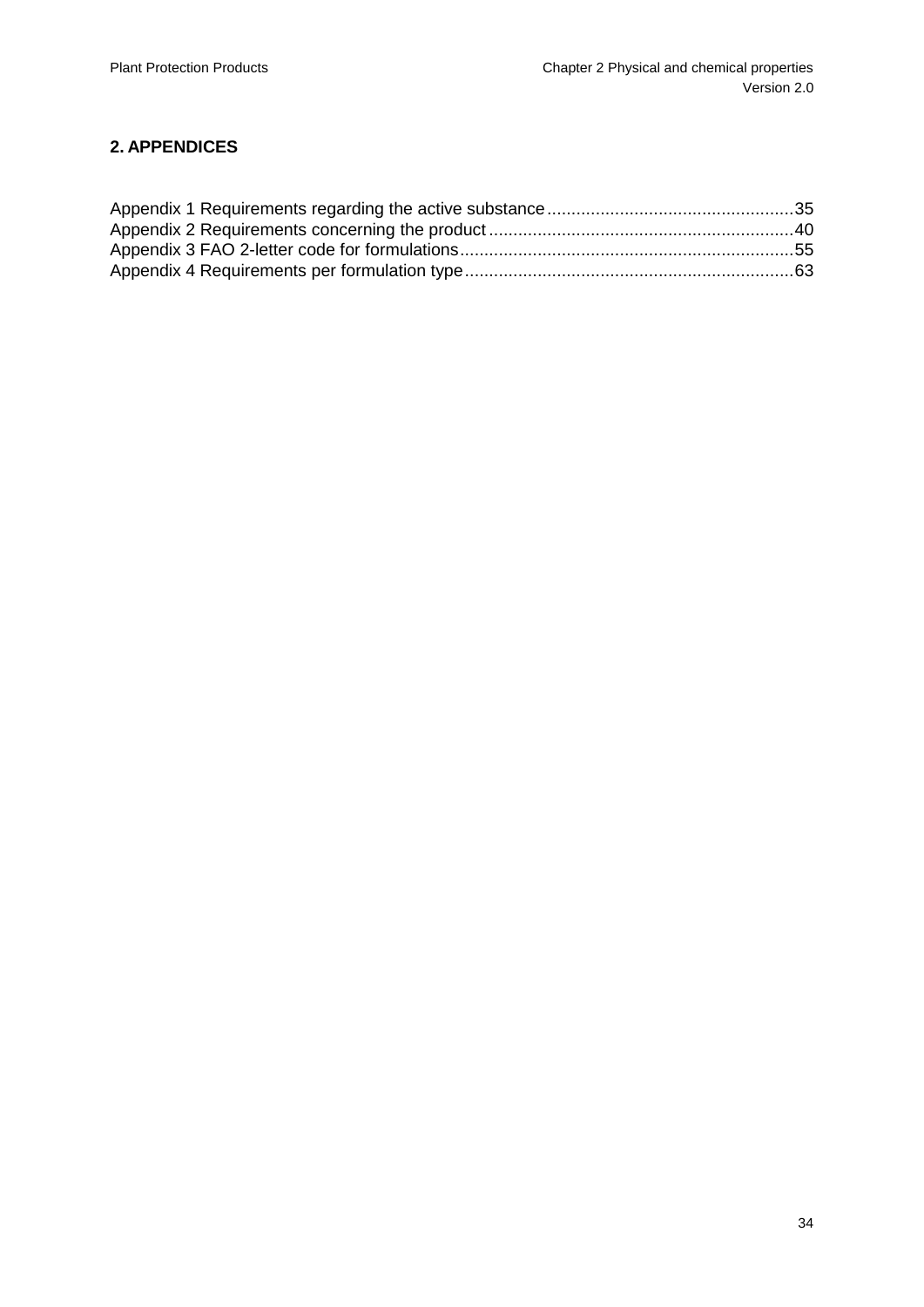## 2. APPENDICES

Appendix 1 Requirements regarding the active substance....................................................35
Appendix 2 Requirements concerning the product ...............................................................40
Appendix 3 FAO 2-letter code for formulations.....................................................................55
Appendix 4 Requirements per formulation type....................................................................63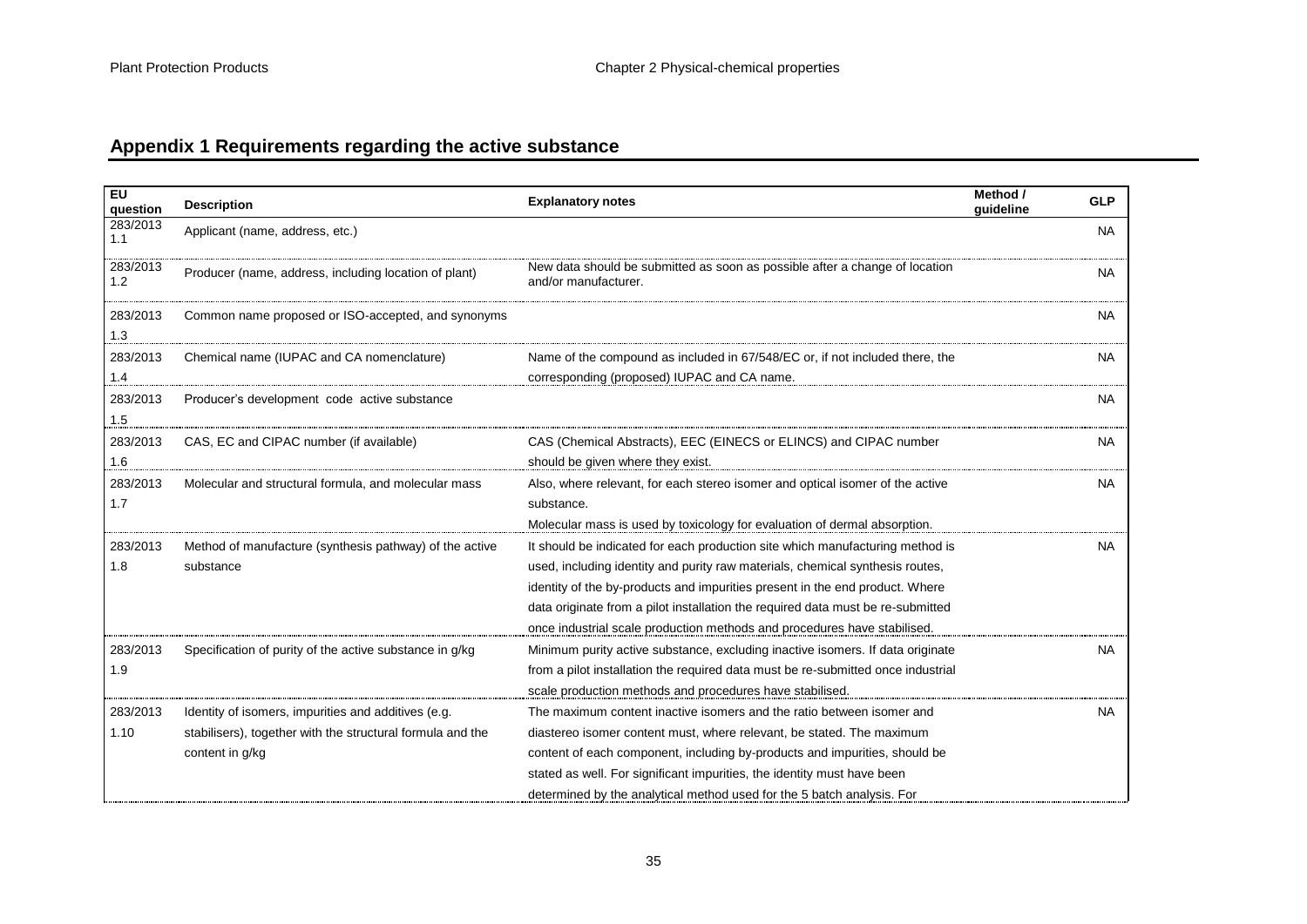## Appendix 1 Requirements regarding the active substance

| EU question | Description | Explanatory notes | Method / guideline | GLP |
|---|---|---|---|---|
| 283/2013 1.1 | Applicant (name, address, etc.) | | | NA |
| 283/2013 1.2 | Producer (name, address, including location of plant) | New data should be submitted as soon as possible after a change of location and/or manufacturer. | | NA |
| 283/2013 1.3 | Common name proposed or ISO-accepted, and synonyms | | | NA |
| 283/2013 1.4 | Chemical name (IUPAC and CA nomenclature) | Name of the compound as included in 67/548/EC or, if not included there, the corresponding (proposed) IUPAC and CA name. | | NA |
| 283/2013 1.5 | Producer's development code active substance | | | NA |
| 283/2013 1.6 | CAS, EC and CIPAC number (if available) | CAS (Chemical Abstracts), EEC (EINECS or ELINCS) and CIPAC number should be given where they exist. | | NA |
| 283/2013 1.7 | Molecular and structural formula, and molecular mass | Also, where relevant, for each stereo isomer and optical isomer of the active substance.<br>Molecular mass is used by toxicology for evaluation of dermal absorption. | | NA |
| 283/2013 1.8 | Method of manufacture (synthesis pathway) of the active substance | It should be indicated for each production site which manufacturing method is used, including identity and purity raw materials, chemical synthesis routes, identity of the by-products and impurities present in the end product. Where data originate from a pilot installation the required data must be re-submitted once industrial scale production methods and procedures have stabilised. | | NA |
| 283/2013 1.9 | Specification of purity of the active substance in g/kg | Minimum purity active substance, excluding inactive isomers. If data originate from a pilot installation the required data must be re-submitted once industrial scale production methods and procedures have stabilised. | | NA |
| 283/2013 1.10 | Identity of isomers, impurities and additives (e.g. stabilisers), together with the structural formula and the content in g/kg | The maximum content inactive isomers and the ratio between isomer and diastereo isomer content must, where relevant, be stated. The maximum content of each component, including by-products and impurities, should be stated as well. For significant impurities, the identity must have been determined by the analytical method used for the 5 batch analysis. For | | NA |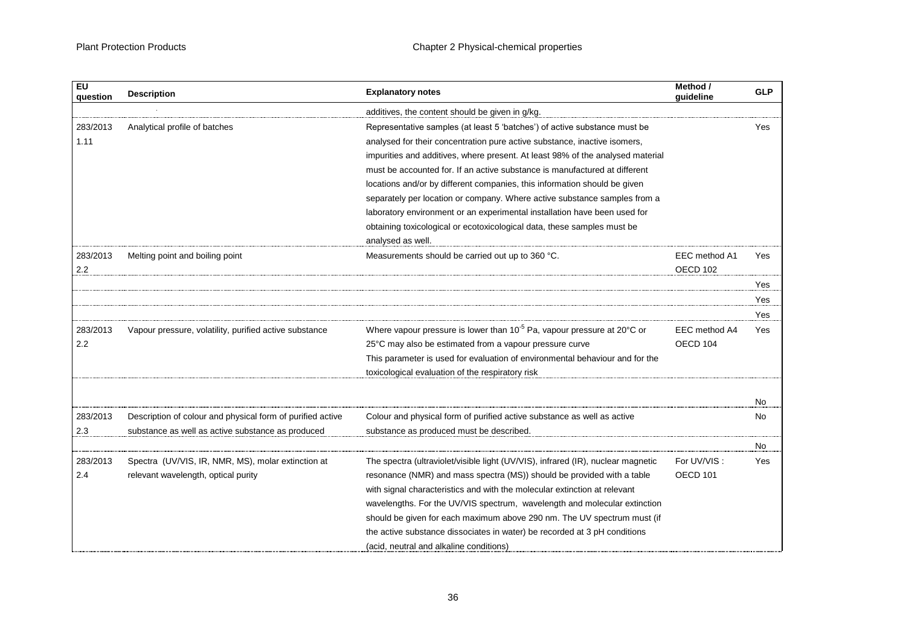| EU question | Description | Explanatory notes | Method / guideline | GLP |
|---|---|---|---|---|
| | . | additives, the content should be given in g/kg. | | |
| 283/2013 1.11 | Analytical profile of batches | Representative samples (at least 5 'batches') of active substance must be analysed for their concentration pure active substance, inactive isomers, impurities and additives, where present. At least 98% of the analysed material must be accounted for. If an active substance is manufactured at different locations and/or by different companies, this information should be given separately per location or company. Where active substance samples from a laboratory environment or an experimental installation have been used for obtaining toxicological or ecotoxicological data, these samples must be analysed as well. | | Yes |
| 283/2013 2.2 | Melting point and boiling point | Measurements should be carried out up to 360 °C. | EEC method A1 OECD 102 | Yes |
| | | | | Yes |
| | | | | Yes |
| | | | | Yes |
| 283/2013 2.2 | Vapour pressure, volatility, purified active substance | Where vapour pressure is lower than $10^{-5}$ Pa, vapour pressure at 20°C or 25°C may also be estimated from a vapour pressure curve This parameter is used for evaluation of environmental behaviour and for the toxicological evaluation of the respiratory risk | EEC method A4 OECD 104 | Yes |
| | | | | No |
| 283/2013 2.3 | Description of colour and physical form of purified active substance as well as active substance as produced | Colour and physical form of purified active substance as well as active substance as produced must be described. | | No |
| | | | | No |
| 283/2013 2.4 | Spectra (UV/VIS, IR, NMR, MS), molar extinction at relevant wavelength, optical purity | The spectra (ultraviolet/visible light (UV/VIS), infrared (IR), nuclear magnetic resonance (NMR) and mass spectra (MS)) should be provided with a table with signal characteristics and with the molecular extinction at relevant wavelengths. For the UV/VIS spectrum, wavelength and molecular extinction should be given for each maximum above 290 nm. The UV spectrum must (if the active substance dissociates in water) be recorded at 3 pH conditions (acid, neutral and alkaline conditions) | For UV/VIS : OECD 101 | Yes |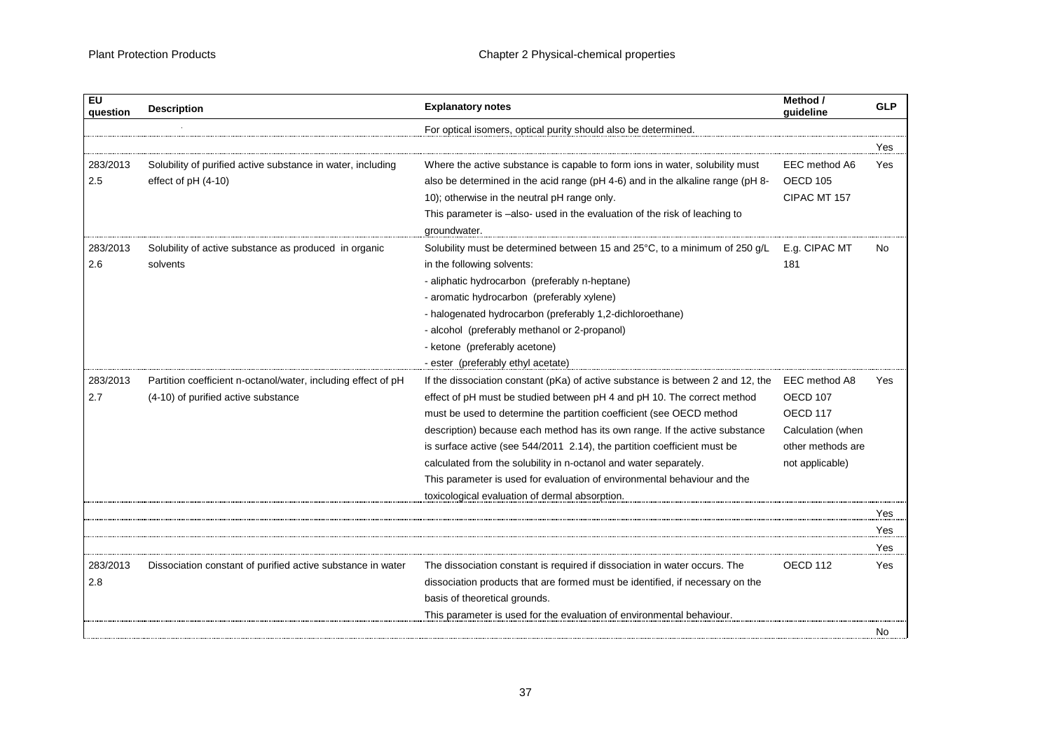| EU question | Description | Explanatory notes | Method / guideline | GLP |
|---|---|---|---|---|
| | . | For optical isomers, optical purity should also be determined. | | |
| | | | | Yes |
| 283/2013 2.5 | Solubility of purified active substance in water, including effect of pH (4-10) | Where the active substance is capable to form ions in water, solubility must also be determined in the acid range (pH 4-6) and in the alkaline range (pH 8-10); otherwise in the neutral pH range only.<br>This parameter is –also- used in the evaluation of the risk of leaching to groundwater. | EEC method A6<br>OECD 105<br>CIPAC MT 157 | Yes |
| 283/2013 2.6 | Solubility of active substance as produced in organic solvents | Solubility must be determined between 15 and 25°C, to a minimum of 250 g/L in the following solvents:<br>- aliphatic hydrocarbon (preferably n-heptane)<br>- aromatic hydrocarbon (preferably xylene)<br>- halogenated hydrocarbon (preferably 1,2-dichloroethane)<br>- alcohol (preferably methanol or 2-propanol)<br>- ketone (preferably acetone)<br>- ester (preferably ethyl acetate) | E.g. CIPAC MT 181 | No |
| 283/2013 2.7 | Partition coefficient n-octanol/water, including effect of pH (4-10) of purified active substance | If the dissociation constant (pKa) of active substance is between 2 and 12, the effect of pH must be studied between pH 4 and pH 10. The correct method must be used to determine the partition coefficient (see OECD method description) because each method has its own range. If the active substance is surface active (see 544/2011 2.14), the partition coefficient must be calculated from the solubility in n-octanol and water separately.<br>This parameter is used for evaluation of environmental behaviour and the toxicological evaluation of dermal absorption. | EEC method A8<br>OECD 107<br>OECD 117<br>Calculation (when other methods are not applicable) | Yes |
| | | | | Yes |
| | | | | Yes |
| | | | | Yes |
| 283/2013 2.8 | Dissociation constant of purified active substance in water | The dissociation constant is required if dissociation in water occurs. The dissociation products that are formed must be identified, if necessary on the basis of theoretical grounds.<br>This parameter is used for the evaluation of environmental behaviour. | OECD 112 | Yes |
| | | | | No |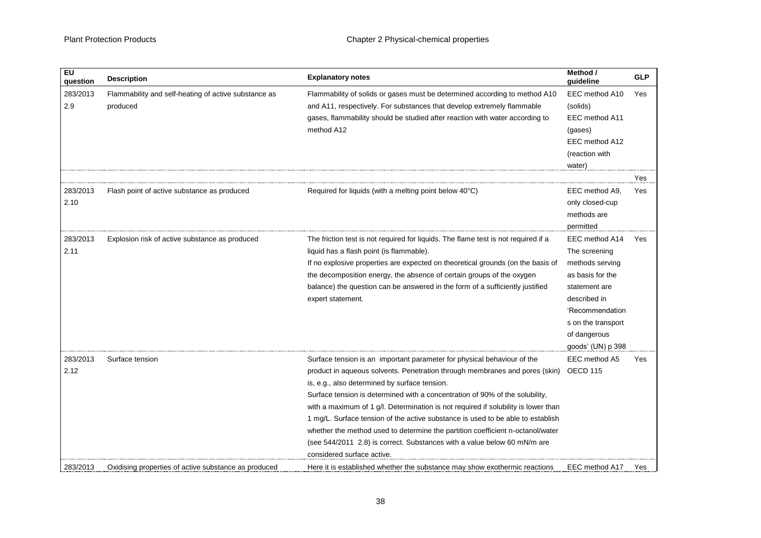| EU question | Description | Explanatory notes | Method / guideline | GLP |
|---|---|---|---|---|
| 283/2013 2.9 | Flammability and self-heating of active substance as produced | Flammability of solids or gases must be determined according to method A10 and A11, respectively. For substances that develop extremely flammable gases, flammability should be studied after reaction with water according to method A12 | EEC method A10 (solids) EEC method A11 (gases) EEC method A12 (reaction with water) | Yes |
| | | | | Yes |
| 283/2013 2.10 | Flash point of active substance as produced | Required for liquids (with a melting point below 40°C) | EEC method A9, only closed-cup methods are permitted | Yes |
| 283/2013 2.11 | Explosion risk of active substance as produced | The friction test is not required for liquids. The flame test is not required if a liquid has a flash point (is flammable).<br>If no explosive properties are expected on theoretical grounds (on the basis of the decomposition energy, the absence of certain groups of the oxygen balance) the question can be answered in the form of a sufficiently justified expert statement. | EEC method A14 The screening methods serving as basis for the statement are described in 'Recommendations on the transport of dangerous goods' (UN) p 398 | Yes |
| 283/2013 2.12 | Surface tension | Surface tension is an important parameter for physical behaviour of the product in aqueous solvents. Penetration through membranes and pores (skin) is, e.g., also determined by surface tension.<br>Surface tension is determined with a concentration of 90% of the solubility, with a maximum of 1 g/l. Determination is not required if solubility is lower than 1 mg/L. Surface tension of the active substance is used to be able to establish whether the method used to determine the partition coefficient n-octanol/water (see 544/2011 2.8) is correct. Substances with a value below 60 mN/m are considered surface active. | EEC method A5 OECD 115 | Yes |
| 283/2013 | Oxidising properties of active substance as produced | Here it is established whether the substance may show exothermic reactions | EEC method A17 | Yes |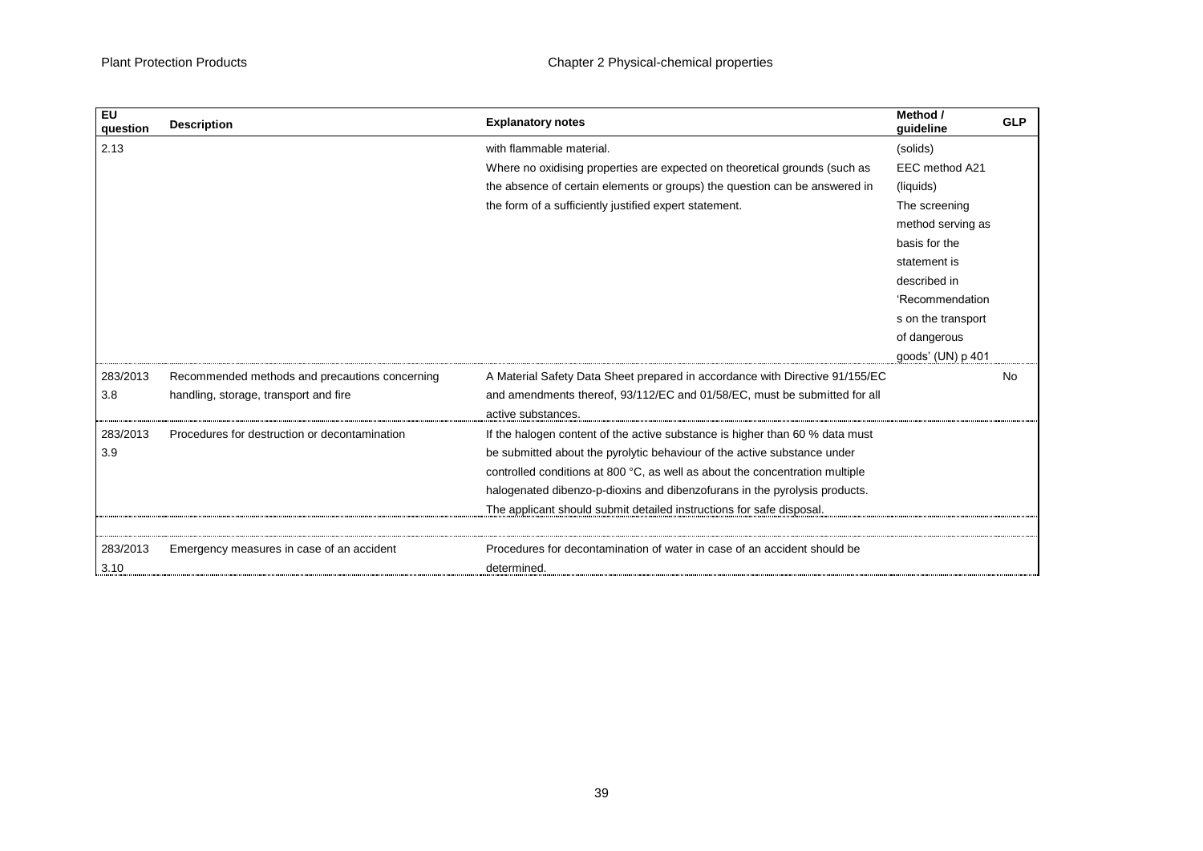| EU question | Description | Explanatory notes | Method / guideline | GLP |
|---|---|---|---|---|
| 2.13 | | with flammable material. Where no oxidising properties are expected on theoretical grounds (such as the absence of certain elements or groups) the question can be answered in the form of a sufficiently justified expert statement. | (solids) EEC method A21 (liquids) The screening method serving as basis for the statement is described in 'Recommendations on the transport of dangerous goods' (UN) p 401 | |
| 283/2013 3.8 | Recommended methods and precautions concerning handling, storage, transport and fire | A Material Safety Data Sheet prepared in accordance with Directive 91/155/EC and amendments thereof, 93/112/EC and 01/58/EC, must be submitted for all active substances. | | No |
| 283/2013 3.9 | Procedures for destruction or decontamination | If the halogen content of the active substance is higher than 60 % data must be submitted about the pyrolytic behaviour of the active substance under controlled conditions at 800 °C, as well as about the concentration multiple halogenated dibenzo-p-dioxins and dibenzofurans in the pyrolysis products. The applicant should submit detailed instructions for safe disposal. | | |
| | | | | |
| 283/2013 3.10 | Emergency measures in case of an accident | Procedures for decontamination of water in case of an accident should be determined. | | |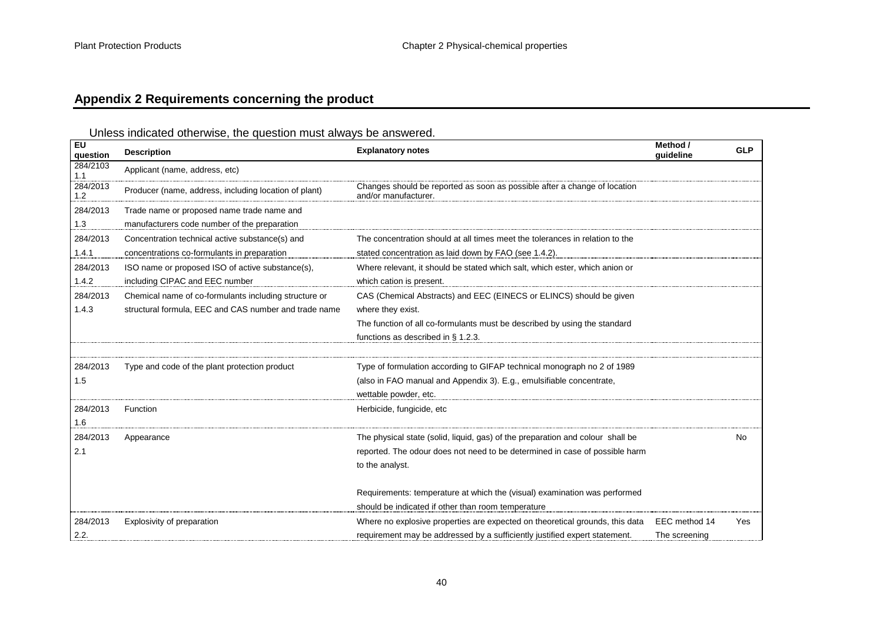## Appendix 2 Requirements concerning the product

Unless indicated otherwise, the question must always be answered.

| EU question | Description | Explanatory notes | Method / guideline | GLP |
|---|---|---|---|---|
| 284/2103 1.1 | Applicant (name, address, etc) | | | |
| 284/2013 1.2 | Producer (name, address, including location of plant) | Changes should be reported as soon as possible after a change of location and/or manufacturer. | | |
| 284/2013 1.3 | Trade name or proposed name trade name and manufacturers code number of the preparation | | | |
| 284/2013 1.4.1 | Concentration technical active substance(s) and concentrations co-formulants in preparation | The concentration should at all times meet the tolerances in relation to the stated concentration as laid down by FAO (see 1.4.2). | | |
| 284/2013 1.4.2 | ISO name or proposed ISO of active substance(s), including CIPAC and EEC number | Where relevant, it should be stated which salt, which ester, which anion or which cation is present. | | |
| 284/2013 1.4.3 | Chemical name of co-formulants including structure or structural formula, EEC and CAS number and trade name | CAS (Chemical Abstracts) and EEC (EINECS or ELINCS) should be given where they exist.<br>The function of all co-formulants must be described by using the standard functions as described in § 1.2.3. | | |
| | | | | |
| 284/2013 1.5 | Type and code of the plant protection product | Type of formulation according to GIFAP technical monograph no 2 of 1989 (also in FAO manual and Appendix 3). E.g., emulsifiable concentrate, wettable powder, etc. | | |
| 284/2013 1.6 | Function | Herbicide, fungicide, etc | | |
| 284/2013 2.1 | Appearance | The physical state (solid, liquid, gas) of the preparation and colour shall be reported. The odour does not need to be determined in case of possible harm to the analyst.<br><br>Requirements: temperature at which the (visual) examination was performed should be indicated if other than room temperature | | No |
| 284/2013 2.2. | Explosivity of preparation | Where no explosive properties are expected on theoretical grounds, this data requirement may be addressed by a sufficiently justified expert statement. | EEC method 14 The screening | Yes |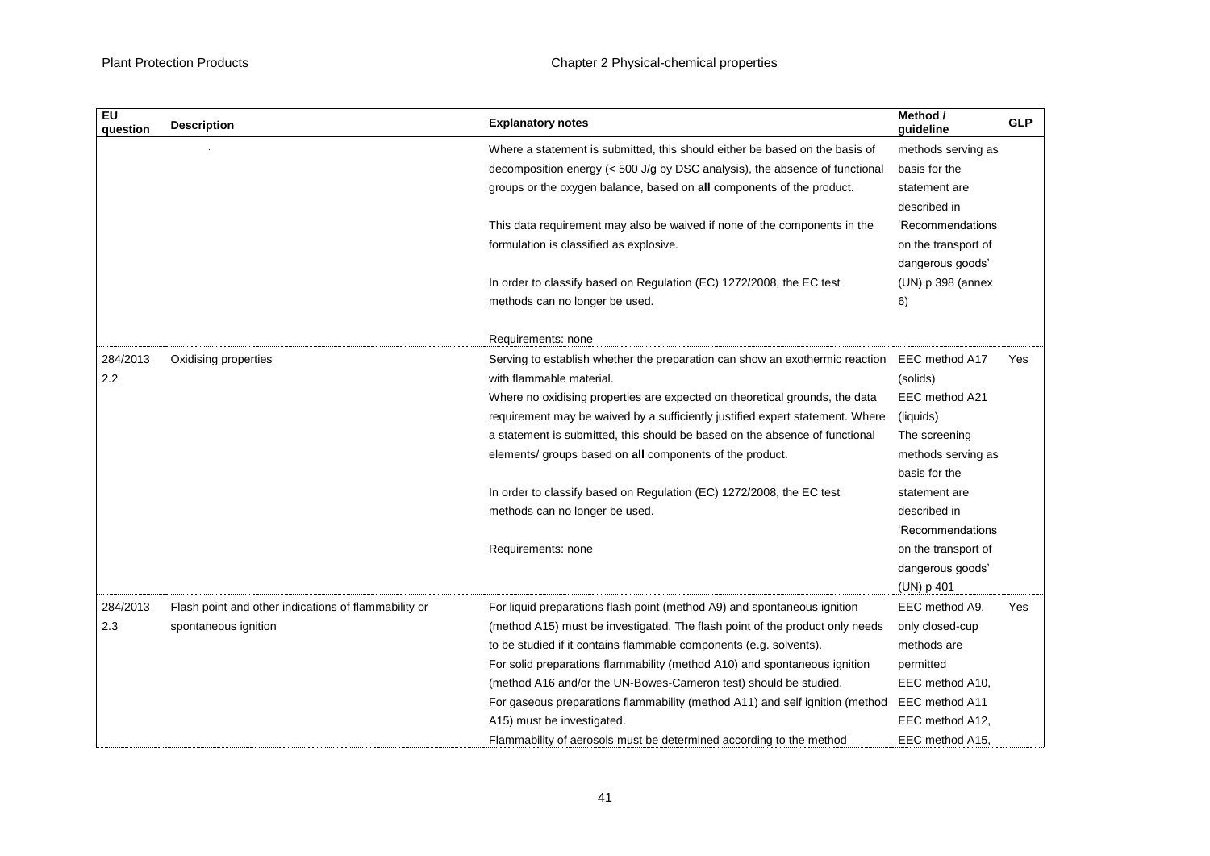| EU question | Description | Explanatory notes | Method / guideline | GLP |
|---|---|---|---|---|
| | | Where a statement is submitted, this should either be based on the basis of decomposition energy (< 500 J/g by DSC analysis), the absence of functional groups or the oxygen balance, based on **all** components of the product.<br><br>This data requirement may also be waived if none of the components in the formulation is classified as explosive.<br><br>In order to classify based on Regulation (EC) 1272/2008, the EC test methods can no longer be used.<br><br>Requirements: none | methods serving as basis for the statement are described in 'Recommendations on the transport of dangerous goods' (UN) p 398 (annex 6) | |
| 284/2013 2.2 | Oxidising properties | Serving to establish whether the preparation can show an exothermic reaction with flammable material.<br>Where no oxidising properties are expected on theoretical grounds, the data requirement may be waived by a sufficiently justified expert statement. Where a statement is submitted, this should be based on the absence of functional elements/ groups based on **all** components of the product.<br><br>In order to classify based on Regulation (EC) 1272/2008, the EC test methods can no longer be used.<br><br>Requirements: none | EEC method A17 (solids)<br>EEC method A21 (liquids)<br>The screening methods serving as basis for the statement are described in 'Recommendations on the transport of dangerous goods' (UN) p 401 | Yes |
| 284/2013 2.3 | Flash point and other indications of flammability or spontaneous ignition | For liquid preparations flash point (method A9) and spontaneous ignition (method A15) must be investigated. The flash point of the product only needs to be studied if it contains flammable components (e.g. solvents).<br>For solid preparations flammability (method A10) and spontaneous ignition (method A16 and/or the UN-Bowes-Cameron test) should be studied.<br>For gaseous preparations flammability (method A11) and self ignition (method A15) must be investigated.<br>Flammability of aerosols must be determined according to the method | EEC method A9, only closed-cup methods are permitted<br>EEC method A10,<br>EEC method A11<br>EEC method A12,<br>EEC method A15, | Yes |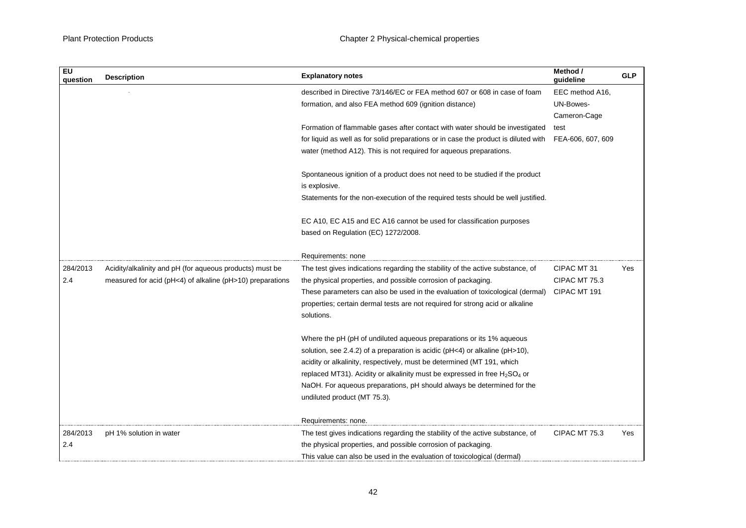| EU question | Description | Explanatory notes | Method / guideline | GLP |
|---|---|---|---|---|
| | | described in Directive 73/146/EC or FEA method 607 or 608 in case of foam formation, and also FEA method 609 (ignition distance)<br><br>Formation of flammable gases after contact with water should be investigated for liquid as well as for solid preparations or in case the product is diluted with water (method A12). This is not required for aqueous preparations.<br><br>Spontaneous ignition of a product does not need to be studied if the product is explosive.<br>Statements for the non-execution of the required tests should be well justified.<br><br>EC A10, EC A15 and EC A16 cannot be used for classification purposes based on Regulation (EC) 1272/2008.<br><br>Requirements: none | EEC method A16, UN-Bowes-Cameron-Cage test<br>FEA-606, 607, 609 | |
| 284/2013 2.4 | Acidity/alkalinity and pH (for aqueous products) must be measured for acid (pH<4) of alkaline (pH>10) preparations | The test gives indications regarding the stability of the active substance, of the physical properties, and possible corrosion of packaging.<br>These parameters can also be used in the evaluation of toxicological (dermal) properties; certain dermal tests are not required for strong acid or alkaline solutions.<br><br>Where the pH (pH of undiluted aqueous preparations or its 1% aqueous solution, see 2.4.2) of a preparation is acidic (pH<4) or alkaline (pH>10), acidity or alkalinity, respectively, must be determined (MT 191, which replaced MT31). Acidity or alkalinity must be expressed in free $H_2SO_4$ or NaOH. For aqueous preparations, pH should always be determined for the undiluted product (MT 75.3).<br><br>Requirements: none. | CIPAC MT 31<br>CIPAC MT 75.3<br>CIPAC MT 191 | Yes |
| 284/2013 2.4 | pH 1% solution in water | The test gives indications regarding the stability of the active substance, of the physical properties, and possible corrosion of packaging.<br>This value can also be used in the evaluation of toxicological (dermal) | CIPAC MT 75.3 | Yes |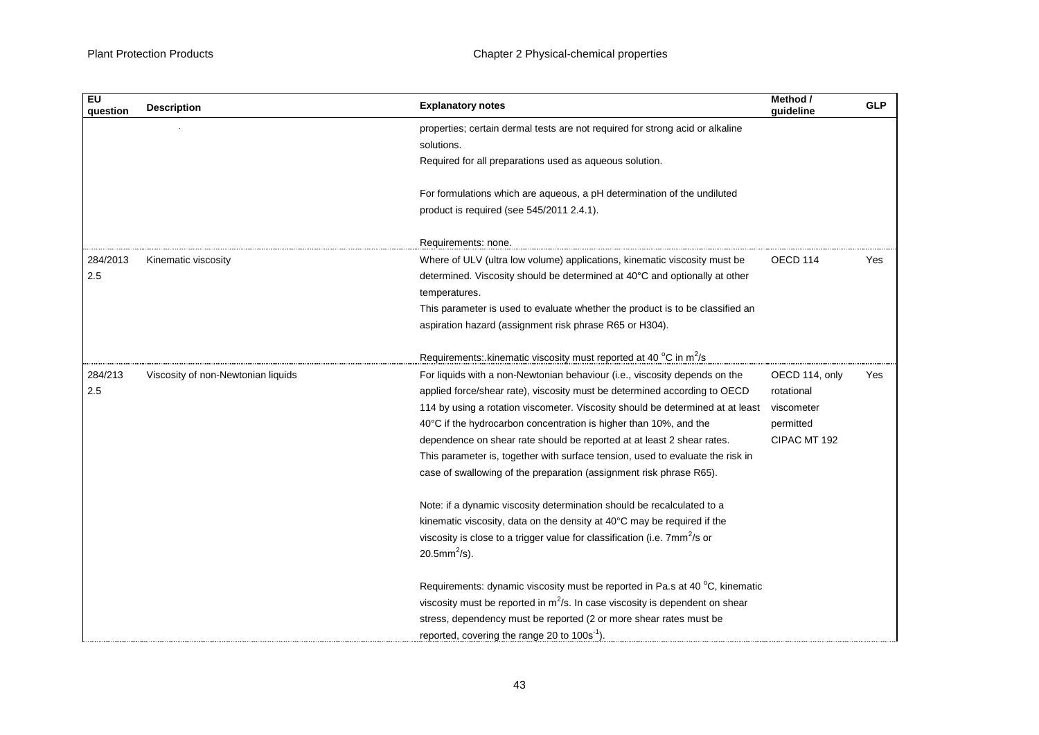| EU question | Description | Explanatory notes | Method / guideline | GLP |
|---|---|---|---|---|
| | . | properties; certain dermal tests are not required for strong acid or alkaline solutions.<br>Required for all preparations used as aqueous solution.<br><br>For formulations which are aqueous, a pH determination of the undiluted product is required (see 545/2011 2.4.1).<br><br>Requirements: none. | | |
| 284/2013 2.5 | Kinematic viscosity | Where of ULV (ultra low volume) applications, kinematic viscosity must be determined. Viscosity should be determined at 40°C and optionally at other temperatures.<br>This parameter is used to evaluate whether the product is to be classified an aspiration hazard (assignment risk phrase R65 or H304).<br><br>Requirements:.kinematic viscosity must reported at 40 °C in $m^2/s$ | OECD 114 | Yes |
| 284/213 2.5 | Viscosity of non-Newtonian liquids | For liquids with a non-Newtonian behaviour (i.e., viscosity depends on the applied force/shear rate), viscosity must be determined according to OECD 114 by using a rotation viscometer. Viscosity should be determined at at least 40°C if the hydrocarbon concentration is higher than 10%, and the dependence on shear rate should be reported at at least 2 shear rates.<br>This parameter is, together with surface tension, used to evaluate the risk in case of swallowing of the preparation (assignment risk phrase R65).<br><br>Note: if a dynamic viscosity determination should be recalculated to a kinematic viscosity, data on the density at 40°C may be required if the viscosity is close to a trigger value for classification (i.e. $7mm^2/s$ or $20.5mm^2/s$).<br><br>Requirements: dynamic viscosity must be reported in Pa.s at 40 °C, kinematic viscosity must be reported in $m^2/s$. In case viscosity is dependent on shear stress, dependency must be reported (2 or more shear rates must be reported, covering the range 20 to $100s^{-1}$). | OECD 114, only rotational viscometer permitted<br>CIPAC MT 192 | Yes |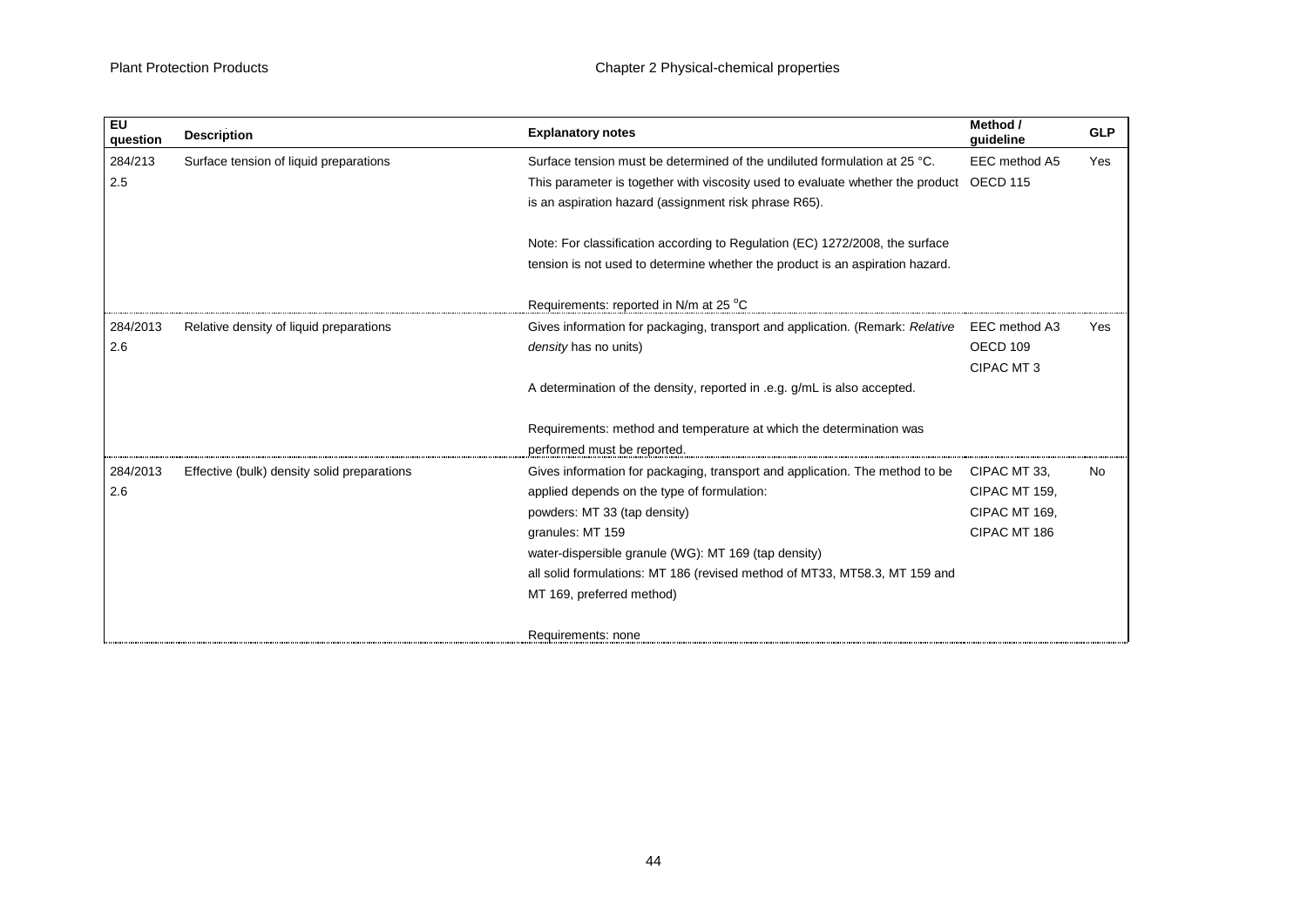| EU question | Description | Explanatory notes | Method / guideline | GLP |
|---|---|---|---|---|
| 284/213 2.5 | Surface tension of liquid preparations | Surface tension must be determined of the undiluted formulation at 25 °C. This parameter is together with viscosity used to evaluate whether the product is an aspiration hazard (assignment risk phrase R65).<br><br>Note: For classification according to Regulation (EC) 1272/2008, the surface tension is not used to determine whether the product is an aspiration hazard.<br><br>Requirements: reported in N/m at 25 °C | EEC method A5<br>OECD 115 | Yes |
| 284/2013 2.6 | Relative density of liquid preparations | Gives information for packaging, transport and application. (Remark: *Relative density* has no units)<br><br>A determination of the density, reported in .e.g. g/mL is also accepted.<br><br>Requirements: method and temperature at which the determination was performed must be reported. | EEC method A3<br>OECD 109<br>CIPAC MT 3 | Yes |
| 284/2013 2.6 | Effective (bulk) density solid preparations | Gives information for packaging, transport and application. The method to be applied depends on the type of formulation:<br>powders: MT 33 (tap density)<br>granules: MT 159<br>water-dispersible granule (WG): MT 169 (tap density)<br>all solid formulations: MT 186 (revised method of MT33, MT58.3, MT 159 and MT 169, preferred method)<br><br>Requirements: none | CIPAC MT 33,<br>CIPAC MT 159,<br>CIPAC MT 169,<br>CIPAC MT 186 | No |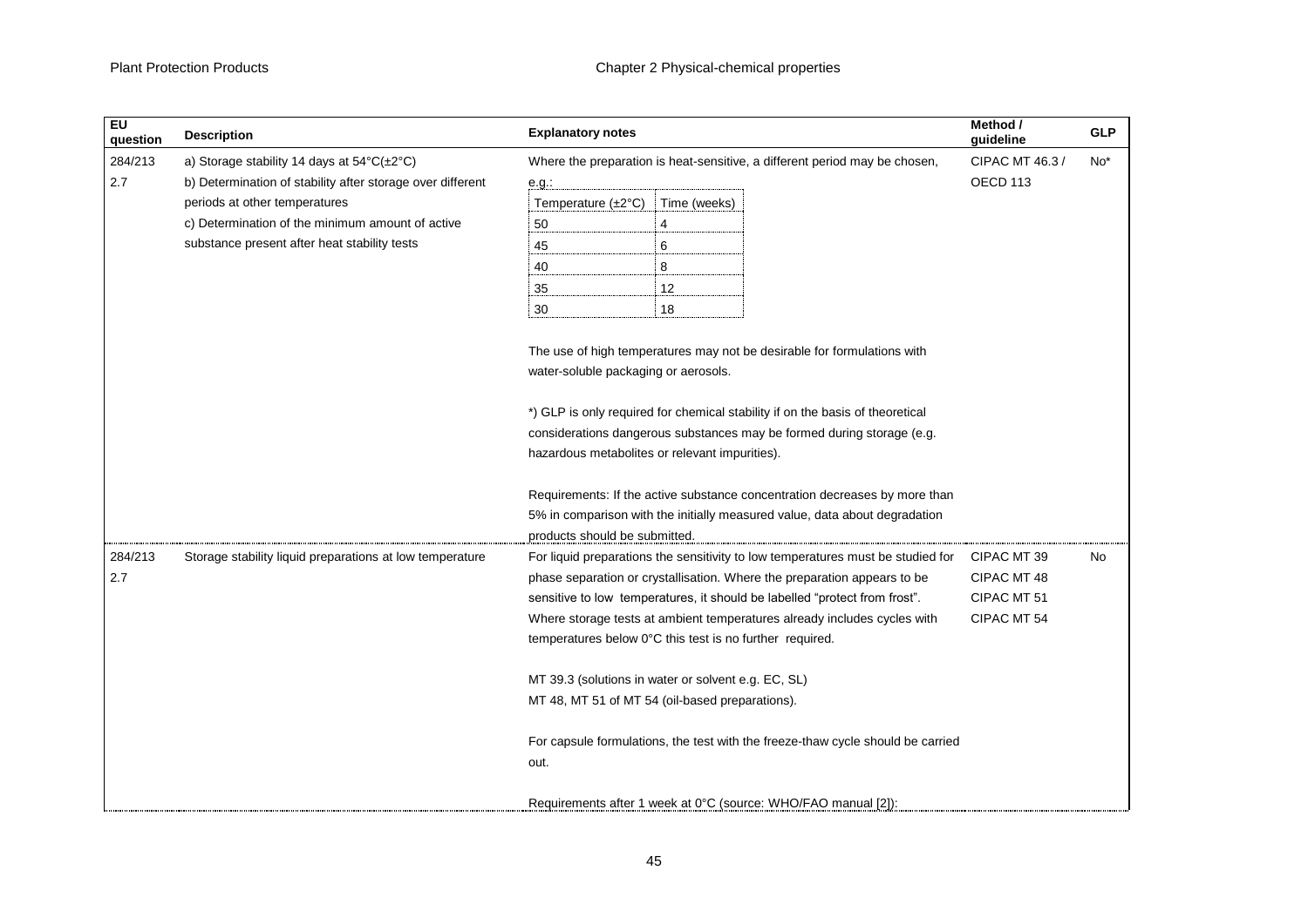| EU question | Description | Explanatory notes | Method / guideline | GLP |
|---|---|---|---|---|
| 284/213 2.7 | a) Storage stability 14 days at 54°C(±2°C) b) Determination of stability after storage over different periods at other temperatures c) Determination of the minimum amount of active substance present after heat stability tests | Where the preparation is heat-sensitive, a different period may be chosen, e.g.: <br><br> Temperature (±2°C) / Time (weeks): 50 / 4; 45 / 6; 40 / 8; 35 / 12; 30 / 18 <br><br> The use of high temperatures may not be desirable for formulations with water-soluble packaging or aerosols. <br><br> *) GLP is only required for chemical stability if on the basis of theoretical considerations dangerous substances may be formed during storage (e.g. hazardous metabolites or relevant impurities). <br><br> Requirements: If the active substance concentration decreases by more than 5% in comparison with the initially measured value, data about degradation products should be submitted. | CIPAC MT 46.3 / OECD 113 | No* |
| 284/213 2.7 | Storage stability liquid preparations at low temperature | For liquid preparations the sensitivity to low temperatures must be studied for phase separation or crystallisation. Where the preparation appears to be sensitive to low temperatures, it should be labelled "protect from frost". Where storage tests at ambient temperatures already includes cycles with temperatures below 0°C this test is no further required. <br><br> MT 39.3 (solutions in water or solvent e.g. EC, SL) <br> MT 48, MT 51 of MT 54 (oil-based preparations). <br><br> For capsule formulations, the test with the freeze-thaw cycle should be carried out. <br><br> Requirements after 1 week at 0°C (source: WHO/FAO manual [2]): | CIPAC MT 39 <br> CIPAC MT 48 <br> CIPAC MT 51 <br> CIPAC MT 54 | No |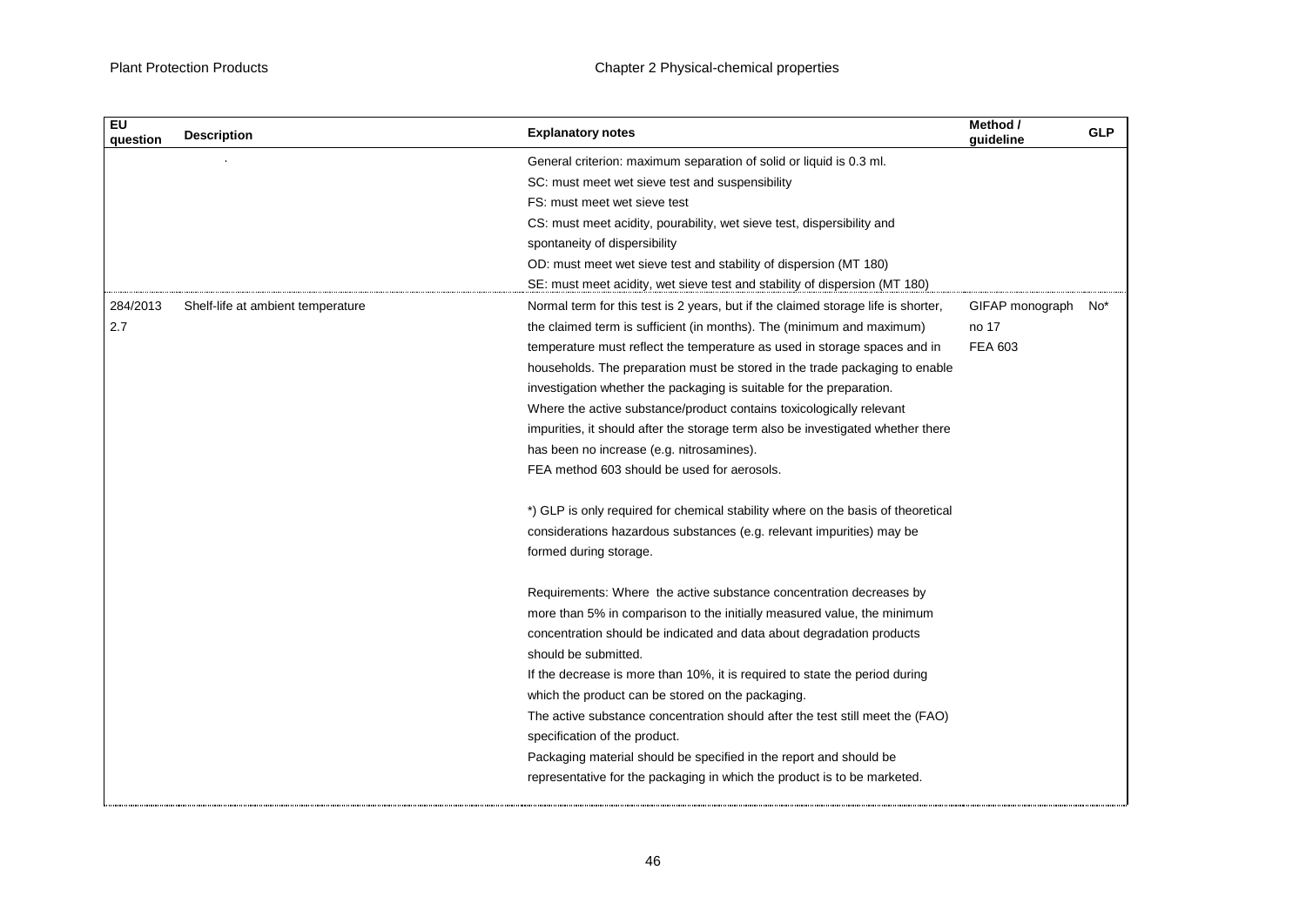| EU question | Description | Explanatory notes | Method / guideline | GLP |
|---|---|---|---|---|
| | | General criterion: maximum separation of solid or liquid is 0.3 ml.<br>SC: must meet wet sieve test and suspensibility<br>FS: must meet wet sieve test<br>CS: must meet acidity, pourability, wet sieve test, dispersibility and spontaneity of dispersibility<br>OD: must meet wet sieve test and stability of dispersion (MT 180)<br>SE: must meet acidity, wet sieve test and stability of dispersion (MT 180) | | |
| 284/2013 2.7 | Shelf-life at ambient temperature | Normal term for this test is 2 years, but if the claimed storage life is shorter, the claimed term is sufficient (in months). The (minimum and maximum) temperature must reflect the temperature as used in storage spaces and in households. The preparation must be stored in the trade packaging to enable investigation whether the packaging is suitable for the preparation.<br>Where the active substance/product contains toxicologically relevant impurities, it should after the storage term also be investigated whether there has been no increase (e.g. nitrosamines).<br>FEA method 603 should be used for aerosols.<br><br>*) GLP is only required for chemical stability where on the basis of theoretical considerations hazardous substances (e.g. relevant impurities) may be formed during storage.<br><br>Requirements: Where the active substance concentration decreases by more than 5% in comparison to the initially measured value, the minimum concentration should be indicated and data about degradation products should be submitted.<br>If the decrease is more than 10%, it is required to state the period during which the product can be stored on the packaging.<br>The active substance concentration should after the test still meet the (FAO) specification of the product.<br>Packaging material should be specified in the report and should be representative for the packaging in which the product is to be marketed. | GIFAP monograph no 17<br>FEA 603 | No* |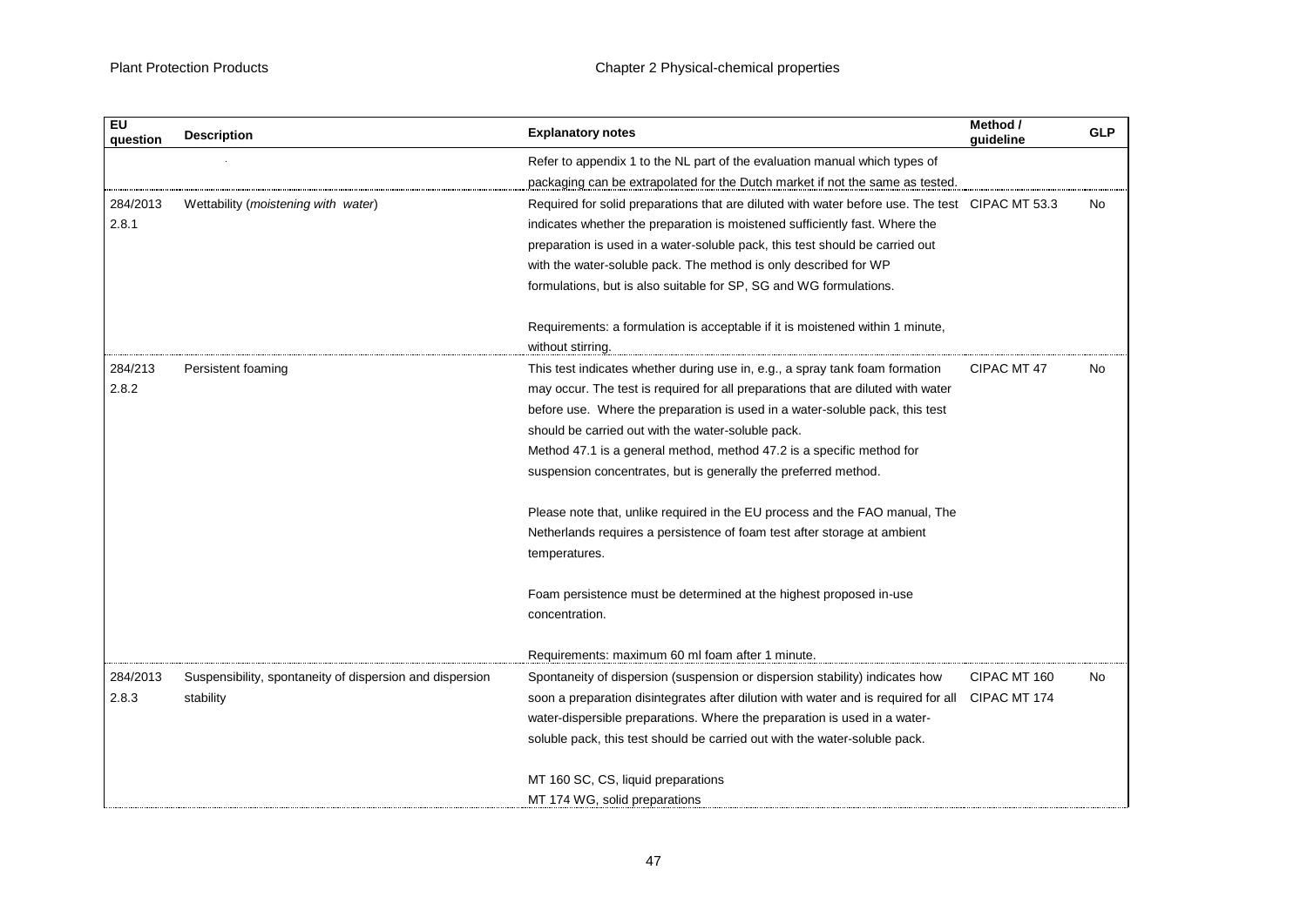| EU question | Description | Explanatory notes | Method / guideline | GLP |
|---|---|---|---|---|
| | . | Refer to appendix 1 to the NL part of the evaluation manual which types of packaging can be extrapolated for the Dutch market if not the same as tested. | | |
| 284/2013 2.8.1 | Wettability (*moistening with water*) | Required for solid preparations that are diluted with water before use. The test indicates whether the preparation is moistened sufficiently fast. Where the preparation is used in a water-soluble pack, this test should be carried out with the water-soluble pack. The method is only described for WP formulations, but is also suitable for SP, SG and WG formulations.<br><br>Requirements: a formulation is acceptable if it is moistened within 1 minute, without stirring. | CIPAC MT 53.3 | No |
| 284/213 2.8.2 | Persistent foaming | This test indicates whether during use in, e.g., a spray tank foam formation may occur. The test is required for all preparations that are diluted with water before use. Where the preparation is used in a water-soluble pack, this test should be carried out with the water-soluble pack.<br>Method 47.1 is a general method, method 47.2 is a specific method for suspension concentrates, but is generally the preferred method.<br><br>Please note that, unlike required in the EU process and the FAO manual, The Netherlands requires a persistence of foam test after storage at ambient temperatures.<br><br>Foam persistence must be determined at the highest proposed in-use concentration.<br><br>Requirements: maximum 60 ml foam after 1 minute. | CIPAC MT 47 | No |
| 284/2013 2.8.3 | Suspensibility, spontaneity of dispersion and dispersion stability | Spontaneity of dispersion (suspension or dispersion stability) indicates how soon a preparation disintegrates after dilution with water and is required for all water-dispersible preparations. Where the preparation is used in a water-soluble pack, this test should be carried out with the water-soluble pack.<br><br>MT 160 SC, CS, liquid preparations<br>MT 174 WG, solid preparations | CIPAC MT 160<br>CIPAC MT 174 | No |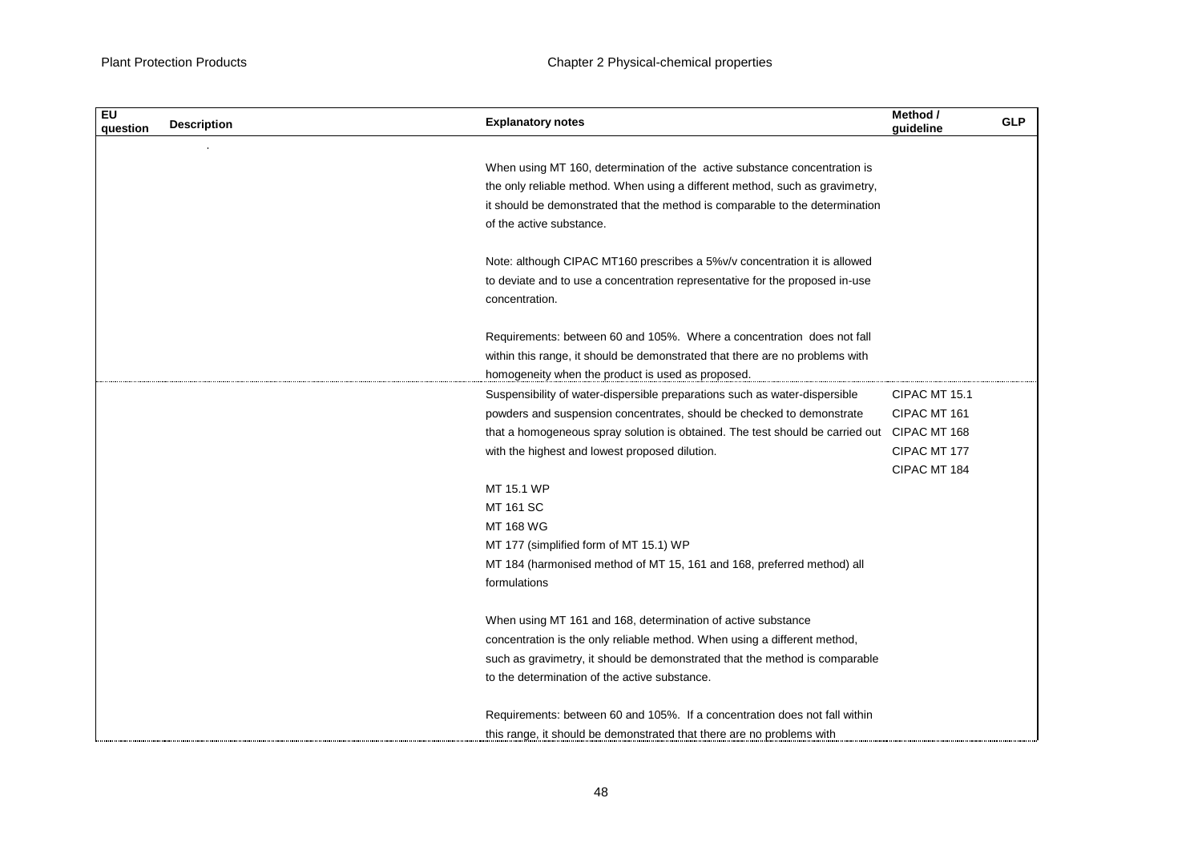| EU question | Description | Explanatory notes | Method / guideline | GLP |
|---|---|---|---|---|
| | | When using MT 160, determination of the active substance concentration is the only reliable method. When using a different method, such as gravimetry, it should be demonstrated that the method is comparable to the determination of the active substance.<br><br>Note: although CIPAC MT160 prescribes a 5%v/v concentration it is allowed to deviate and to use a concentration representative for the proposed in-use concentration.<br><br>Requirements: between 60 and 105%. Where a concentration does not fall within this range, it should be demonstrated that there are no problems with homogeneity when the product is used as proposed. | | |
| | | Suspensibility of water-dispersible preparations such as water-dispersible powders and suspension concentrates, should be checked to demonstrate that a homogeneous spray solution is obtained. The test should be carried out with the highest and lowest proposed dilution.<br><br>MT 15.1 WP<br>MT 161 SC<br>MT 168 WG<br>MT 177 (simplified form of MT 15.1) WP<br>MT 184 (harmonised method of MT 15, 161 and 168, preferred method) all formulations<br><br>When using MT 161 and 168, determination of active substance concentration is the only reliable method. When using a different method, such as gravimetry, it should be demonstrated that the method is comparable to the determination of the active substance.<br><br>Requirements: between 60 and 105%. If a concentration does not fall within this range, it should be demonstrated that there are no problems with | CIPAC MT 15.1<br>CIPAC MT 161<br>CIPAC MT 168<br>CIPAC MT 177<br>CIPAC MT 184 | |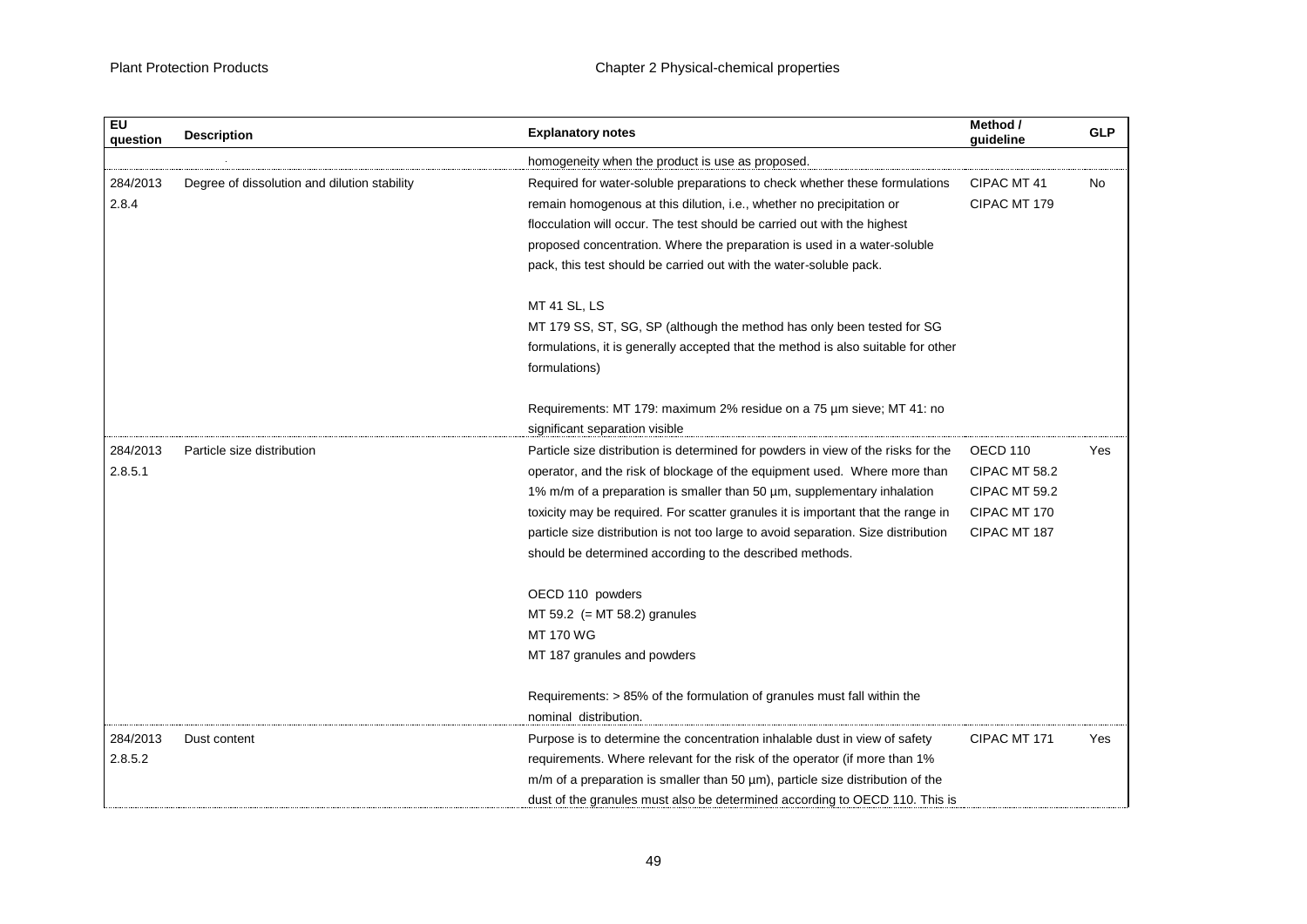| EU question | Description | Explanatory notes | Method / guideline | GLP |
|---|---|---|---|---|
| | | homogeneity when the product is use as proposed. | | |
| 284/2013 2.8.4 | Degree of dissolution and dilution stability | Required for water-soluble preparations to check whether these formulations remain homogenous at this dilution, i.e., whether no precipitation or flocculation will occur. The test should be carried out with the highest proposed concentration. Where the preparation is used in a water-soluble pack, this test should be carried out with the water-soluble pack.<br><br>MT 41 SL, LS<br>MT 179 SS, ST, SG, SP (although the method has only been tested for SG formulations, it is generally accepted that the method is also suitable for other formulations)<br><br>Requirements: MT 179: maximum 2% residue on a 75 µm sieve; MT 41: no significant separation visible | CIPAC MT 41<br>CIPAC MT 179 | No |
| 284/2013 2.8.5.1 | Particle size distribution | Particle size distribution is determined for powders in view of the risks for the operator, and the risk of blockage of the equipment used. Where more than 1% m/m of a preparation is smaller than 50 µm, supplementary inhalation toxicity may be required. For scatter granules it is important that the range in particle size distribution is not too large to avoid separation. Size distribution should be determined according to the described methods.<br><br>OECD 110 powders<br>MT 59.2 (= MT 58.2) granules<br>MT 170 WG<br>MT 187 granules and powders<br><br>Requirements: > 85% of the formulation of granules must fall within the nominal distribution. | OECD 110<br>CIPAC MT 58.2<br>CIPAC MT 59.2<br>CIPAC MT 170<br>CIPAC MT 187 | Yes |
| 284/2013 2.8.5.2 | Dust content | Purpose is to determine the concentration inhalable dust in view of safety requirements. Where relevant for the risk of the operator (if more than 1% m/m of a preparation is smaller than 50 µm), particle size distribution of the dust of the granules must also be determined according to OECD 110. This is | CIPAC MT 171 | Yes |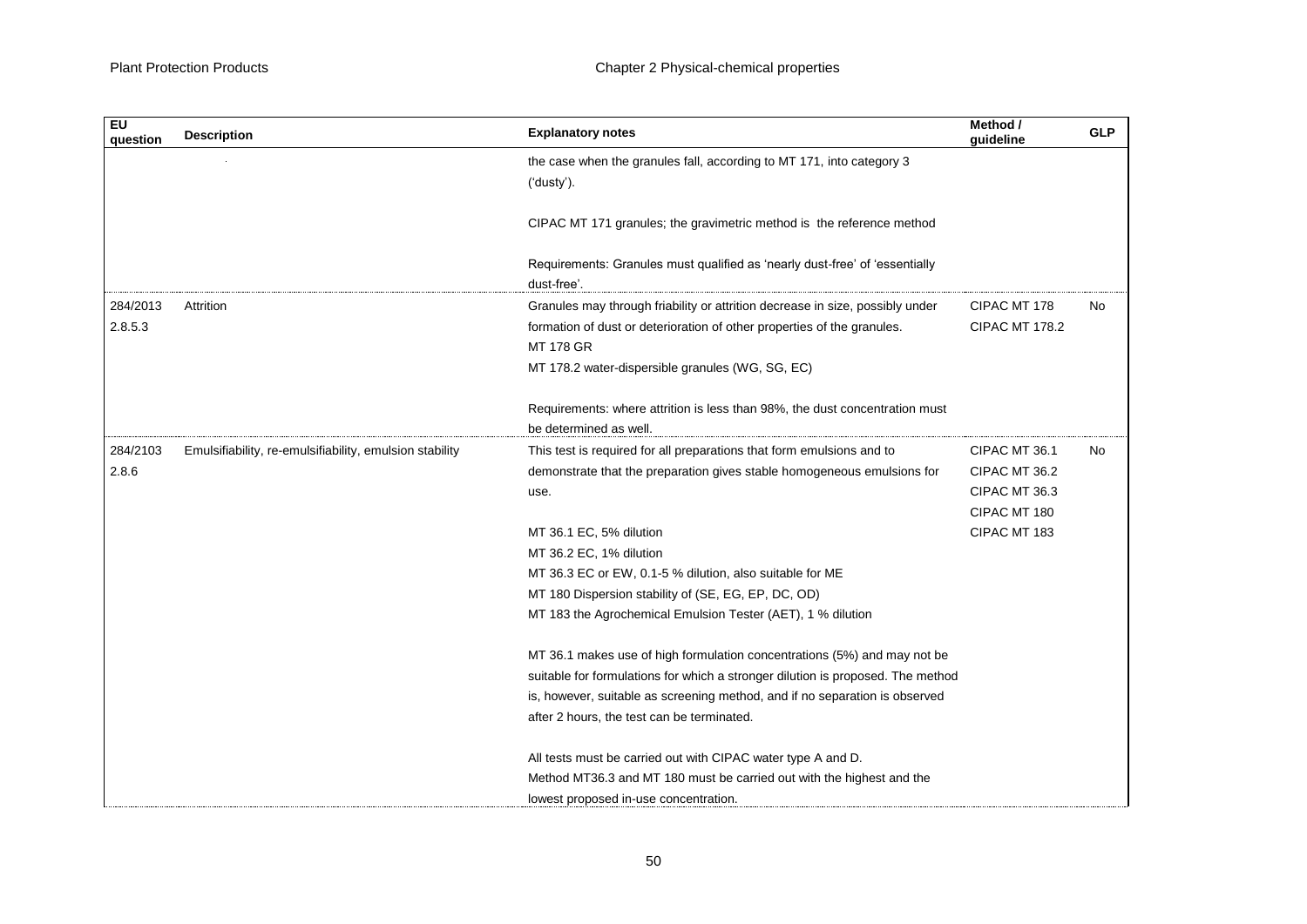| EU question | Description | Explanatory notes | Method / guideline | GLP |
|---|---|---|---|---|
| | | the case when the granules fall, according to MT 171, into category 3 ('dusty').<br><br>CIPAC MT 171 granules; the gravimetric method is the reference method<br><br>Requirements: Granules must qualified as 'nearly dust-free' of 'essentially dust-free'. | | |
| 284/2013 2.8.5.3 | Attrition | Granules may through friability or attrition decrease in size, possibly under formation of dust or deterioration of other properties of the granules.<br>MT 178 GR<br>MT 178.2 water-dispersible granules (WG, SG, EC)<br><br>Requirements: where attrition is less than 98%, the dust concentration must be determined as well. | CIPAC MT 178<br>CIPAC MT 178.2 | No |
| 284/2103 2.8.6 | Emulsifiability, re-emulsifiability, emulsion stability | This test is required for all preparations that form emulsions and to demonstrate that the preparation gives stable homogeneous emulsions for use.<br><br>MT 36.1 EC, 5% dilution<br>MT 36.2 EC, 1% dilution<br>MT 36.3 EC or EW, 0.1-5 % dilution, also suitable for ME<br>MT 180 Dispersion stability of (SE, EG, EP, DC, OD)<br>MT 183 the Agrochemical Emulsion Tester (AET), 1 % dilution<br><br>MT 36.1 makes use of high formulation concentrations (5%) and may not be suitable for formulations for which a stronger dilution is proposed. The method is, however, suitable as screening method, and if no separation is observed after 2 hours, the test can be terminated.<br><br>All tests must be carried out with CIPAC water type A and D.<br>Method MT36.3 and MT 180 must be carried out with the highest and the lowest proposed in-use concentration. | CIPAC MT 36.1<br>CIPAC MT 36.2<br>CIPAC MT 36.3<br>CIPAC MT 180<br>CIPAC MT 183 | No |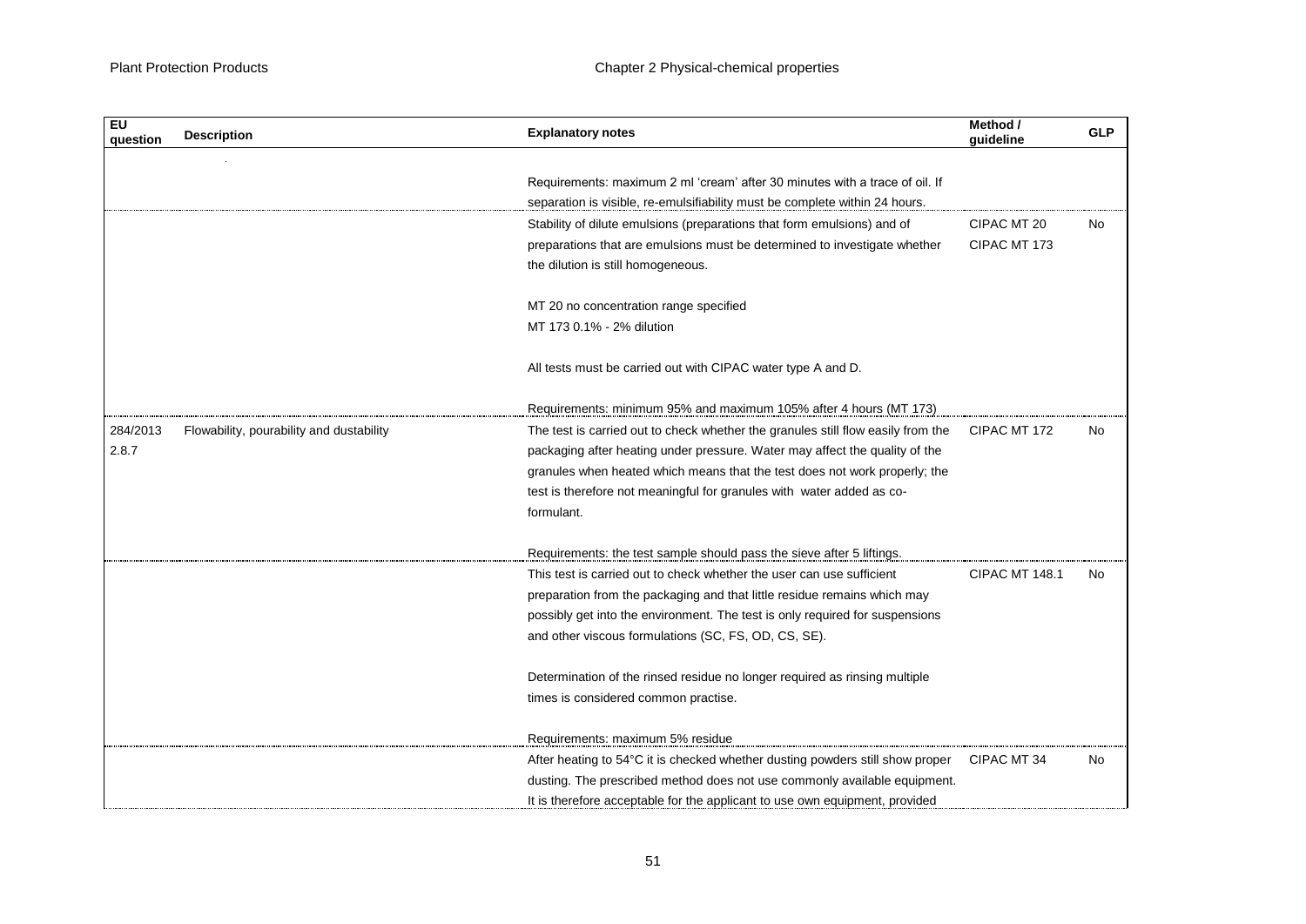| EU question | Description | Explanatory notes | Method / guideline | GLP |
|---|---|---|---|---|
| | | Requirements: maximum 2 ml 'cream' after 30 minutes with a trace of oil. If separation is visible, re-emulsifiability must be complete within 24 hours. | | |
| | | Stability of dilute emulsions (preparations that form emulsions) and of preparations that are emulsions must be determined to investigate whether the dilution is still homogeneous.<br><br>MT 20 no concentration range specified<br>MT 173 0.1% - 2% dilution<br><br>All tests must be carried out with CIPAC water type A and D.<br><br>Requirements: minimum 95% and maximum 105% after 4 hours (MT 173) | CIPAC MT 20<br>CIPAC MT 173 | No |
| 284/2013 2.8.7 | Flowability, pourability and dustability | The test is carried out to check whether the granules still flow easily from the packaging after heating under pressure. Water may affect the quality of the granules when heated which means that the test does not work properly; the test is therefore not meaningful for granules with water added as co-formulant.<br><br>Requirements: the test sample should pass the sieve after 5 liftings. | CIPAC MT 172 | No |
| | | This test is carried out to check whether the user can use sufficient preparation from the packaging and that little residue remains which may possibly get into the environment. The test is only required for suspensions and other viscous formulations (SC, FS, OD, CS, SE).<br><br>Determination of the rinsed residue no longer required as rinsing multiple times is considered common practise.<br><br>Requirements: maximum 5% residue | CIPAC MT 148.1 | No |
| | | After heating to 54°C it is checked whether dusting powders still show proper dusting. The prescribed method does not use commonly available equipment. It is therefore acceptable for the applicant to use own equipment, provided | CIPAC MT 34 | No |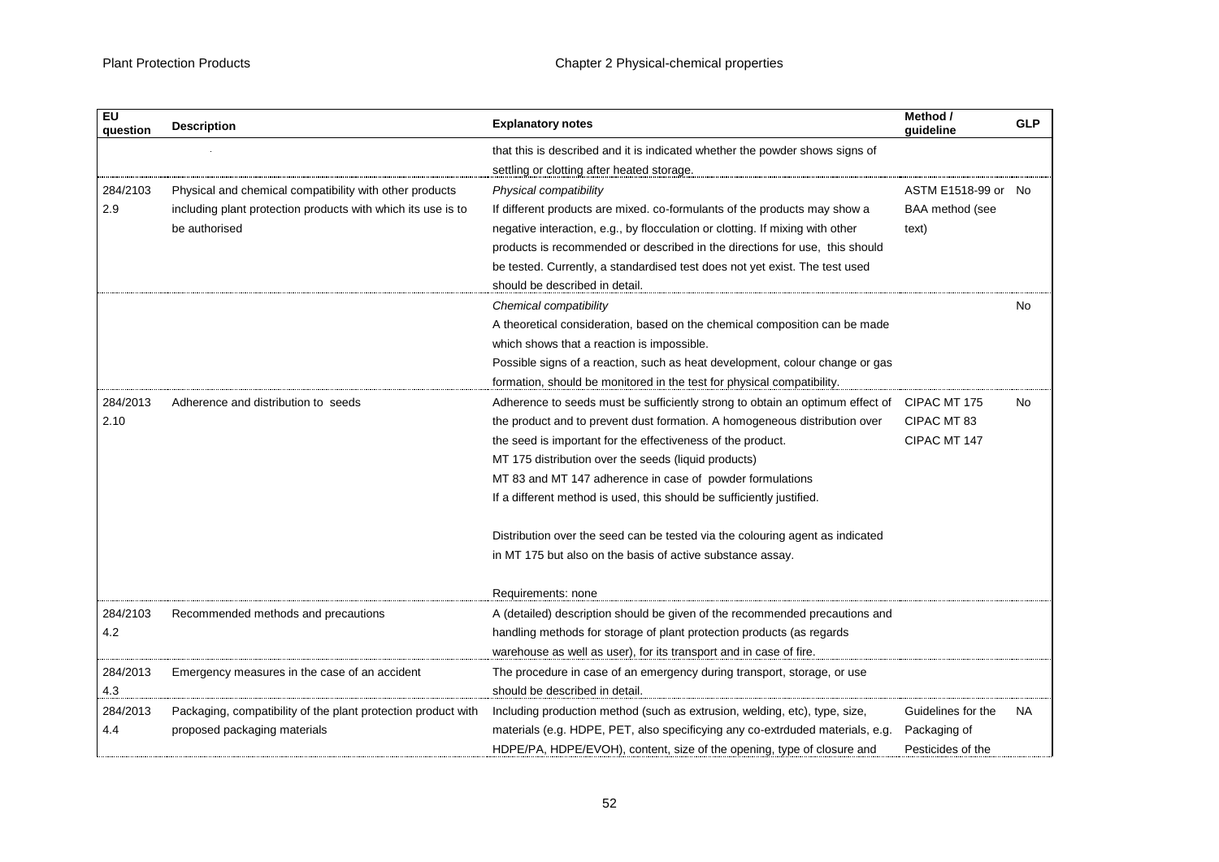| EU question | Description | Explanatory notes | Method / guideline | GLP |
|---|---|---|---|---|
| | | that this is described and it is indicated whether the powder shows signs of settling or clotting after heated storage. | | |
| 284/2103 2.9 | Physical and chemical compatibility with other products including plant protection products with which its use is to be authorised | *Physical compatibility* If different products are mixed. co-formulants of the products may show a negative interaction, e.g., by flocculation or clotting. If mixing with other products is recommended or described in the directions for use, this should be tested. Currently, a standardised test does not yet exist. The test used should be described in detail. | ASTM E1518-99 or BAA method (see text) | No |
| | | *Chemical compatibility* A theoretical consideration, based on the chemical composition can be made which shows that a reaction is impossible. Possible signs of a reaction, such as heat development, colour change or gas formation, should be monitored in the test for physical compatibility. | | No |
| 284/2013 2.10 | Adherence and distribution to seeds | Adherence to seeds must be sufficiently strong to obtain an optimum effect of the product and to prevent dust formation. A homogeneous distribution over the seed is important for the effectiveness of the product. MT 175 distribution over the seeds (liquid products) MT 83 and MT 147 adherence in case of powder formulations If a different method is used, this should be sufficiently justified. Distribution over the seed can be tested via the colouring agent as indicated in MT 175 but also on the basis of active substance assay. Requirements: none | CIPAC MT 175 CIPAC MT 83 CIPAC MT 147 | No |
| 284/2103 4.2 | Recommended methods and precautions | A (detailed) description should be given of the recommended precautions and handling methods for storage of plant protection products (as regards warehouse as well as user), for its transport and in case of fire. | | |
| 284/2013 4.3 | Emergency measures in the case of an accident | The procedure in case of an emergency during transport, storage, or use should be described in detail. | | |
| 284/2013 4.4 | Packaging, compatibility of the plant protection product with proposed packaging materials | Including production method (such as extrusion, welding, etc), type, size, materials (e.g. HDPE, PET, also specificying any co-extrduded materials, e.g. HDPE/PA, HDPE/EVOH), content, size of the opening, type of closure and | Guidelines for the Packaging of Pesticides of the | NA |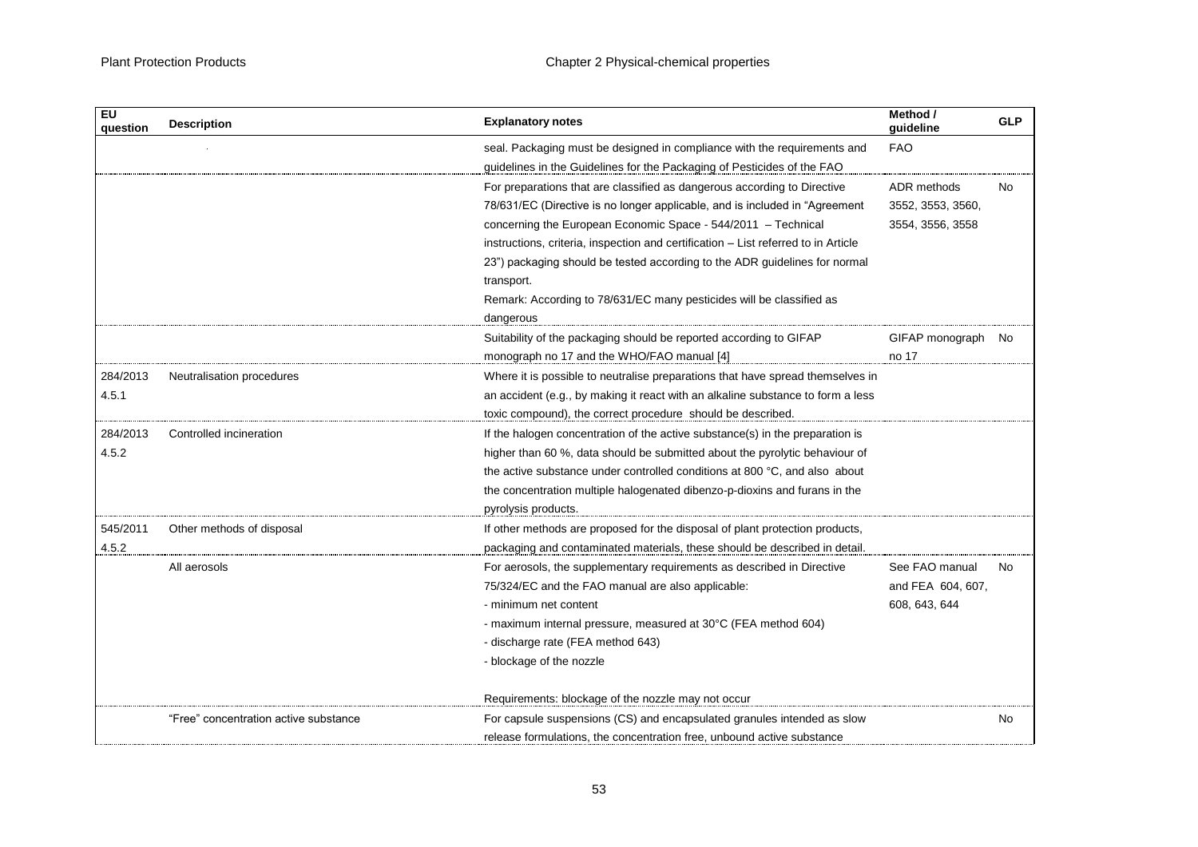| EU question | Description | Explanatory notes | Method / guideline | GLP |
|---|---|---|---|---|
| | | seal. Packaging must be designed in compliance with the requirements and guidelines in the Guidelines for the Packaging of Pesticides of the FAO | FAO | |
| | | For preparations that are classified as dangerous according to Directive 78/631/EC (Directive is no longer applicable, and is included in “Agreement concerning the European Economic Space - 544/2011 – Technical instructions, criteria, inspection and certification – List referred to in Article 23”) packaging should be tested according to the ADR guidelines for normal transport.<br>Remark: According to 78/631/EC many pesticides will be classified as dangerous | ADR methods 3552, 3553, 3560, 3554, 3556, 3558 | No |
| | | Suitability of the packaging should be reported according to GIFAP monograph no 17 and the WHO/FAO manual [4] | GIFAP monograph no 17 | No |
| 284/2013 4.5.1 | Neutralisation procedures | Where it is possible to neutralise preparations that have spread themselves in an accident (e.g., by making it react with an alkaline substance to form a less toxic compound), the correct procedure should be described. | | |
| 284/2013 4.5.2 | Controlled incineration | If the halogen concentration of the active substance(s) in the preparation is higher than 60 %, data should be submitted about the pyrolytic behaviour of the active substance under controlled conditions at 800 °C, and also about the concentration multiple halogenated dibenzo-p-dioxins and furans in the pyrolysis products. | | |
| 545/2011 4.5.2 | Other methods of disposal | If other methods are proposed for the disposal of plant protection products, packaging and contaminated materials, these should be described in detail. | | |
| | All aerosols | For aerosols, the supplementary requirements as described in Directive 75/324/EC and the FAO manual are also applicable:<br>- minimum net content<br>- maximum internal pressure, measured at 30°C (FEA method 604)<br>- discharge rate (FEA method 643)<br>- blockage of the nozzle<br><br>Requirements: blockage of the nozzle may not occur | See FAO manual and FEA 604, 607, 608, 643, 644 | No |
| | “Free” concentration active substance | For capsule suspensions (CS) and encapsulated granules intended as slow release formulations, the concentration free, unbound active substance | | No |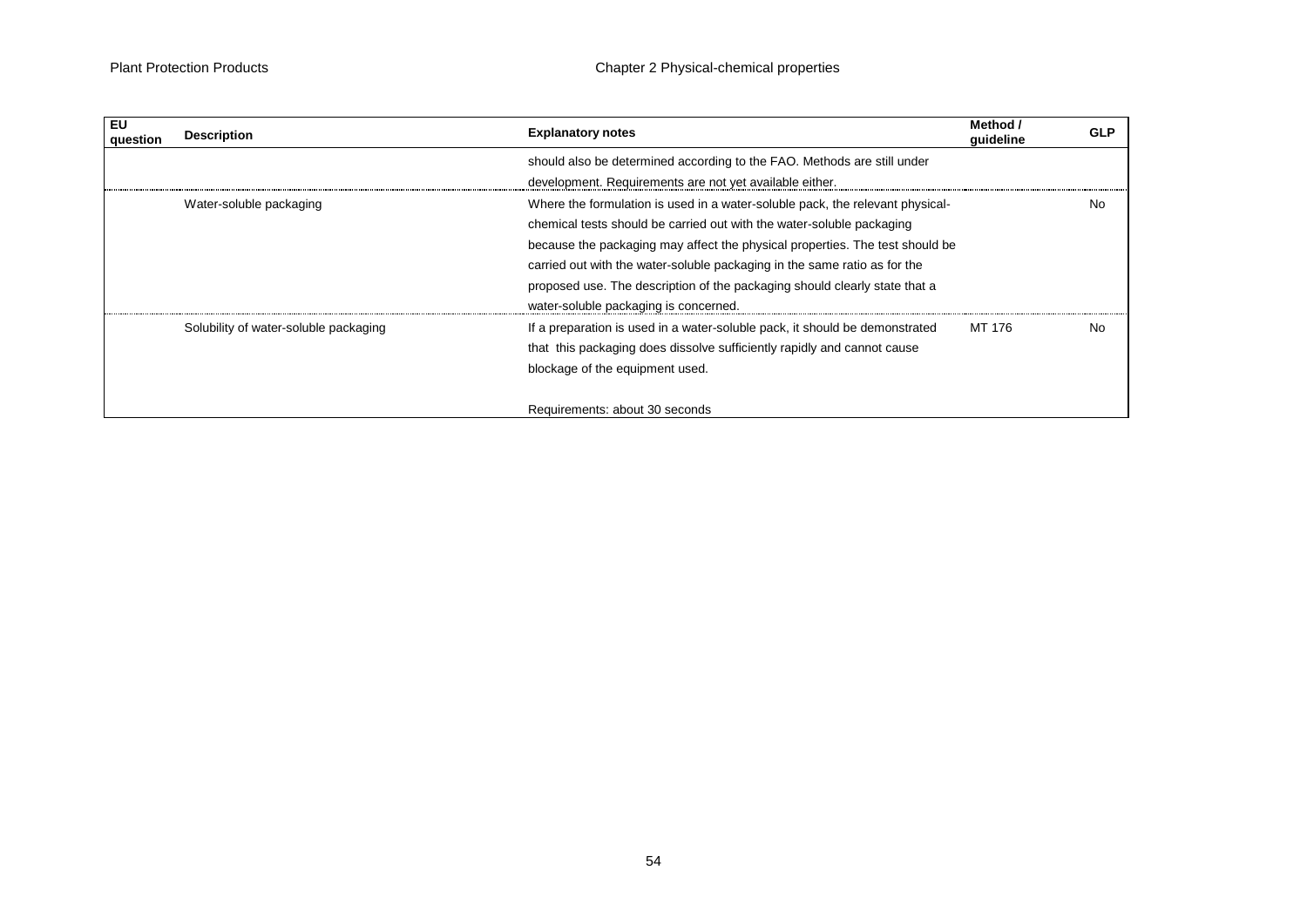| EU question | Description | Explanatory notes | Method / guideline | GLP |
|---|---|---|---|---|
| | | should also be determined according to the FAO. Methods are still under development. Requirements are not yet available either. | | |
| | Water-soluble packaging | Where the formulation is used in a water-soluble pack, the relevant physical-chemical tests should be carried out with the water-soluble packaging because the packaging may affect the physical properties. The test should be carried out with the water-soluble packaging in the same ratio as for the proposed use. The description of the packaging should clearly state that a water-soluble packaging is concerned. | | No |
| | Solubility of water-soluble packaging | If a preparation is used in a water-soluble pack, it should be demonstrated that this packaging does dissolve sufficiently rapidly and cannot cause blockage of the equipment used.<br><br>Requirements: about 30 seconds | MT 176 | No |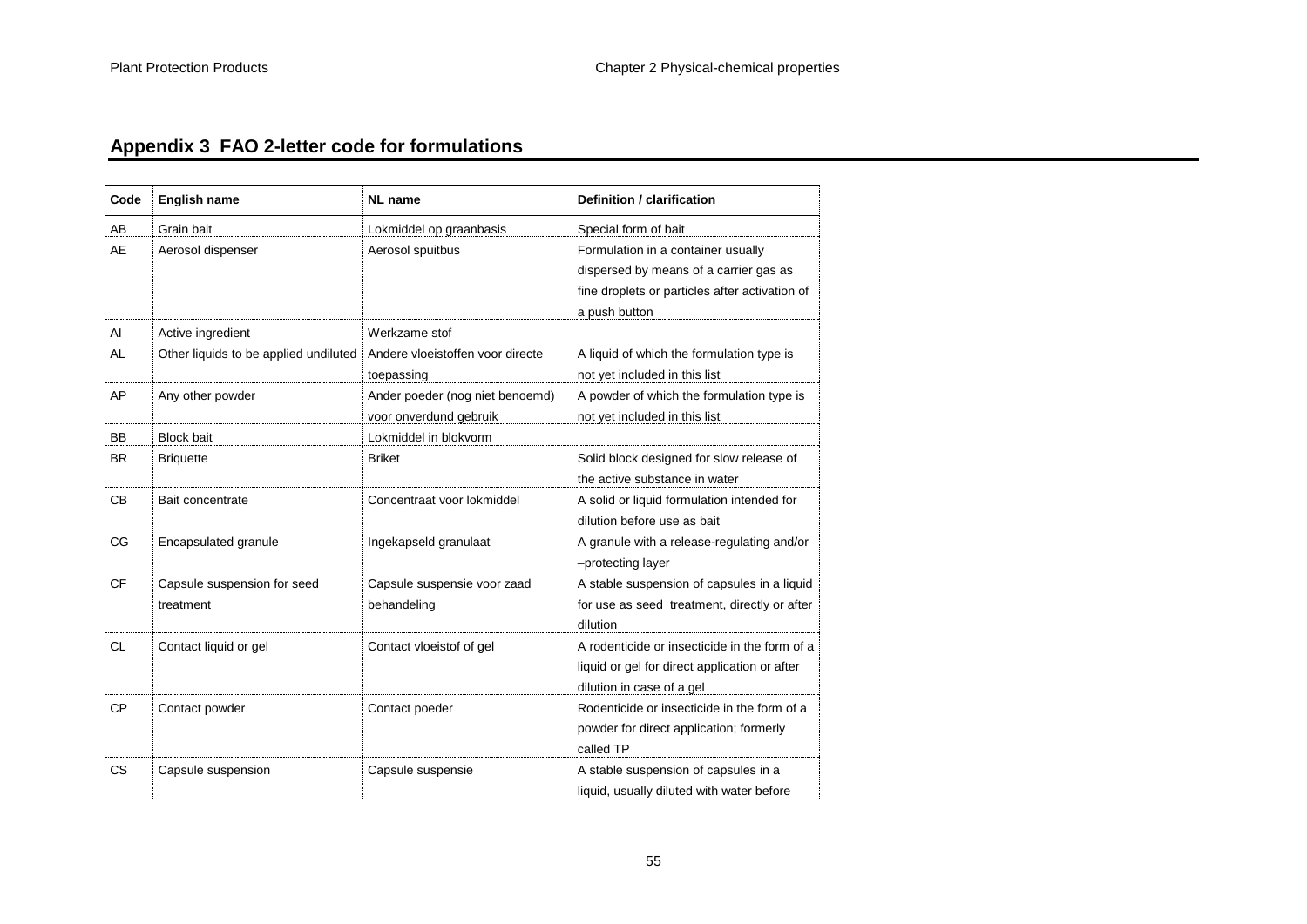## Appendix 3 FAO 2-letter code for formulations

| Code | English name | NL name | Definition / clarification |
|---|---|---|---|
| AB | Grain bait | Lokmiddel op graanbasis | Special form of bait |
| AE | Aerosol dispenser | Aerosol spuitbus | Formulation in a container usually dispersed by means of a carrier gas as fine droplets or particles after activation of a push button |
| AI | Active ingredient | Werkzame stof | |
| AL | Other liquids to be applied undiluted | Andere vloeistoffen voor directe toepassing | A liquid of which the formulation type is not yet included in this list |
| AP | Any other powder | Ander poeder (nog niet benoemd) voor onverdund gebruik | A powder of which the formulation type is not yet included in this list |
| BB | Block bait | Lokmiddel in blokvorm | |
| BR | Briquette | Briket | Solid block designed for slow release of the active substance in water |
| CB | Bait concentrate | Concentraat voor lokmiddel | A solid or liquid formulation intended for dilution before use as bait |
| CG | Encapsulated granule | Ingekapseld granulaat | A granule with a release-regulating and/or –protecting layer |
| CF | Capsule suspension for seed treatment | Capsule suspensie voor zaad behandeling | A stable suspension of capsules in a liquid for use as seed treatment, directly or after dilution |
| CL | Contact liquid or gel | Contact vloeistof of gel | A rodenticide or insecticide in the form of a liquid or gel for direct application or after dilution in case of a gel |
| CP | Contact powder | Contact poeder | Rodenticide or insecticide in the form of a powder for direct application; formerly called TP |
| CS | Capsule suspension | Capsule suspensie | A stable suspension of capsules in a liquid, usually diluted with water before |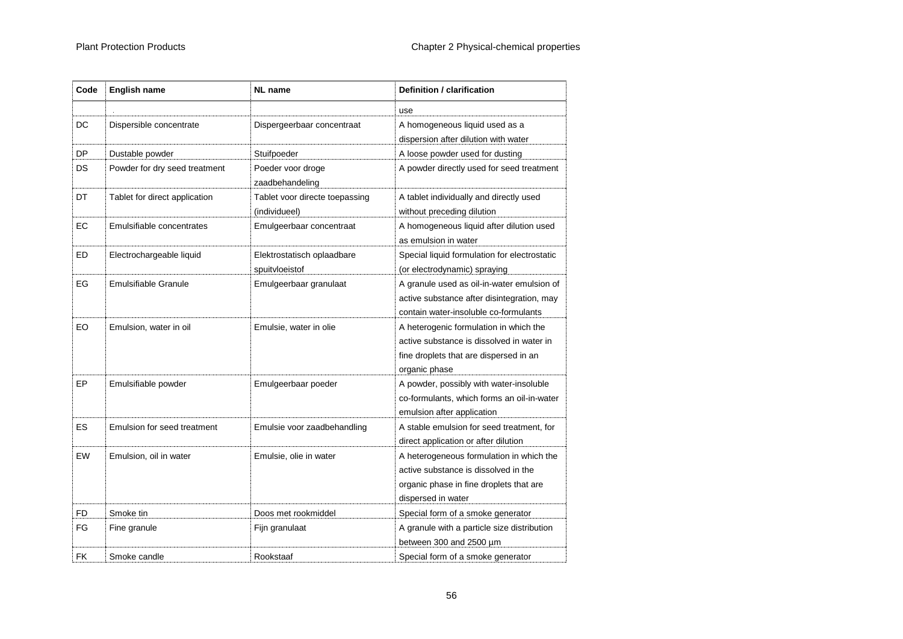| Code | English name | NL name | Definition / clarification |
|---|---|---|---|
| | . | | use |
| DC | Dispersible concentrate | Dispergeerbaar concentraat | A homogeneous liquid used as a dispersion after dilution with water |
| DP | Dustable powder | Stuifpoeder | A loose powder used for dusting |
| DS | Powder for dry seed treatment | Poeder voor droge zaadbehandeling | A powder directly used for seed treatment |
| DT | Tablet for direct application | Tablet voor directe toepassing (individueel) | A tablet individually and directly used without preceding dilution |
| EC | Emulsifiable concentrates | Emulgeerbaar concentraat | A homogeneous liquid after dilution used as emulsion in water |
| ED | Electrochargeable liquid | Elektrostatisch oplaadbare spuitvloeistof | Special liquid formulation for electrostatic (or electrodynamic) spraying |
| EG | Emulsifiable Granule | Emulgeerbaar granulaat | A granule used as oil-in-water emulsion of active substance after disintegration, may contain water-insoluble co-formulants |
| EO | Emulsion, water in oil | Emulsie, water in olie | A heterogenic formulation in which the active substance is dissolved in water in fine droplets that are dispersed in an organic phase |
| EP | Emulsifiable powder | Emulgeerbaar poeder | A powder, possibly with water-insoluble co-formulants, which forms an oil-in-water emulsion after application |
| ES | Emulsion for seed treatment | Emulsie voor zaadbehandling | A stable emulsion for seed treatment, for direct application or after dilution |
| EW | Emulsion, oil in water | Emulsie, olie in water | A heterogeneous formulation in which the active substance is dissolved in the organic phase in fine droplets that are dispersed in water |
| FD | Smoke tin | Doos met rookmiddel | Special form of a smoke generator |
| FG | Fine granule | Fijn granulaat | A granule with a particle size distribution between 300 and 2500 µm |
| FK | Smoke candle | Rookstaaf | Special form of a smoke generator |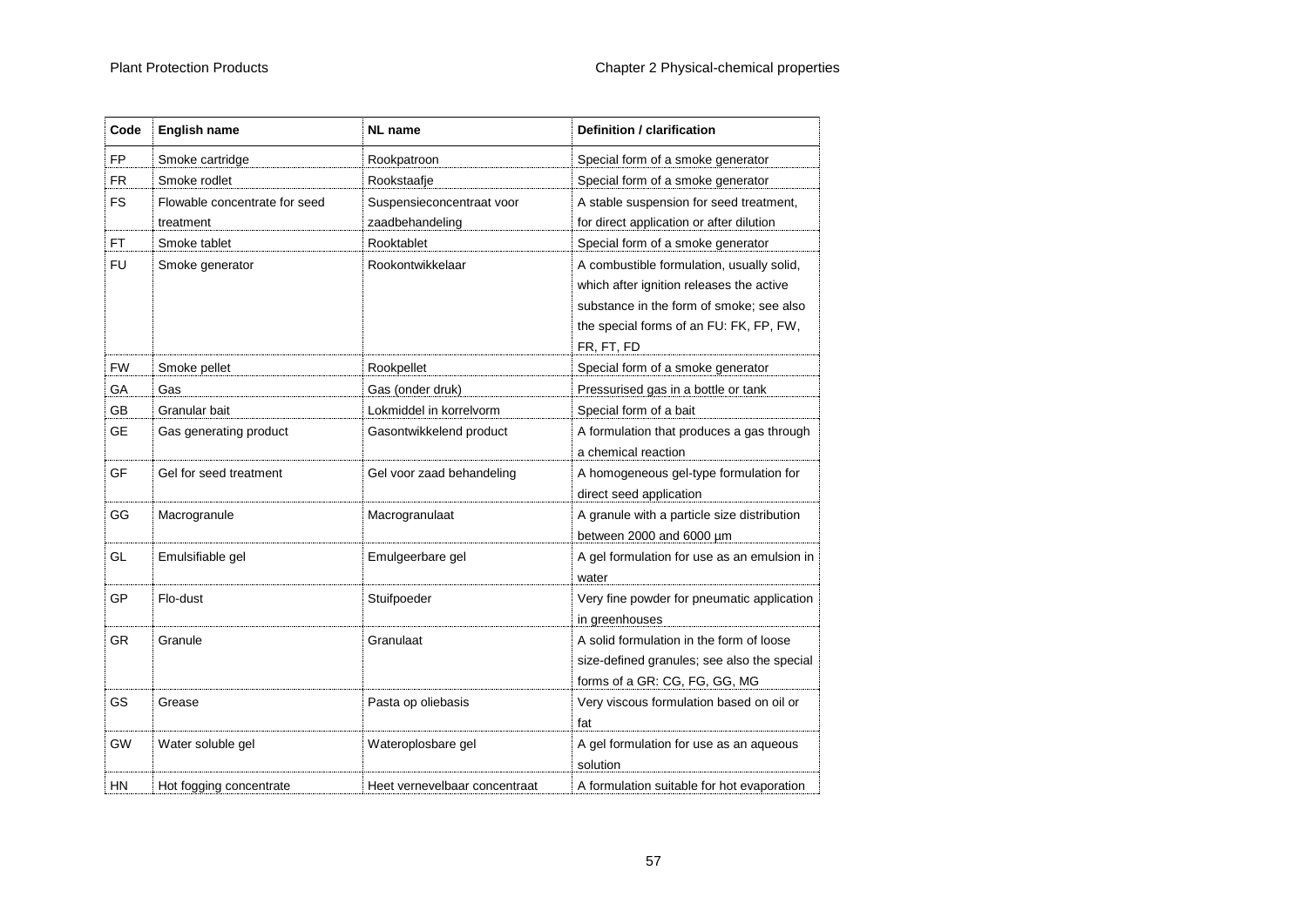| Code | English name | NL name | Definition / clarification |
|---|---|---|---|
| FP | Smoke cartridge | Rookpatroon | Special form of a smoke generator |
| FR | Smoke rodlet | Rookstaafje | Special form of a smoke generator |
| FS | Flowable concentrate for seed treatment | Suspensieconcentraat voor zaadbehandeling | A stable suspension for seed treatment, for direct application or after dilution |
| FT | Smoke tablet | Rooktablet | Special form of a smoke generator |
| FU | Smoke generator | Rookontwikkelaar | A combustible formulation, usually solid, which after ignition releases the active substance in the form of smoke; see also the special forms of an FU: FK, FP, FW, FR, FT, FD |
| FW | Smoke pellet | Rookpellet | Special form of a smoke generator |
| GA | Gas | Gas (onder druk) | Pressurised gas in a bottle or tank |
| GB | Granular bait | Lokmiddel in korrelvorm | Special form of a bait |
| GE | Gas generating product | Gasontwikkelend product | A formulation that produces a gas through a chemical reaction |
| GF | Gel for seed treatment | Gel voor zaad behandeling | A homogeneous gel-type formulation for direct seed application |
| GG | Macrogranule | Macrogranulaat | A granule with a particle size distribution between 2000 and 6000 µm |
| GL | Emulsifiable gel | Emulgeerbare gel | A gel formulation for use as an emulsion in water |
| GP | Flo-dust | Stuifpoeder | Very fine powder for pneumatic application in greenhouses |
| GR | Granule | Granulaat | A solid formulation in the form of loose size-defined granules; see also the special forms of a GR: CG, FG, GG, MG |
| GS | Grease | Pasta op oliebasis | Very viscous formulation based on oil or fat |
| GW | Water soluble gel | Wateroplosbare gel | A gel formulation for use as an aqueous solution |
| HN | Hot fogging concentrate | Heet vernevelbaar concentraat | A formulation suitable for hot evaporation |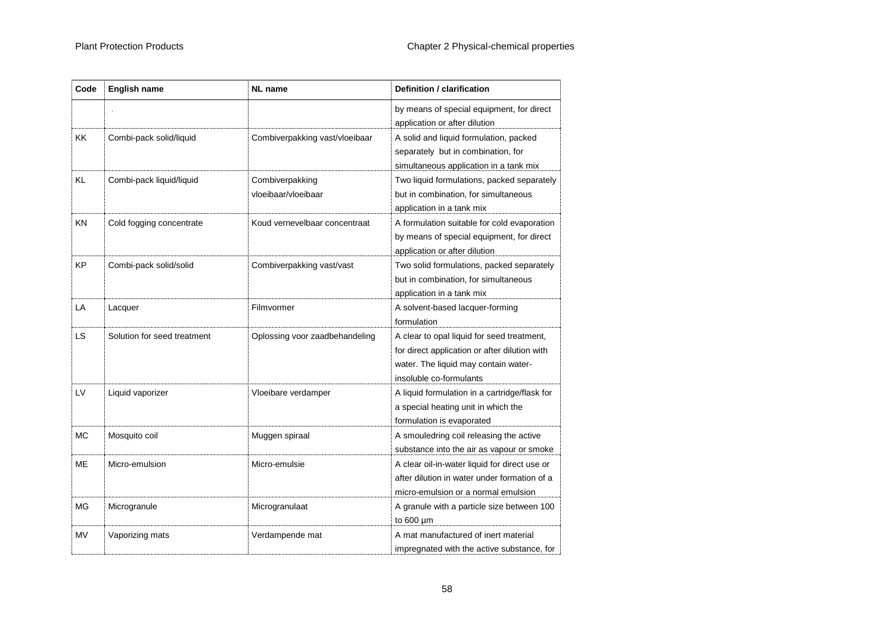| Code | English name | NL name | Definition / clarification |
|---|---|---|---|
| | . | | by means of special equipment, for direct application or after dilution |
| KK | Combi-pack solid/liquid | Combiverpakking vast/vloeibaar | A solid and liquid formulation, packed separately but in combination, for simultaneous application in a tank mix |
| KL | Combi-pack liquid/liquid | Combiverpakking vloeibaar/vloeibaar | Two liquid formulations, packed separately but in combination, for simultaneous application in a tank mix |
| KN | Cold fogging concentrate | Koud vernevelbaar concentraat | A formulation suitable for cold evaporation by means of special equipment, for direct application or after dilution |
| KP | Combi-pack solid/solid | Combiverpakking vast/vast | Two solid formulations, packed separately but in combination, for simultaneous application in a tank mix |
| LA | Lacquer | Filmvormer | A solvent-based lacquer-forming formulation |
| LS | Solution for seed treatment | Oplossing voor zaadbehandeling | A clear to opal liquid for seed treatment, for direct application or after dilution with water. The liquid may contain water-insoluble co-formulants |
| LV | Liquid vaporizer | Vloeibare verdamper | A liquid formulation in a cartridge/flask for a special heating unit in which the formulation is evaporated |
| MC | Mosquito coil | Muggen spiraal | A smouledring coil releasing the active substance into the air as vapour or smoke |
| ME | Micro-emulsion | Micro-emulsie | A clear oil-in-water liquid for direct use or after dilution in water under formation of a micro-emulsion or a normal emulsion |
| MG | Microgranule | Microgranulaat | A granule with a particle size between 100 to 600 µm |
| MV | Vaporizing mats | Verdampende mat | A mat manufactured of inert material impregnated with the active substance, for |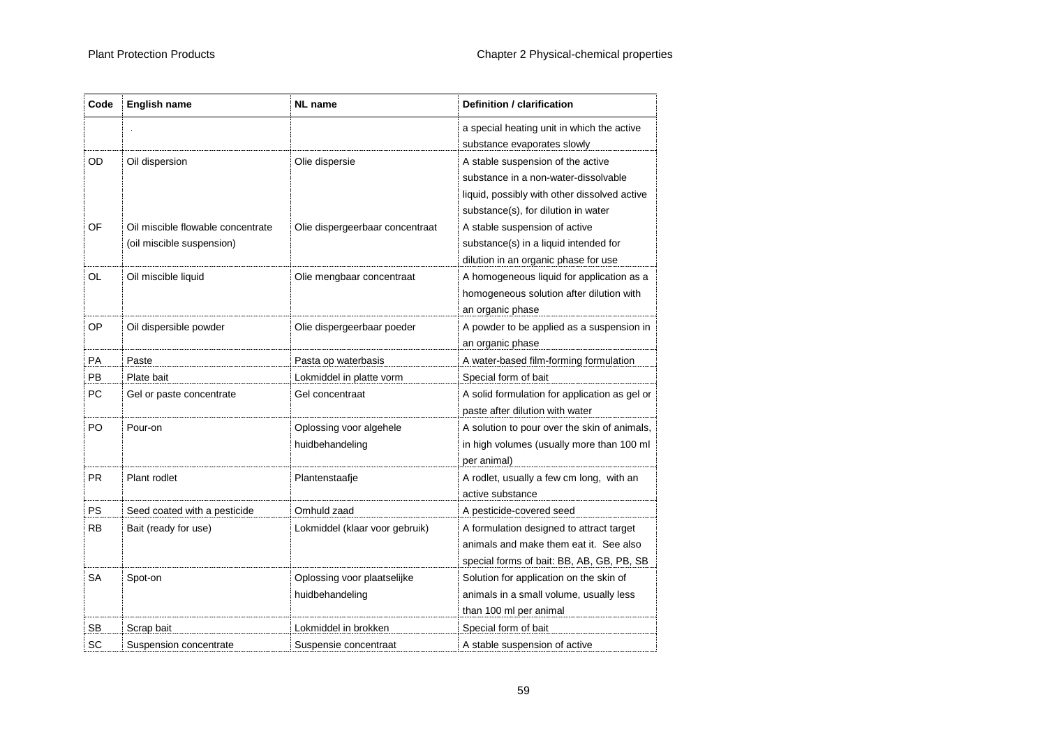| Code | English name | NL name | Definition / clarification |
|---|---|---|---|
| | . | | a special heating unit in which the active substance evaporates slowly |
| OD | Oil dispersion | Olie dispersie | A stable suspension of the active substance in a non-water-dissolvable liquid, possibly with other dissolved active substance(s), for dilution in water |
| OF | Oil miscible flowable concentrate (oil miscible suspension) | Olie dispergeerbaar concentraat | A stable suspension of active substance(s) in a liquid intended for dilution in an organic phase for use |
| OL | Oil miscible liquid | Olie mengbaar concentraat | A homogeneous liquid for application as a homogeneous solution after dilution with an organic phase |
| OP | Oil dispersible powder | Olie dispergeerbaar poeder | A powder to be applied as a suspension in an organic phase |
| PA | Paste | Pasta op waterbasis | A water-based film-forming formulation |
| PB | Plate bait | Lokmiddel in platte vorm | Special form of bait |
| PC | Gel or paste concentrate | Gel concentraat | A solid formulation for application as gel or paste after dilution with water |
| PO | Pour-on | Oplossing voor algehele huidbehandeling | A solution to pour over the skin of animals, in high volumes (usually more than 100 ml per animal) |
| PR | Plant rodlet | Plantenstaafje | A rodlet, usually a few cm long, with an active substance |
| PS | Seed coated with a pesticide | Omhuld zaad | A pesticide-covered seed |
| RB | Bait (ready for use) | Lokmiddel (klaar voor gebruik) | A formulation designed to attract target animals and make them eat it. See also special forms of bait: BB, AB, GB, PB, SB |
| SA | Spot-on | Oplossing voor plaatselijke huidbehandeling | Solution for application on the skin of animals in a small volume, usually less than 100 ml per animal |
| SB | Scrap bait | Lokmiddel in brokken | Special form of bait |
| SC | Suspension concentrate | Suspensie concentraat | A stable suspension of active |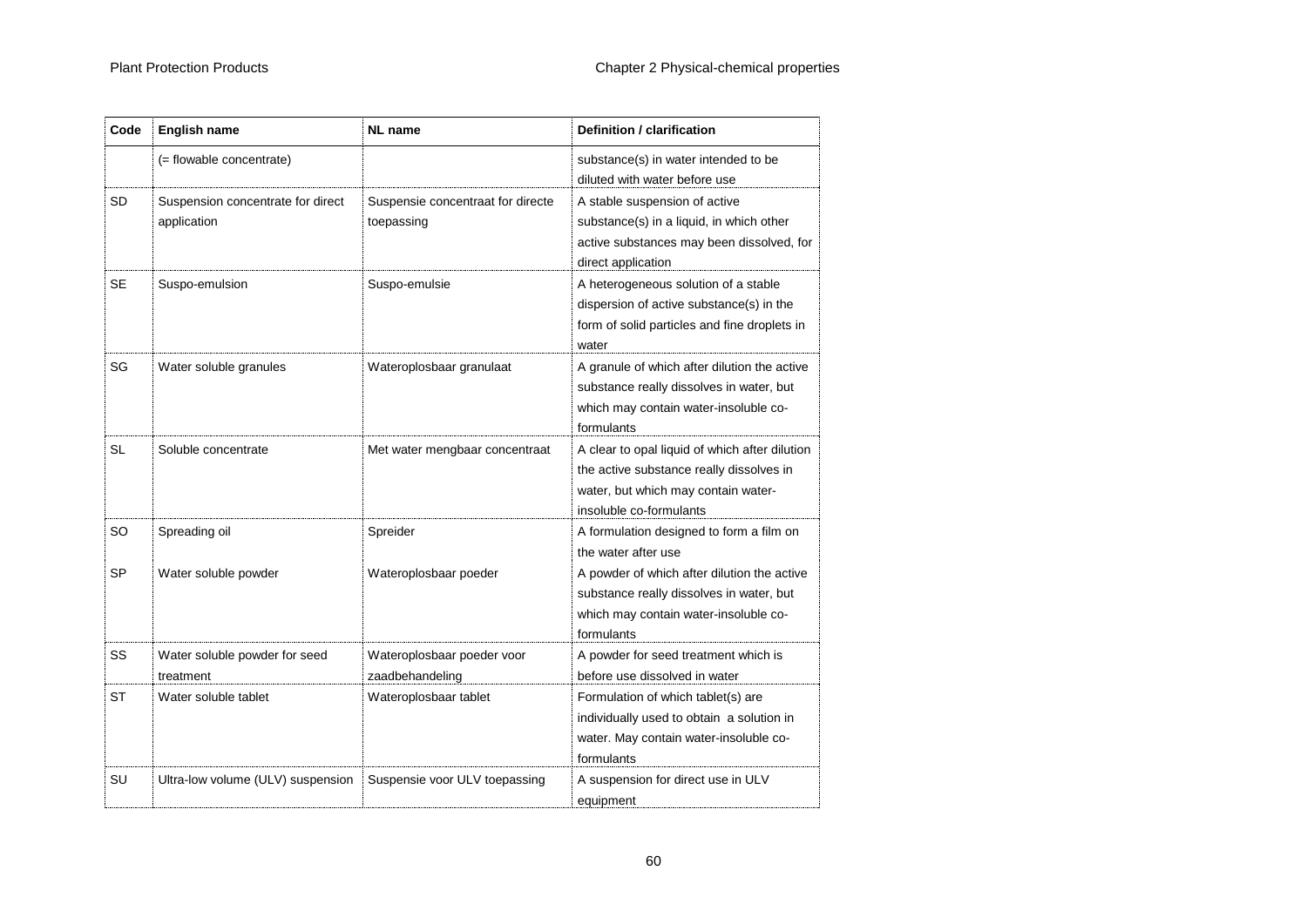| Code | English name | NL name | Definition / clarification |
|---|---|---|---|
| | (= flowable concentrate) | | substance(s) in water intended to be diluted with water before use |
| SD | Suspension concentrate for direct application | Suspensie concentraat for directe toepassing | A stable suspension of active substance(s) in a liquid, in which other active substances may been dissolved, for direct application |
| SE | Suspo-emulsion | Suspo-emulsie | A heterogeneous solution of a stable dispersion of active substance(s) in the form of solid particles and fine droplets in water |
| SG | Water soluble granules | Wateroplosbaar granulaat | A granule of which after dilution the active substance really dissolves in water, but which may contain water-insoluble co-formulants |
| SL | Soluble concentrate | Met water mengbaar concentraat | A clear to opal liquid of which after dilution the active substance really dissolves in water, but which may contain water-insoluble co-formulants |
| SO | Spreading oil | Spreider | A formulation designed to form a film on the water after use |
| SP | Water soluble powder | Wateroplosbaar poeder | A powder of which after dilution the active substance really dissolves in water, but which may contain water-insoluble co-formulants |
| SS | Water soluble powder for seed treatment | Wateroplosbaar poeder voor zaadbehandeling | A powder for seed treatment which is before use dissolved in water |
| ST | Water soluble tablet | Wateroplosbaar tablet | Formulation of which tablet(s) are individually used to obtain a solution in water. May contain water-insoluble co-formulants |
| SU | Ultra-low volume (ULV) suspension | Suspensie voor ULV toepassing | A suspension for direct use in ULV equipment |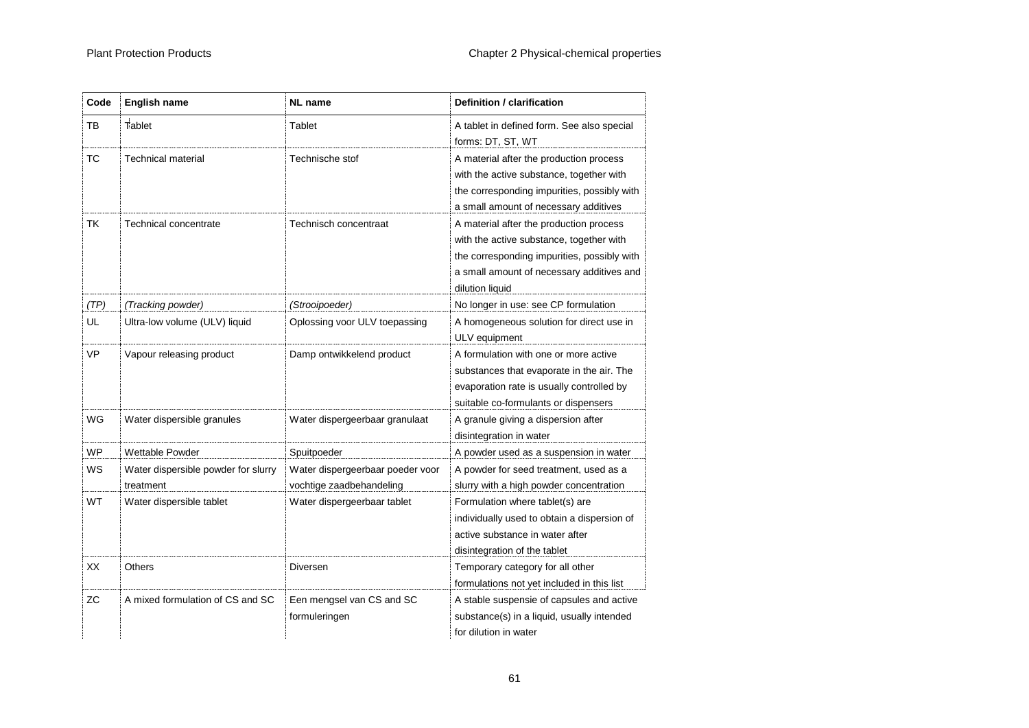| Code | English name | NL name | Definition / clarification |
|---|---|---|---|
| TB | Tablet | Tablet | A tablet in defined form. See also special forms: DT, ST, WT |
| TC | Technical material | Technische stof | A material after the production process with the active substance, together with the corresponding impurities, possibly with a small amount of necessary additives |
| TK | Technical concentrate | Technisch concentraat | A material after the production process with the active substance, together with the corresponding impurities, possibly with a small amount of necessary additives and dilution liquid |
| *(TP)* | *(Tracking powder)* | *(Strooipoeder)* | No longer in use: see CP formulation |
| UL | Ultra-low volume (ULV) liquid | Oplossing voor ULV toepassing | A homogeneous solution for direct use in ULV equipment |
| VP | Vapour releasing product | Damp ontwikkelend product | A formulation with one or more active substances that evaporate in the air. The evaporation rate is usually controlled by suitable co-formulants or dispensers |
| WG | Water dispersible granules | Water dispergeerbaar granulaat | A granule giving a dispersion after disintegration in water |
| WP | Wettable Powder | Spuitpoeder | A powder used as a suspension in water |
| WS | Water dispersible powder for slurry treatment | Water dispergeerbaar poeder voor vochtige zaadbehandeling | A powder for seed treatment, used as a slurry with a high powder concentration |
| WT | Water dispersible tablet | Water dispergeerbaar tablet | Formulation where tablet(s) are individually used to obtain a dispersion of active substance in water after disintegration of the tablet |
| XX | Others | Diversen | Temporary category for all other formulations not yet included in this list |
| ZC | A mixed formulation of CS and SC | Een mengsel van CS and SC formuleringen | A stable suspensie of capsules and active substance(s) in a liquid, usually intended for dilution in water |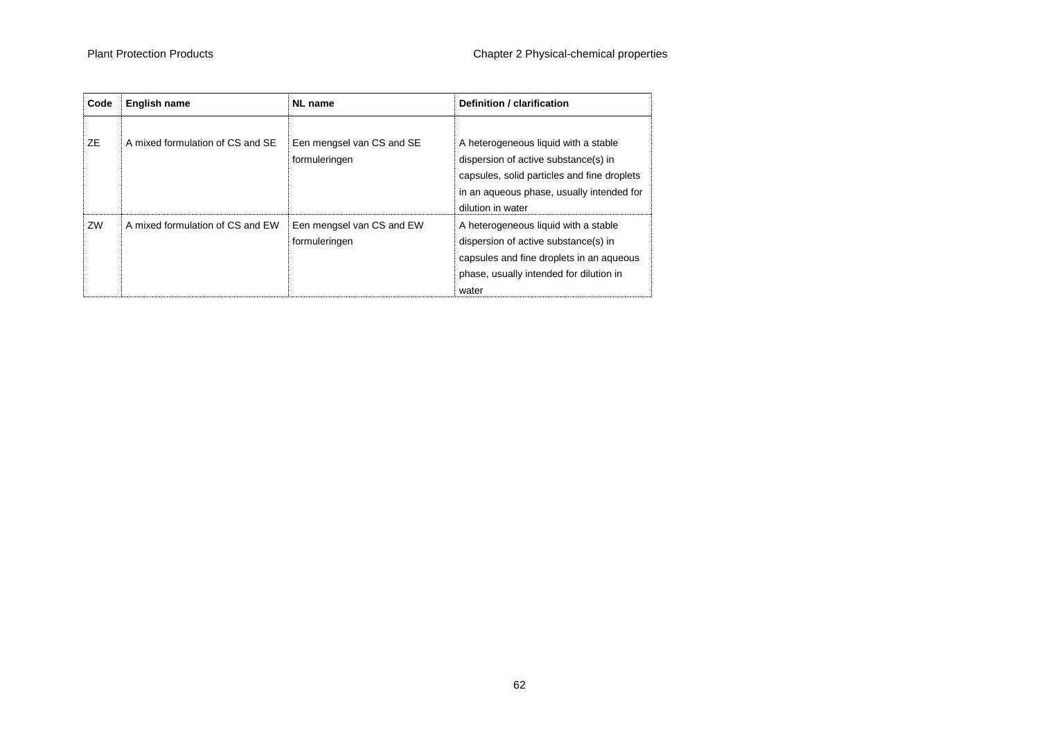| Code | English name | NL name | Definition / clarification |
|---|---|---|---|
| ZE | A mixed formulation of CS and SE | Een mengsel van CS and SE formuleringen | A heterogeneous liquid with a stable dispersion of active substance(s) in capsules, solid particles and fine droplets in an aqueous phase, usually intended for dilution in water |
| ZW | A mixed formulation of CS and EW | Een mengsel van CS and EW formuleringen | A heterogeneous liquid with a stable dispersion of active substance(s) in capsules and fine droplets in an aqueous phase, usually intended for dilution in water |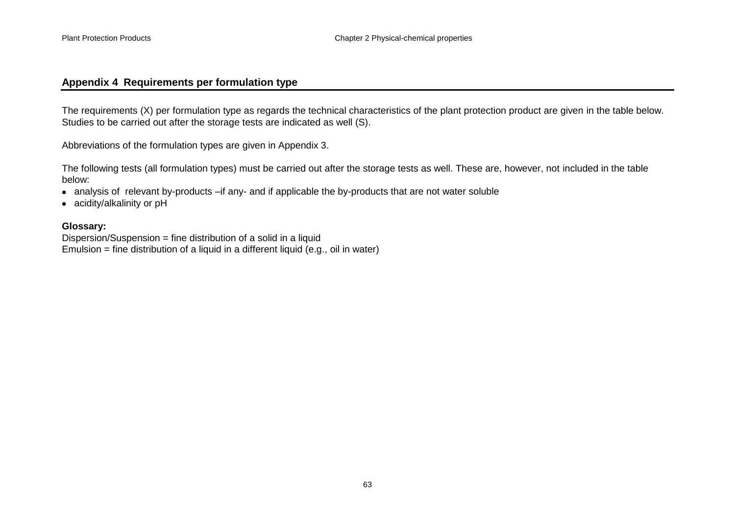## Appendix 4 Requirements per formulation type

The requirements (X) per formulation type as regards the technical characteristics of the plant protection product are given in the table below. Studies to be carried out after the storage tests are indicated as well (S).

Abbreviations of the formulation types are given in Appendix 3.

The following tests (all formulation types) must be carried out after the storage tests as well. These are, however, not included in the table below:

- analysis of relevant by-products –if any- and if applicable the by-products that are not water soluble
- acidity/alkalinity or pH

**Glossary:**

Dispersion/Suspension = fine distribution of a solid in a liquid
Emulsion = fine distribution of a liquid in a different liquid (e.g., oil in water)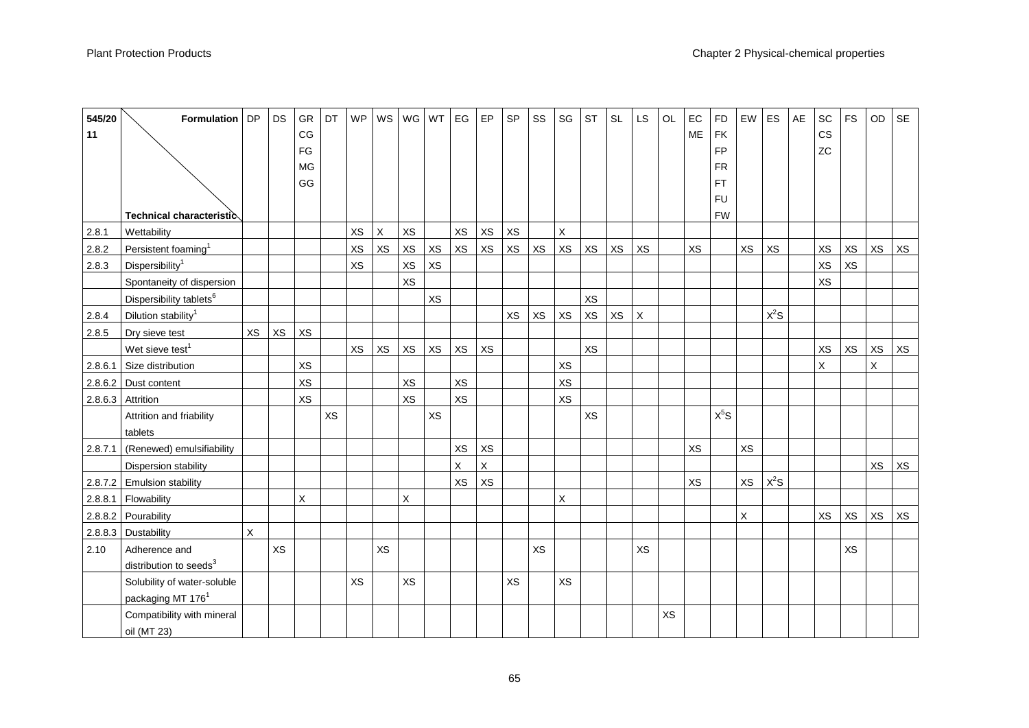| 545/2011 | Formulation / Technical characteristic | DP | DS | GR CG FG MG GG | DT | WP | WS | WG | WT | EG | EP | SP | SS | SG | ST | SL | LS | OL | EC ME | FD FK FP FR FT FU FW | EW | ES | AE | SC CS ZC | FS | OD | SE |
|---|---|---|---|---|---|---|---|---|---|---|---|---|---|---|---|---|---|---|---|---|---|---|---|---|---|---|---|
| 2.8.1 | Wettability | | | | | XS | X | XS | | XS | XS | XS | | X | | | | | | | | | | | | | |
| 2.8.2 | Persistent foaming[1] | | | | | XS | XS | XS | XS | XS | XS | XS | XS | XS | XS | XS | XS | | XS | | XS | XS | | XS | XS | XS | XS |
| 2.8.3 | Dispersibility[1] | | | | | XS | | XS | XS | | | | | | | | | | | | | | | XS | XS | | |
| | Spontaneity of dispersion | | | | | | | XS | | | | | | | | | | | | | | | | XS | | | |
| | Dispersibility tablets[6] | | | | | | | | XS | | | | | | XS | | | | | | | | | | | | |
| 2.8.4 | Dilution stability[1] | | | | | | | | | | | XS | XS | XS | XS | XS | X | | | | | X[2]S | | | | | |
| 2.8.5 | Dry sieve test | XS | XS | XS | | | | | | | | | | | | | | | | | | | | | | | |
| | Wet sieve test[1] | | | | | XS | XS | XS | XS | XS | XS | | | | XS | | | | | | | | | XS | XS | XS | XS |
| 2.8.6.1 | Size distribution | | | XS | | | | | | | | | | XS | | | | | | | | | | X | | X | |
| 2.8.6.2 | Dust content | | | XS | | | | XS | | XS | | | | XS | | | | | | | | | | | | | |
| 2.8.6.3 | Attrition | | | XS | | | | XS | | XS | | | | XS | | | | | | | | | | | | | |
| | Attrition and friability tablets | | | | XS | | | | XS | | | | | | XS | | | | | X[5]S | | | | | | | |
| 2.8.7.1 | (Renewed) emulsifiability | | | | | | | | | XS | XS | | | | | | | | XS | | XS | | | | | | |
| | Dispersion stability | | | | | | | | | X | X | | | | | | | | | | | | | | | XS | XS |
| 2.8.7.2 | Emulsion stability | | | | | | | | | XS | XS | | | | | | | | XS | | XS | X[2]S | | | | | |
| 2.8.8.1 | Flowability | | | X | | | | X | | | | | | X | | | | | | | | | | | | | |
| 2.8.8.2 | Pourability | | | | | | | | | | | | | | | | | | | | X | | | XS | XS | XS | XS |
| 2.8.8.3 | Dustability | X | | | | | | | | | | | | | | | | | | | | | | | | | |
| 2.10 | Adherence and distribution to seeds[3] | | XS | | | | XS | | | | | | XS | | | | XS | | | | | | | | XS | | |
| | Solubility of water-soluble packaging MT 176[1] | | | | | XS | | XS | | | | XS | | XS | | | | | | | | | | | | | |
| | Compatibility with mineral oil (MT 23) | | | | | | | | | | | | | | | | | XS | | | | | | | | | |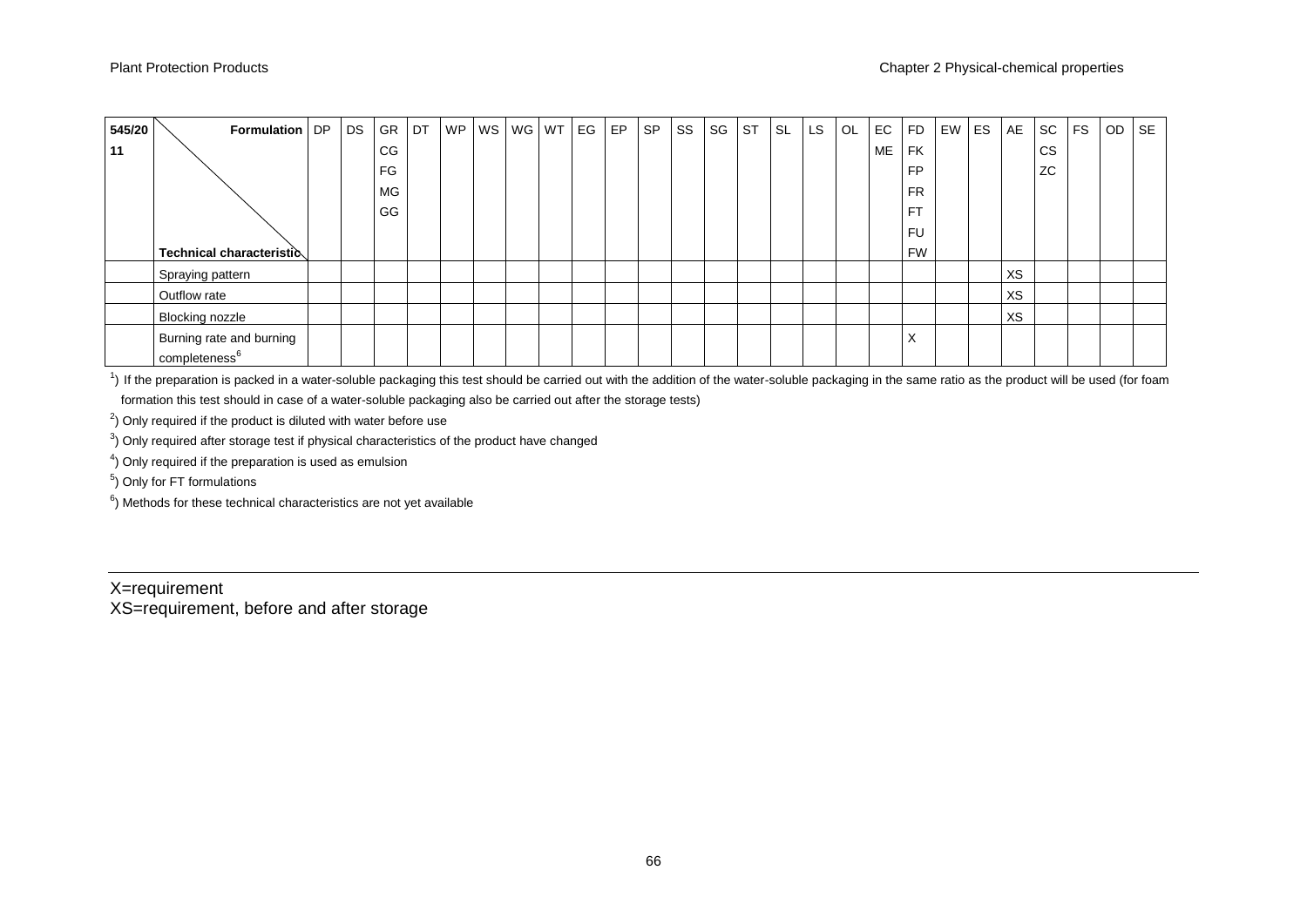| 545/2011 | Formulation / Technical characteristic | DP | DS | GR CG FG MG GG | DT | WP | WS | WG | WT | EG | EP | SP | SS | SG | ST | SL | LS | OL | EC ME | FD FK FP FR FT FU FW | EW | ES | AE | SC CS ZC | FS | OD | SE |
|---|---|---|---|---|---|---|---|---|---|---|---|---|---|---|---|---|---|---|---|---|---|---|---|---|---|---|---|
| | Spraying pattern | | | | | | | | | | | | | | | | | | | | | | XS | | | | |
| | Outflow rate | | | | | | | | | | | | | | | | | | | | | | XS | | | | |
| | Blocking nozzle | | | | | | | | | | | | | | | | | | | | | | XS | | | | |
| | Burning rate and burning completeness[6] | | | | | | | | | | | | | | | | | | | X | | | | | | | |

[1]) If the preparation is packed in a water-soluble packaging this test should be carried out with the addition of the water-soluble packaging in the same ratio as the product will be used (for foam formation this test should in case of a water-soluble packaging also be carried out after the storage tests)

[2]) Only required if the product is diluted with water before use

[3]) Only required after storage test if physical characteristics of the product have changed

[4]) Only required if the preparation is used as emulsion

[5]) Only for FT formulations

[6]) Methods for these technical characteristics are not yet available

---

X=requirement
XS=requirement, before and after storage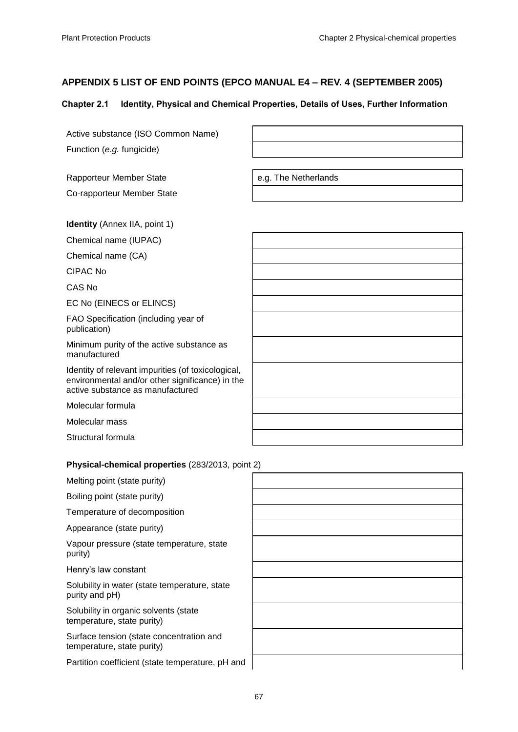## APPENDIX 5 LIST OF END POINTS (EPCO MANUAL E4 – REV. 4 (SEPTEMBER 2005)

### Chapter 2.1 Identity, Physical and Chemical Properties, Details of Uses, Further Information

| | |
|---|---|
| Active substance (ISO Common Name) | |
| Function (*e.g.* fungicide) | |

| | |
|---|---|
| Rapporteur Member State | e.g. The Netherlands |
| Co-rapporteur Member State | |

**Identity** (Annex IIA, point 1)

| | |
|---|---|
| Chemical name (IUPAC) | |
| Chemical name (CA) | |
| CIPAC No | |
| CAS No | |
| EC No (EINECS or ELINCS) | |
| FAO Specification (including year of publication) | |
| Minimum purity of the active substance as manufactured | |
| Identity of relevant impurities (of toxicological, environmental and/or other significance) in the active substance as manufactured | |
| Molecular formula | |
| Molecular mass | |
| Structural formula | |

**Physical-chemical properties** (283/2013, point 2)

| | |
|---|---|
| Melting point (state purity) | |
| Boiling point (state purity) | |
| Temperature of decomposition | |
| Appearance (state purity) | |
| Vapour pressure (state temperature, state purity) | |
| Henry's law constant | |
| Solubility in water (state temperature, state purity and pH) | |
| Solubility in organic solvents (state temperature, state purity) | |
| Surface tension (state concentration and temperature, state purity) | |
| Partition coefficient (state temperature, pH and | |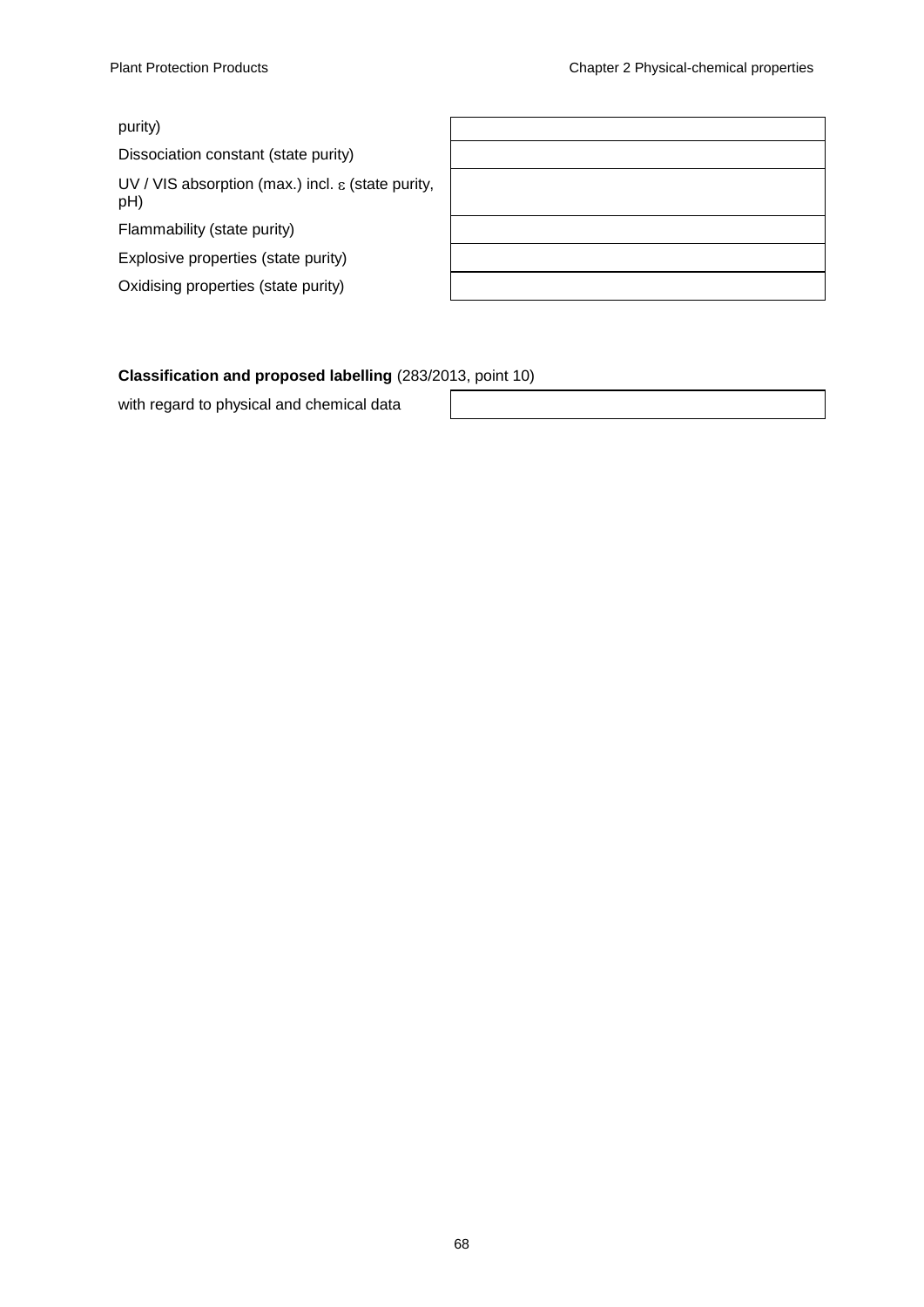| | |
|---|---|
| purity) | |
| Dissociation constant (state purity) | |
| UV / VIS absorption (max.) incl. ε (state purity, pH) | |
| Flammability (state purity) | |
| Explosive properties (state purity) | |
| Oxidising properties (state purity) | |

**Classification and proposed labelling** (283/2013, point 10)

| | |
|---|---|
| with regard to physical and chemical data | |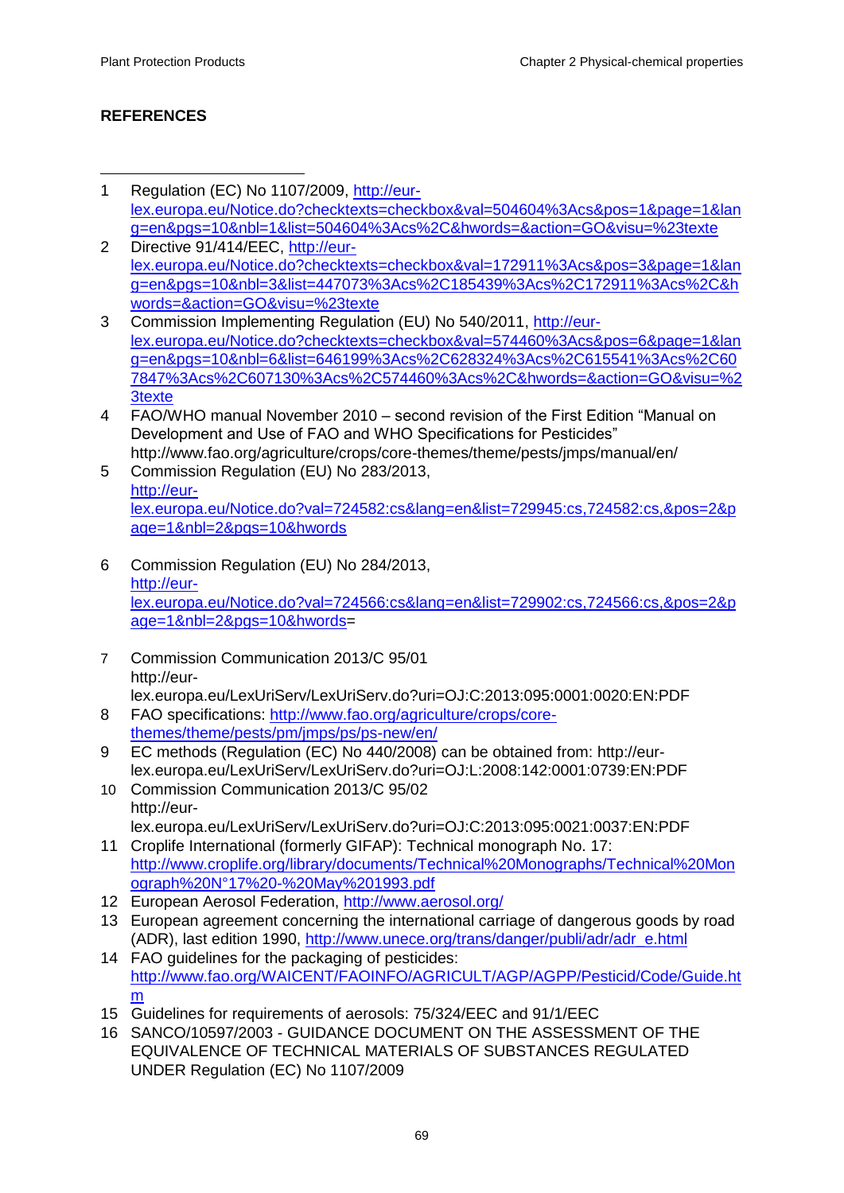## REFERENCES

1. Regulation (EC) No 1107/2009, http://eur-lex.europa.eu/Notice.do?checktexts=checkbox&val=504604%3Acs&pos=1&page=1&lang=en&pgs=10&nbl=1&list=504604%3Acs%2C&hwords=&action=GO&visu=%23texte
2. Directive 91/414/EEC, http://eur-lex.europa.eu/Notice.do?checktexts=checkbox&val=172911%3Acs&pos=3&page=1&lang=en&pgs=10&nbl=3&list=447073%3Acs%2C185439%3Acs%2C172911%3Acs%2C&hwords=&action=GO&visu=%23texte
3. Commission Implementing Regulation (EU) No 540/2011, http://eur-lex.europa.eu/Notice.do?checktexts=checkbox&val=574460%3Acs&pos=6&page=1&lang=en&pgs=10&nbl=6&list=646199%3Acs%2C628324%3Acs%2C615541%3Acs%2C607847%3Acs%2C607130%3Acs%2C574460%3Acs%2C&hwords=&action=GO&visu=%23texte
4. FAO/WHO manual November 2010 – second revision of the First Edition "Manual on Development and Use of FAO and WHO Specifications for Pesticides" http://www.fao.org/agriculture/crops/core-themes/theme/pests/jmps/manual/en/
5. Commission Regulation (EU) No 283/2013, http://eur-lex.europa.eu/Notice.do?val=724582:cs&lang=en&list=729945:cs,724582:cs,&pos=2&page=1&nbl=2&pgs=10&hwords
6. Commission Regulation (EU) No 284/2013, http://eur-lex.europa.eu/Notice.do?val=724566:cs&lang=en&list=729902:cs,724566:cs,&pos=2&page=1&nbl=2&pgs=10&hwords=
7. Commission Communication 2013/C 95/01 http://eur-lex.europa.eu/LexUriServ/LexUriServ.do?uri=OJ:C:2013:095:0001:0020:EN:PDF
8. FAO specifications: http://www.fao.org/agriculture/crops/core-themes/theme/pests/pm/jmps/ps/ps-new/en/
9. EC methods (Regulation (EC) No 440/2008) can be obtained from: http://eur-lex.europa.eu/LexUriServ/LexUriServ.do?uri=OJ:L:2008:142:0001:0739:EN:PDF
10. Commission Communication 2013/C 95/02 http://eur-lex.europa.eu/LexUriServ/LexUriServ.do?uri=OJ:C:2013:095:0021:0037:EN:PDF
11. Croplife International (formerly GIFAP): Technical monograph No. 17: http://www.croplife.org/library/documents/Technical%20Monographs/Technical%20Monograph%20N°17%20-%20May%201993.pdf
12. European Aerosol Federation, http://www.aerosol.org/
13. European agreement concerning the international carriage of dangerous goods by road (ADR), last edition 1990, http://www.unece.org/trans/danger/publi/adr/adr_e.html
14. FAO guidelines for the packaging of pesticides: http://www.fao.org/WAICENT/FAOINFO/AGRICULT/AGP/AGPP/Pesticid/Code/Guide.htm
15. Guidelines for requirements of aerosols: 75/324/EEC and 91/1/EEC
16. SANCO/10597/2003 - GUIDANCE DOCUMENT ON THE ASSESSMENT OF THE EQUIVALENCE OF TECHNICAL MATERIALS OF SUBSTANCES REGULATED UNDER Regulation (EC) No 1107/2009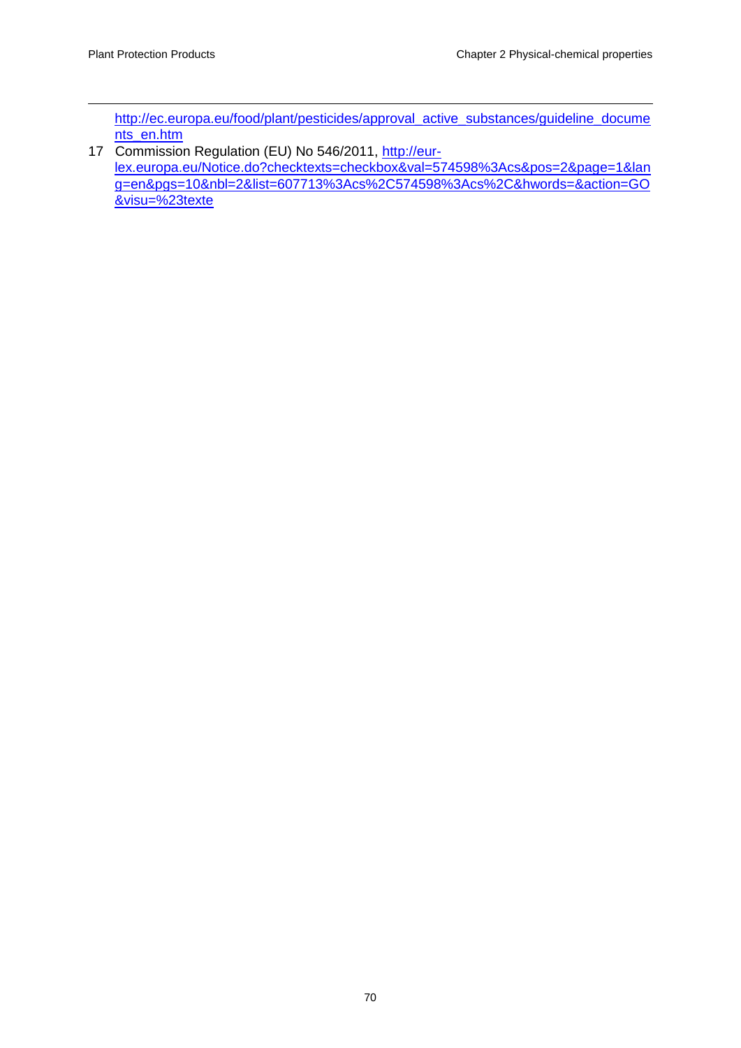http://ec.europa.eu/food/plant/pesticides/approval_active_substances/guideline_documents_en.htm

17 Commission Regulation (EU) No 546/2011, http://eur-lex.europa.eu/Notice.do?checktexts=checkbox&val=574598%3Acs&pos=2&page=1&lang=en&pgs=10&nbl=2&list=607713%3Acs%2C574598%3Acs%2C&hwords=&action=GO&visu=%23texte